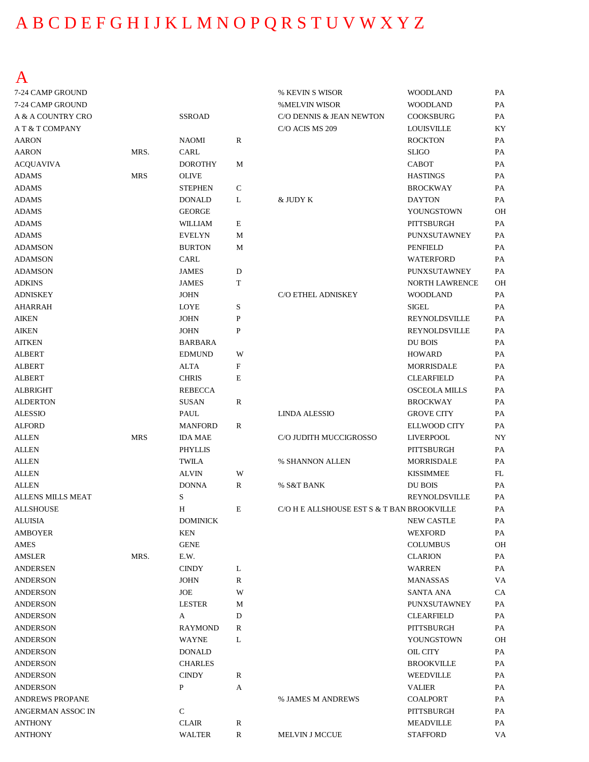A B C D E F G H I J K L M N O P Q R S T U V W X Y Z

# A

| | | | | | | |
|---|---|---|---|---|---|---|
| 7-24 CAMP GROUND | | | | % KEVIN S WISOR | WOODLAND | PA |
| 7-24 CAMP GROUND | | | | %MELVIN WISOR | WOODLAND | PA |
| A & A COUNTRY CRO | | SSROAD | | C/O DENNIS & JEAN NEWTON | COOKSBURG | PA |
| A T & T COMPANY | | | | C/O ACIS MS 209 | LOUISVILLE | KY |
| AARON | | NAOMI | R | | ROCKTON | PA |
| AARON | MRS. | CARL | | | SLIGO | PA |
| ACQUAVIVA | | DOROTHY | M | | CABOT | PA |
| ADAMS | MRS | OLIVE | | | HASTINGS | PA |
| ADAMS | | STEPHEN | C | | BROCKWAY | PA |
| ADAMS | | DONALD | L | & JUDY K | DAYTON | PA |
| ADAMS | | GEORGE | | | YOUNGSTOWN | OH |
| ADAMS | | WILLIAM | E | | PITTSBURGH | PA |
| ADAMS | | EVELYN | M | | PUNXSUTAWNEY | PA |
| ADAMSON | | BURTON | M | | PENFIELD | PA |
| ADAMSON | | CARL | | | WATERFORD | PA |
| ADAMSON | | JAMES | D | | PUNXSUTAWNEY | PA |
| ADKINS | | JAMES | T | | NORTH LAWRENCE | OH |
| ADNISKEY | | JOHN | | C/O ETHEL ADNISKEY | WOODLAND | PA |
| AHARRAH | | LOYE | S | | SIGEL | PA |
| AIKEN | | JOHN | P | | REYNOLDSVILLE | PA |
| AIKEN | | JOHN | P | | REYNOLDSVILLE | PA |
| AITKEN | | BARBARA | | | DU BOIS | PA |
| ALBERT | | EDMUND | W | | HOWARD | PA |
| ALBERT | | ALTA | F | | MORRISDALE | PA |
| ALBERT | | CHRIS | E | | CLEARFIELD | PA |
| ALBRIGHT | | REBECCA | | | OSCEOLA MILLS | PA |
| ALDERTON | | SUSAN | R | | BROCKWAY | PA |
| ALESSIO | | PAUL | | LINDA ALESSIO | GROVE CITY | PA |
| ALFORD | | MANFORD | R | | ELLWOOD CITY | PA |
| ALLEN | MRS | IDA MAE | | C/O JUDITH MUCCIGROSSO | LIVERPOOL | NY |
| ALLEN | | PHYLLIS | | | PITTSBURGH | PA |
| ALLEN | | TWILA | | % SHANNON ALLEN | MORRISDALE | PA |
| ALLEN | | ALVIN | W | | KISSIMMEE | FL |
| ALLEN | | DONNA | R | % S&T BANK | DU BOIS | PA |
| ALLENS MILLS MEAT | | S | | | REYNOLDSVILLE | PA |
| ALLSHOUSE | | H | E | C/O H E ALLSHOUSE EST S & T BAN | BROOKVILLE | PA |
| ALUISIA | | DOMINICK | | | NEW CASTLE | PA |
| AMBOYER | | KEN | | | WEXFORD | PA |
| AMES | | GENE | | | COLUMBUS | OH |
| AMSLER | MRS. | E.W. | | | CLARION | PA |
| ANDERSEN | | CINDY | L | | WARREN | PA |
| ANDERSON | | JOHN | R | | MANASSAS | VA |
| ANDERSON | | JOE | W | | SANTA ANA | CA |
| ANDERSON | | LESTER | M | | PUNXSUTAWNEY | PA |
| ANDERSON | | A | D | | CLEARFIELD | PA |
| ANDERSON | | RAYMOND | R | | PITTSBURGH | PA |
| ANDERSON | | WAYNE | L | | YOUNGSTOWN | OH |
| ANDERSON | | DONALD | | | OIL CITY | PA |
| ANDERSON | | CHARLES | | | BROOKVILLE | PA |
| ANDERSON | | CINDY | R | | WEEDVILLE | PA |
| ANDERSON | | P | A | | VALIER | PA |
| ANDREWS PROPANE | | | | % JAMES M ANDREWS | COALPORT | PA |
| ANGERMAN ASSOC IN | | C | | | PITTSBURGH | PA |
| ANTHONY | | CLAIR | R | | MEADVILLE | PA |
| ANTHONY | | WALTER | R | MELVIN J MCCUE | STAFFORD | VA |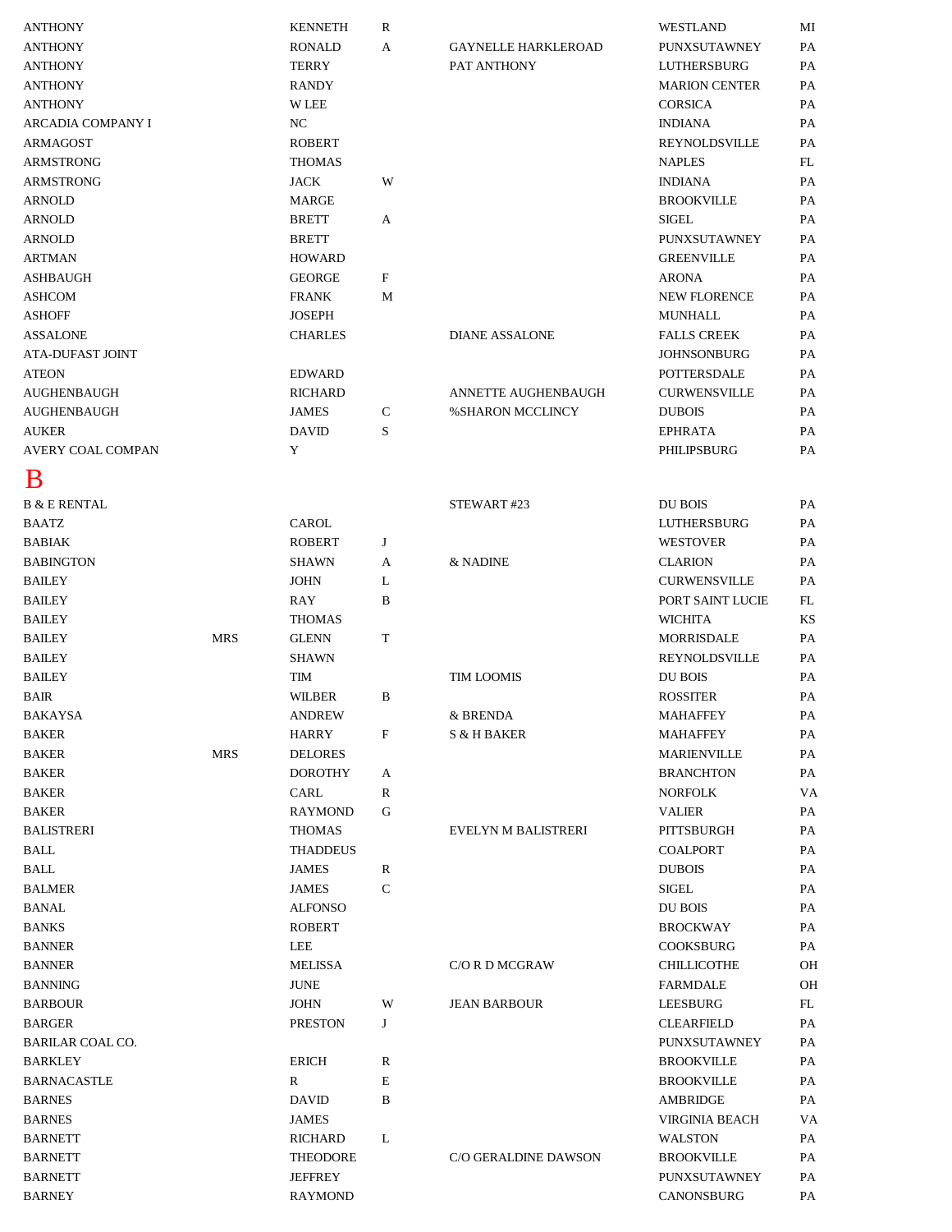| | | | | | | |
|---|---|---|---|---|---|---|
| ANTHONY | | KENNETH | R | | WESTLAND | MI |
| ANTHONY | | RONALD | A | GAYNELLE HARKLEROAD | PUNXSUTAWNEY | PA |
| ANTHONY | | TERRY | | PAT ANTHONY | LUTHERSBURG | PA |
| ANTHONY | | RANDY | | | MARION CENTER | PA |
| ANTHONY | | W LEE | | | CORSICA | PA |
| ARCADIA COMPANY I | | NC | | | INDIANA | PA |
| ARMAGOST | | ROBERT | | | REYNOLDSVILLE | PA |
| ARMSTRONG | | THOMAS | | | NAPLES | FL |
| ARMSTRONG | | JACK | W | | INDIANA | PA |
| ARNOLD | | MARGE | | | BROOKVILLE | PA |
| ARNOLD | | BRETT | A | | SIGEL | PA |
| ARNOLD | | BRETT | | | PUNXSUTAWNEY | PA |
| ARTMAN | | HOWARD | | | GREENVILLE | PA |
| ASHBAUGH | | GEORGE | F | | ARONA | PA |
| ASHCOM | | FRANK | M | | NEW FLORENCE | PA |
| ASHOFF | | JOSEPH | | | MUNHALL | PA |
| ASSALONE | | CHARLES | | DIANE ASSALONE | FALLS CREEK | PA |
| ATA-DUFAST JOINT | | | | | JOHNSONBURG | PA |
| ATEON | | EDWARD | | | POTTERSDALE | PA |
| AUGHENBAUGH | | RICHARD | | ANNETTE AUGHENBAUGH | CURWENSVILLE | PA |
| AUGHENBAUGH | | JAMES | C | %SHARON MCCLINCY | DUBOIS | PA |
| AUKER | | DAVID | S | | EPHRATA | PA |
| AVERY COAL COMPAN | | Y | | | PHILIPSBURG | PA |

# B

| | | | | | | |
|---|---|---|---|---|---|---|
| B & E RENTAL | | | | STEWART #23 | DU BOIS | PA |
| BAATZ | | CAROL | | | LUTHERSBURG | PA |
| BABIAK | | ROBERT | J | | WESTOVER | PA |
| BABINGTON | | SHAWN | A | & NADINE | CLARION | PA |
| BAILEY | | JOHN | L | | CURWENSVILLE | PA |
| BAILEY | | RAY | B | | PORT SAINT LUCIE | FL |
| BAILEY | | THOMAS | | | WICHITA | KS |
| BAILEY | MRS | GLENN | T | | MORRISDALE | PA |
| BAILEY | | SHAWN | | | REYNOLDSVILLE | PA |
| BAILEY | | TIM | | TIM LOOMIS | DU BOIS | PA |
| BAIR | | WILBER | B | | ROSSITER | PA |
| BAKAYSA | | ANDREW | | & BRENDA | MAHAFFEY | PA |
| BAKER | | HARRY | F | S & H BAKER | MAHAFFEY | PA |
| BAKER | MRS | DELORES | | | MARIENVILLE | PA |
| BAKER | | DOROTHY | A | | BRANCHTON | PA |
| BAKER | | CARL | R | | NORFOLK | VA |
| BAKER | | RAYMOND | G | | VALIER | PA |
| BALISTRERI | | THOMAS | | EVELYN M BALISTRERI | PITTSBURGH | PA |
| BALL | | THADDEUS | | | COALPORT | PA |
| BALL | | JAMES | R | | DUBOIS | PA |
| BALMER | | JAMES | C | | SIGEL | PA |
| BANAL | | ALFONSO | | | DU BOIS | PA |
| BANKS | | ROBERT | | | BROCKWAY | PA |
| BANNER | | LEE | | | COOKSBURG | PA |
| BANNER | | MELISSA | | C/O R D MCGRAW | CHILLICOTHE | OH |
| BANNING | | JUNE | | | FARMDALE | OH |
| BARBOUR | | JOHN | W | JEAN BARBOUR | LEESBURG | FL |
| BARGER | | PRESTON | J | | CLEARFIELD | PA |
| BARILAR COAL CO. | | | | | PUNXSUTAWNEY | PA |
| BARKLEY | | ERICH | R | | BROOKVILLE | PA |
| BARNACASTLE | | R | E | | BROOKVILLE | PA |
| BARNES | | DAVID | B | | AMBRIDGE | PA |
| BARNES | | JAMES | | | VIRGINIA BEACH | VA |
| BARNETT | | RICHARD | L | | WALSTON | PA |
| BARNETT | | THEODORE | | C/O GERALDINE DAWSON | BROOKVILLE | PA |
| BARNETT | | JEFFREY | | | PUNXSUTAWNEY | PA |
| BARNEY | | RAYMOND | | | CANONSBURG | PA |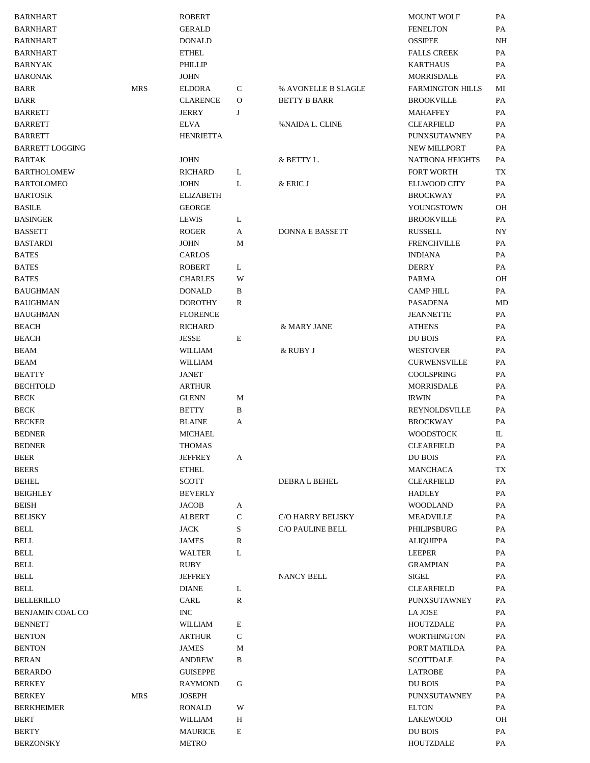| | | | | | | |
|---|---|---|---|---|---|---|
| BARNHART | | ROBERT | | | MOUNT WOLF | PA |
| BARNHART | | GERALD | | | FENELTON | PA |
| BARNHART | | DONALD | | | OSSIPEE | NH |
| BARNHART | | ETHEL | | | FALLS CREEK | PA |
| BARNYAK | | PHILLIP | | | KARTHAUS | PA |
| BARONAK | | JOHN | | | MORRISDALE | PA |
| BARR | MRS | ELDORA | C | % AVONELLE B SLAGLE | FARMINGTON HILLS | MI |
| BARR | | CLARENCE | O | BETTY B BARR | BROOKVILLE | PA |
| BARRETT | | JERRY | J | | MAHAFFEY | PA |
| BARRETT | | ELVA | | %NAIDA L. CLINE | CLEARFIELD | PA |
| BARRETT | | HENRIETTA | | | PUNXSUTAWNEY | PA |
| BARRETT LOGGING | | | | | NEW MILLPORT | PA |
| BARTAK | | JOHN | | & BETTY L. | NATRONA HEIGHTS | PA |
| BARTHOLOMEW | | RICHARD | L | | FORT WORTH | TX |
| BARTOLOMEO | | JOHN | L | & ERIC J | ELLWOOD CITY | PA |
| BARTOSIK | | ELIZABETH | | | BROCKWAY | PA |
| BASILE | | GEORGE | | | YOUNGSTOWN | OH |
| BASINGER | | LEWIS | L | | BROOKVILLE | PA |
| BASSETT | | ROGER | A | DONNA E BASSETT | RUSSELL | NY |
| BASTARDI | | JOHN | M | | FRENCHVILLE | PA |
| BATES | | CARLOS | | | INDIANA | PA |
| BATES | | ROBERT | L | | DERRY | PA |
| BATES | | CHARLES | W | | PARMA | OH |
| BAUGHMAN | | DONALD | B | | CAMP HILL | PA |
| BAUGHMAN | | DOROTHY | R | | PASADENA | MD |
| BAUGHMAN | | FLORENCE | | | JEANNETTE | PA |
| BEACH | | RICHARD | | & MARY JANE | ATHENS | PA |
| BEACH | | JESSE | E | | DU BOIS | PA |
| BEAM | | WILLIAM | | & RUBY J | WESTOVER | PA |
| BEAM | | WILLIAM | | | CURWENSVILLE | PA |
| BEATTY | | JANET | | | COOLSPRING | PA |
| BECHTOLD | | ARTHUR | | | MORRISDALE | PA |
| BECK | | GLENN | M | | IRWIN | PA |
| BECK | | BETTY | B | | REYNOLDSVILLE | PA |
| BECKER | | BLAINE | A | | BROCKWAY | PA |
| BEDNER | | MICHAEL | | | WOODSTOCK | IL |
| BEDNER | | THOMAS | | | CLEARFIELD | PA |
| BEER | | JEFFREY | A | | DU BOIS | PA |
| BEERS | | ETHEL | | | MANCHACA | TX |
| BEHEL | | SCOTT | | DEBRA L BEHEL | CLEARFIELD | PA |
| BEIGHLEY | | BEVERLY | | | HADLEY | PA |
| BEISH | | JACOB | A | | WOODLAND | PA |
| BELISKY | | ALBERT | C | C/O HARRY BELISKY | MEADVILLE | PA |
| BELL | | JACK | S | C/O PAULINE BELL | PHILIPSBURG | PA |
| BELL | | JAMES | R | | ALIQUIPPA | PA |
| BELL | | WALTER | L | | LEEPER | PA |
| BELL | | RUBY | | | GRAMPIAN | PA |
| BELL | | JEFFREY | | NANCY BELL | SIGEL | PA |
| BELL | | DIANE | L | | CLEARFIELD | PA |
| BELLERILLO | | CARL | R | | PUNXSUTAWNEY | PA |
| BENJAMIN COAL CO | | INC | | | LA JOSE | PA |
| BENNETT | | WILLIAM | E | | HOUTZDALE | PA |
| BENTON | | ARTHUR | C | | WORTHINGTON | PA |
| BENTON | | JAMES | M | | PORT MATILDA | PA |
| BERAN | | ANDREW | B | | SCOTTDALE | PA |
| BERARDO | | GUISEPPE | | | LATROBE | PA |
| BERKEY | | RAYMOND | G | | DU BOIS | PA |
| BERKEY | MRS | JOSEPH | | | PUNXSUTAWNEY | PA |
| BERKHEIMER | | RONALD | W | | ELTON | PA |
| BERT | | WILLIAM | H | | LAKEWOOD | OH |
| BERTY | | MAURICE | E | | DU BOIS | PA |
| BERZONSKY | | METRO | | | HOUTZDALE | PA |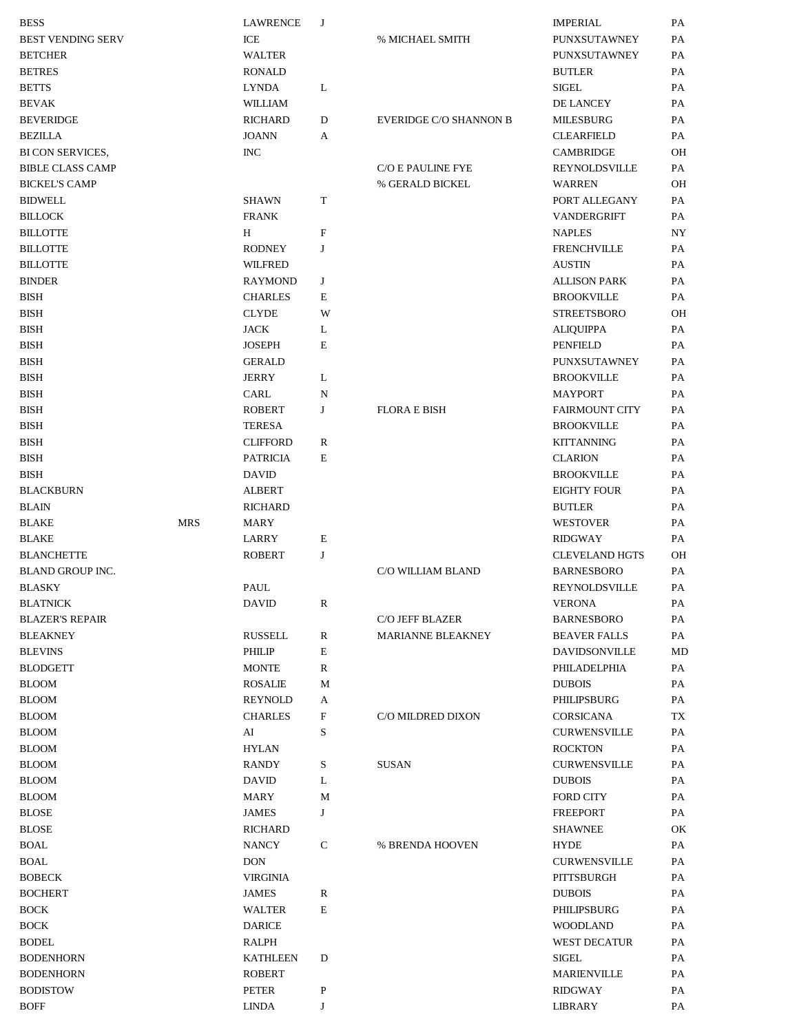| | | | | | | |
|---|---|---|---|---|---|---|
| BESS | | LAWRENCE | J | | IMPERIAL | PA |
| BEST VENDING SERV | | ICE | | % MICHAEL SMITH | PUNXSUTAWNEY | PA |
| BETCHER | | WALTER | | | PUNXSUTAWNEY | PA |
| BETRES | | RONALD | | | BUTLER | PA |
| BETTS | | LYNDA | L | | SIGEL | PA |
| BEVAK | | WILLIAM | | | DE LANCEY | PA |
| BEVERIDGE | | RICHARD | D | EVERIDGE C/O SHANNON B | MILESBURG | PA |
| BEZILLA | | JOANN | A | | CLEARFIELD | PA |
| BI CON SERVICES, | | INC | | | CAMBRIDGE | OH |
| BIBLE CLASS CAMP | | | | C/O E PAULINE FYE | REYNOLDSVILLE | PA |
| BICKEL'S CAMP | | | | % GERALD BICKEL | WARREN | OH |
| BIDWELL | | SHAWN | T | | PORT ALLEGANY | PA |
| BILLOCK | | FRANK | | | VANDERGRIFT | PA |
| BILLOTTE | | H | F | | NAPLES | NY |
| BILLOTTE | | RODNEY | J | | FRENCHVILLE | PA |
| BILLOTTE | | WILFRED | | | AUSTIN | PA |
| BINDER | | RAYMOND | J | | ALLISON PARK | PA |
| BISH | | CHARLES | E | | BROOKVILLE | PA |
| BISH | | CLYDE | W | | STREETSBORO | OH |
| BISH | | JACK | L | | ALIQUIPPA | PA |
| BISH | | JOSEPH | E | | PENFIELD | PA |
| BISH | | GERALD | | | PUNXSUTAWNEY | PA |
| BISH | | JERRY | L | | BROOKVILLE | PA |
| BISH | | CARL | N | | MAYPORT | PA |
| BISH | | ROBERT | J | FLORA E BISH | FAIRMOUNT CITY | PA |
| BISH | | TERESA | | | BROOKVILLE | PA |
| BISH | | CLIFFORD | R | | KITTANNING | PA |
| BISH | | PATRICIA | E | | CLARION | PA |
| BISH | | DAVID | | | BROOKVILLE | PA |
| BLACKBURN | | ALBERT | | | EIGHTY FOUR | PA |
| BLAIN | | RICHARD | | | BUTLER | PA |
| BLAKE | MRS | MARY | | | WESTOVER | PA |
| BLAKE | | LARRY | E | | RIDGWAY | PA |
| BLANCHETTE | | ROBERT | J | | CLEVELAND HGTS | OH |
| BLAND GROUP INC. | | | | C/O WILLIAM BLAND | BARNESBORO | PA |
| BLASKY | | PAUL | | | REYNOLDSVILLE | PA |
| BLATNICK | | DAVID | R | | VERONA | PA |
| BLAZER'S REPAIR | | | | C/O JEFF BLAZER | BARNESBORO | PA |
| BLEAKNEY | | RUSSELL | R | MARIANNE BLEAKNEY | BEAVER FALLS | PA |
| BLEVINS | | PHILIP | E | | DAVIDSONVILLE | MD |
| BLODGETT | | MONTE | R | | PHILADELPHIA | PA |
| BLOOM | | ROSALIE | M | | DUBOIS | PA |
| BLOOM | | REYNOLD | A | | PHILIPSBURG | PA |
| BLOOM | | CHARLES | F | C/O MILDRED DIXON | CORSICANA | TX |
| BLOOM | | AI | S | | CURWENSVILLE | PA |
| BLOOM | | HYLAN | | | ROCKTON | PA |
| BLOOM | | RANDY | S | SUSAN | CURWENSVILLE | PA |
| BLOOM | | DAVID | L | | DUBOIS | PA |
| BLOOM | | MARY | M | | FORD CITY | PA |
| BLOSE | | JAMES | J | | FREEPORT | PA |
| BLOSE | | RICHARD | | | SHAWNEE | OK |
| BOAL | | NANCY | C | % BRENDA HOOVEN | HYDE | PA |
| BOAL | | DON | | | CURWENSVILLE | PA |
| BOBECK | | VIRGINIA | | | PITTSBURGH | PA |
| BOCHERT | | JAMES | R | | DUBOIS | PA |
| BOCK | | WALTER | E | | PHILIPSBURG | PA |
| BOCK | | DARICE | | | WOODLAND | PA |
| BODEL | | RALPH | | | WEST DECATUR | PA |
| BODENHORN | | KATHLEEN | D | | SIGEL | PA |
| BODENHORN | | ROBERT | | | MARIENVILLE | PA |
| BODISTOW | | PETER | P | | RIDGWAY | PA |
| BOFF | | LINDA | J | | LIBRARY | PA |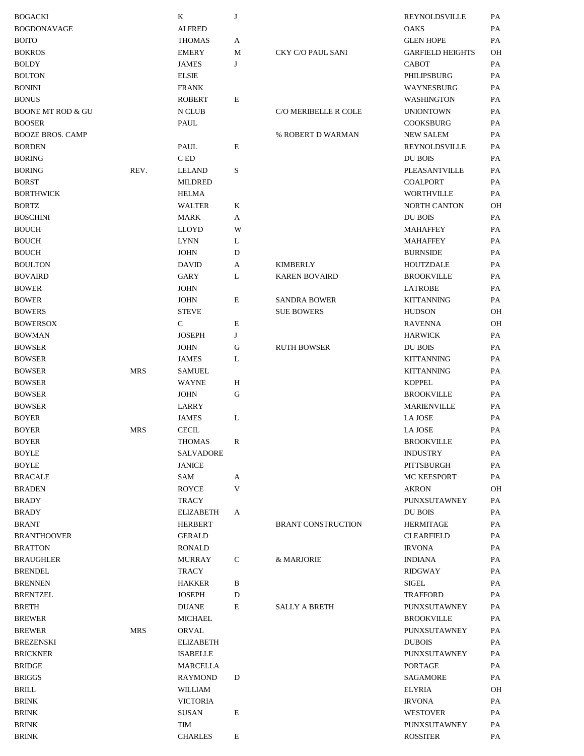| | | | | | | |
|---|---|---|---|---|---|---|
| BOGACKI | | K | J | | REYNOLDSVILLE | PA |
| BOGDONAVAGE | | ALFRED | | | OAKS | PA |
| BOITO | | THOMAS | A | | GLEN HOPE | PA |
| BOKROS | | EMERY | M | CKY C/O PAUL SANI | GARFIELD HEIGHTS | OH |
| BOLDY | | JAMES | J | | CABOT | PA |
| BOLTON | | ELSIE | | | PHILIPSBURG | PA |
| BONINI | | FRANK | | | WAYNESBURG | PA |
| BONUS | | ROBERT | E | | WASHINGTON | PA |
| BOONE MT ROD & GU | | N CLUB | | C/O MERIBELLE R COLE | UNIONTOWN | PA |
| BOOSER | | PAUL | | | COOKSBURG | PA |
| BOOZE BROS. CAMP | | | | % ROBERT D WARMAN | NEW SALEM | PA |
| BORDEN | | PAUL | E | | REYNOLDSVILLE | PA |
| BORING | | C ED | | | DU BOIS | PA |
| BORING | REV. | LELAND | S | | PLEASANTVILLE | PA |
| BORST | | MILDRED | | | COALPORT | PA |
| BORTHWICK | | HELMA | | | WORTHVILLE | PA |
| BORTZ | | WALTER | K | | NORTH CANTON | OH |
| BOSCHINI | | MARK | A | | DU BOIS | PA |
| BOUCH | | LLOYD | W | | MAHAFFEY | PA |
| BOUCH | | LYNN | L | | MAHAFFEY | PA |
| BOUCH | | JOHN | D | | BURNSIDE | PA |
| BOULTON | | DAVID | A | KIMBERLY | HOUTZDALE | PA |
| BOVAIRD | | GARY | L | KAREN BOVAIRD | BROOKVILLE | PA |
| BOWER | | JOHN | | | LATROBE | PA |
| BOWER | | JOHN | E | SANDRA BOWER | KITTANNING | PA |
| BOWERS | | STEVE | | SUE BOWERS | HUDSON | OH |
| BOWERSOX | | C | E | | RAVENNA | OH |
| BOWMAN | | JOSEPH | J | | HARWICK | PA |
| BOWSER | | JOHN | G | RUTH BOWSER | DU BOIS | PA |
| BOWSER | | JAMES | L | | KITTANNING | PA |
| BOWSER | MRS | SAMUEL | | | KITTANNING | PA |
| BOWSER | | WAYNE | H | | KOPPEL | PA |
| BOWSER | | JOHN | G | | BROOKVILLE | PA |
| BOWSER | | LARRY | | | MARIENVILLE | PA |
| BOYER | | JAMES | L | | LA JOSE | PA |
| BOYER | MRS | CECIL | | | LA JOSE | PA |
| BOYER | | THOMAS | R | | BROOKVILLE | PA |
| BOYLE | | SALVADORE | | | INDUSTRY | PA |
| BOYLE | | JANICE | | | PITTSBURGH | PA |
| BRACALE | | SAM | A | | MC KEESPORT | PA |
| BRADEN | | ROYCE | V | | AKRON | OH |
| BRADY | | TRACY | | | PUNXSUTAWNEY | PA |
| BRADY | | ELIZABETH | A | | DU BOIS | PA |
| BRANT | | HERBERT | | BRANT CONSTRUCTION | HERMITAGE | PA |
| BRANTHOOVER | | GERALD | | | CLEARFIELD | PA |
| BRATTON | | RONALD | | | IRVONA | PA |
| BRAUGHLER | | MURRAY | C | & MARJORIE | INDIANA | PA |
| BRENDEL | | TRACY | | | RIDGWAY | PA |
| BRENNEN | | HAKKER | B | | SIGEL | PA |
| BRENTZEL | | JOSEPH | D | | TRAFFORD | PA |
| BRETH | | DUANE | E | SALLY A BRETH | PUNXSUTAWNEY | PA |
| BREWER | | MICHAEL | | | BROOKVILLE | PA |
| BREWER | MRS | ORVAL | | | PUNXSUTAWNEY | PA |
| BREZENSKI | | ELIZABETH | | | DUBOIS | PA |
| BRICKNER | | ISABELLE | | | PUNXSUTAWNEY | PA |
| BRIDGE | | MARCELLA | | | PORTAGE | PA |
| BRIGGS | | RAYMOND | D | | SAGAMORE | PA |
| BRILL | | WILLIAM | | | ELYRIA | OH |
| BRINK | | VICTORIA | | | IRVONA | PA |
| BRINK | | SUSAN | E | | WESTOVER | PA |
| BRINK | | TIM | | | PUNXSUTAWNEY | PA |
| BRINK | | CHARLES | E | | ROSSITER | PA |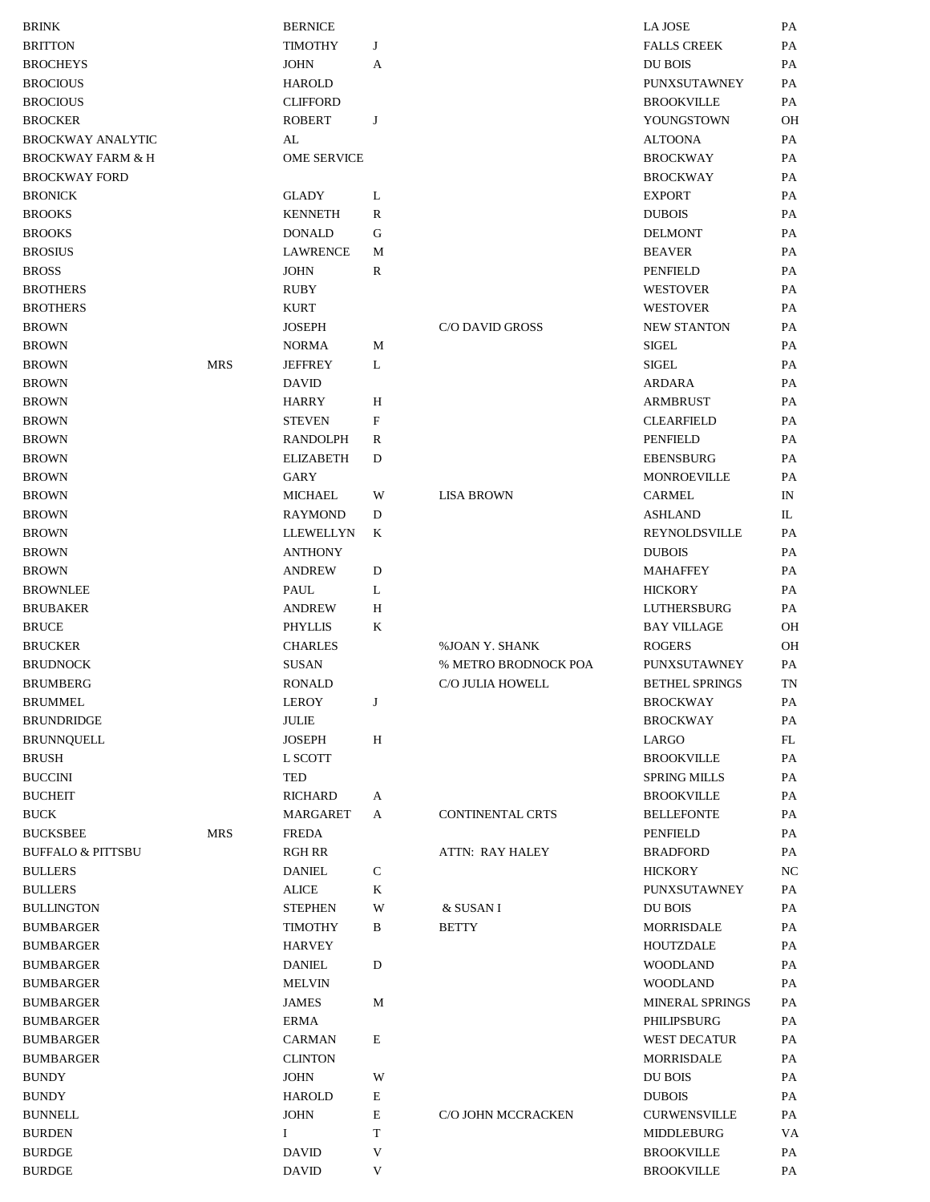| | | | | | | |
|---|---|---|---|---|---|---|
| BRINK | | BERNICE | | | LA JOSE | PA |
| BRITTON | | TIMOTHY | J | | FALLS CREEK | PA |
| BROCHEYS | | JOHN | A | | DU BOIS | PA |
| BROCIOUS | | HAROLD | | | PUNXSUTAWNEY | PA |
| BROCIOUS | | CLIFFORD | | | BROOKVILLE | PA |
| BROCKER | | ROBERT | J | | YOUNGSTOWN | OH |
| BROCKWAY ANALYTIC | | AL | | | ALTOONA | PA |
| BROCKWAY FARM & H | | OME SERVICE | | | BROCKWAY | PA |
| BROCKWAY FORD | | | | | BROCKWAY | PA |
| BRONICK | | GLADY | L | | EXPORT | PA |
| BROOKS | | KENNETH | R | | DUBOIS | PA |
| BROOKS | | DONALD | G | | DELMONT | PA |
| BROSIUS | | LAWRENCE | M | | BEAVER | PA |
| BROSS | | JOHN | R | | PENFIELD | PA |
| BROTHERS | | RUBY | | | WESTOVER | PA |
| BROTHERS | | KURT | | | WESTOVER | PA |
| BROWN | | JOSEPH | | C/O DAVID GROSS | NEW STANTON | PA |
| BROWN | | NORMA | M | | SIGEL | PA |
| BROWN | MRS | JEFFREY | L | | SIGEL | PA |
| BROWN | | DAVID | | | ARDARA | PA |
| BROWN | | HARRY | H | | ARMBRUST | PA |
| BROWN | | STEVEN | F | | CLEARFIELD | PA |
| BROWN | | RANDOLPH | R | | PENFIELD | PA |
| BROWN | | ELIZABETH | D | | EBENSBURG | PA |
| BROWN | | GARY | | | MONROEVILLE | PA |
| BROWN | | MICHAEL | W | LISA BROWN | CARMEL | IN |
| BROWN | | RAYMOND | D | | ASHLAND | IL |
| BROWN | | LLEWELLYN | K | | REYNOLDSVILLE | PA |
| BROWN | | ANTHONY | | | DUBOIS | PA |
| BROWN | | ANDREW | D | | MAHAFFEY | PA |
| BROWNLEE | | PAUL | L | | HICKORY | PA |
| BRUBAKER | | ANDREW | H | | LUTHERSBURG | PA |
| BRUCE | | PHYLLIS | K | | BAY VILLAGE | OH |
| BRUCKER | | CHARLES | | %JOAN Y. SHANK | ROGERS | OH |
| BRUDNOCK | | SUSAN | | % METRO BRODNOCK POA | PUNXSUTAWNEY | PA |
| BRUMBERG | | RONALD | | C/O JULIA HOWELL | BETHEL SPRINGS | TN |
| BRUMMEL | | LEROY | J | | BROCKWAY | PA |
| BRUNDRIDGE | | JULIE | | | BROCKWAY | PA |
| BRUNNQUELL | | JOSEPH | H | | LARGO | FL |
| BRUSH | | L SCOTT | | | BROOKVILLE | PA |
| BUCCINI | | TED | | | SPRING MILLS | PA |
| BUCHEIT | | RICHARD | A | | BROOKVILLE | PA |
| BUCK | | MARGARET | A | CONTINENTAL CRTS | BELLEFONTE | PA |
| BUCKSBEE | MRS | FREDA | | | PENFIELD | PA |
| BUFFALO & PITTSBU | | RGH RR | | ATTN: RAY HALEY | BRADFORD | PA |
| BULLERS | | DANIEL | C | | HICKORY | NC |
| BULLERS | | ALICE | K | | PUNXSUTAWNEY | PA |
| BULLINGTON | | STEPHEN | W | & SUSAN I | DU BOIS | PA |
| BUMBARGER | | TIMOTHY | B | BETTY | MORRISDALE | PA |
| BUMBARGER | | HARVEY | | | HOUTZDALE | PA |
| BUMBARGER | | DANIEL | D | | WOODLAND | PA |
| BUMBARGER | | MELVIN | | | WOODLAND | PA |
| BUMBARGER | | JAMES | M | | MINERAL SPRINGS | PA |
| BUMBARGER | | ERMA | | | PHILIPSBURG | PA |
| BUMBARGER | | CARMAN | E | | WEST DECATUR | PA |
| BUMBARGER | | CLINTON | | | MORRISDALE | PA |
| BUNDY | | JOHN | W | | DU BOIS | PA |
| BUNDY | | HAROLD | E | | DUBOIS | PA |
| BUNNELL | | JOHN | E | C/O JOHN MCCRACKEN | CURWENSVILLE | PA |
| BURDEN | | I | T | | MIDDLEBURG | VA |
| BURDGE | | DAVID | V | | BROOKVILLE | PA |
| BURDGE | | DAVID | V | | BROOKVILLE | PA |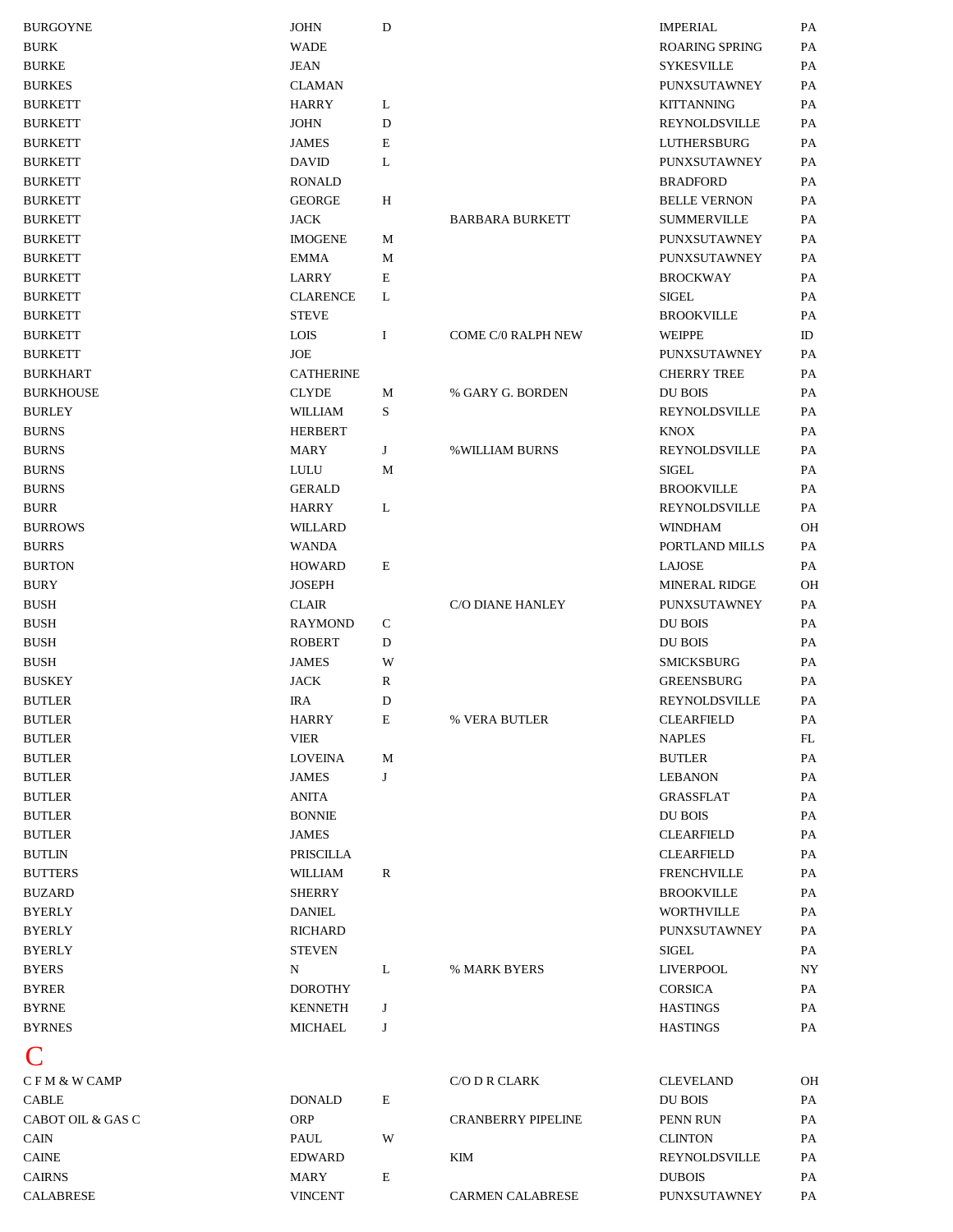| | | | | | |
|---|---|---|---|---|---|
| BURGOYNE | JOHN | D | | IMPERIAL | PA |
| BURK | WADE | | | ROARING SPRING | PA |
| BURKE | JEAN | | | SYKESVILLE | PA |
| BURKES | CLAMAN | | | PUNXSUTAWNEY | PA |
| BURKETT | HARRY | L | | KITTANNING | PA |
| BURKETT | JOHN | D | | REYNOLDSVILLE | PA |
| BURKETT | JAMES | E | | LUTHERSBURG | PA |
| BURKETT | DAVID | L | | PUNXSUTAWNEY | PA |
| BURKETT | RONALD | | | BRADFORD | PA |
| BURKETT | GEORGE | H | | BELLE VERNON | PA |
| BURKETT | JACK | | BARBARA BURKETT | SUMMERVILLE | PA |
| BURKETT | IMOGENE | M | | PUNXSUTAWNEY | PA |
| BURKETT | EMMA | M | | PUNXSUTAWNEY | PA |
| BURKETT | LARRY | E | | BROCKWAY | PA |
| BURKETT | CLARENCE | L | | SIGEL | PA |
| BURKETT | STEVE | | | BROOKVILLE | PA |
| BURKETT | LOIS | I | COME C/0 RALPH NEW | WEIPPE | ID |
| BURKETT | JOE | | | PUNXSUTAWNEY | PA |
| BURKHART | CATHERINE | | | CHERRY TREE | PA |
| BURKHOUSE | CLYDE | M | % GARY G. BORDEN | DU BOIS | PA |
| BURLEY | WILLIAM | S | | REYNOLDSVILLE | PA |
| BURNS | HERBERT | | | KNOX | PA |
| BURNS | MARY | J | %WILLIAM BURNS | REYNOLDSVILLE | PA |
| BURNS | LULU | M | | SIGEL | PA |
| BURNS | GERALD | | | BROOKVILLE | PA |
| BURR | HARRY | L | | REYNOLDSVILLE | PA |
| BURROWS | WILLARD | | | WINDHAM | OH |
| BURRS | WANDA | | | PORTLAND MILLS | PA |
| BURTON | HOWARD | E | | LAJOSE | PA |
| BURY | JOSEPH | | | MINERAL RIDGE | OH |
| BUSH | CLAIR | | C/O DIANE HANLEY | PUNXSUTAWNEY | PA |
| BUSH | RAYMOND | C | | DU BOIS | PA |
| BUSH | ROBERT | D | | DU BOIS | PA |
| BUSH | JAMES | W | | SMICKSBURG | PA |
| BUSKEY | JACK | R | | GREENSBURG | PA |
| BUTLER | IRA | D | | REYNOLDSVILLE | PA |
| BUTLER | HARRY | E | % VERA BUTLER | CLEARFIELD | PA |
| BUTLER | VIER | | | NAPLES | FL |
| BUTLER | LOVEINA | M | | BUTLER | PA |
| BUTLER | JAMES | J | | LEBANON | PA |
| BUTLER | ANITA | | | GRASSFLAT | PA |
| BUTLER | BONNIE | | | DU BOIS | PA |
| BUTLER | JAMES | | | CLEARFIELD | PA |
| BUTLIN | PRISCILLA | | | CLEARFIELD | PA |
| BUTTERS | WILLIAM | R | | FRENCHVILLE | PA |
| BUZARD | SHERRY | | | BROOKVILLE | PA |
| BYERLY | DANIEL | | | WORTHVILLE | PA |
| BYERLY | RICHARD | | | PUNXSUTAWNEY | PA |
| BYERLY | STEVEN | | | SIGEL | PA |
| BYERS | N | L | % MARK BYERS | LIVERPOOL | NY |
| BYRER | DOROTHY | | | CORSICA | PA |
| BYRNE | KENNETH | J | | HASTINGS | PA |
| BYRNES | MICHAEL | J | | HASTINGS | PA |

# C

| | | | | | |
|---|---|---|---|---|---|
| C F M & W CAMP | | | C/O D R CLARK | CLEVELAND | OH |
| CABLE | DONALD | E | | DU BOIS | PA |
| CABOT OIL & GAS C | ORP | | CRANBERRY PIPELINE | PENN RUN | PA |
| CAIN | PAUL | W | | CLINTON | PA |
| CAINE | EDWARD | | KIM | REYNOLDSVILLE | PA |
| CAIRNS | MARY | E | | DUBOIS | PA |
| CALABRESE | VINCENT | | CARMEN CALABRESE | PUNXSUTAWNEY | PA |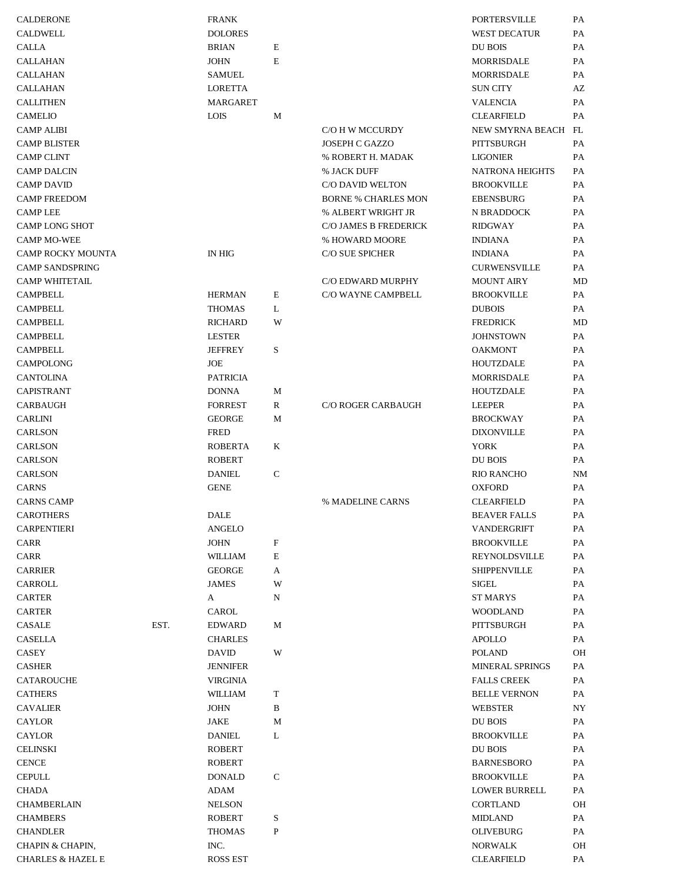| | | | | | | |
|---|---|---|---|---|---|---|
| CALDERONE | | FRANK | | | PORTERSVILLE | PA |
| CALDWELL | | DOLORES | | | WEST DECATUR | PA |
| CALLA | | BRIAN | E | | DU BOIS | PA |
| CALLAHAN | | JOHN | E | | MORRISDALE | PA |
| CALLAHAN | | SAMUEL | | | MORRISDALE | PA |
| CALLAHAN | | LORETTA | | | SUN CITY | AZ |
| CALLITHEN | | MARGARET | | | VALENCIA | PA |
| CAMELIO | | LOIS | M | | CLEARFIELD | PA |
| CAMP ALIBI | | | | C/O H W MCCURDY | NEW SMYRNA BEACH | FL |
| CAMP BLISTER | | | | JOSEPH C GAZZO | PITTSBURGH | PA |
| CAMP CLINT | | | | % ROBERT H. MADAK | LIGONIER | PA |
| CAMP DALCIN | | | | % JACK DUFF | NATRONA HEIGHTS | PA |
| CAMP DAVID | | | | C/O DAVID WELTON | BROOKVILLE | PA |
| CAMP FREEDOM | | | | BORNE % CHARLES MON | EBENSBURG | PA |
| CAMP LEE | | | | % ALBERT WRIGHT JR | N BRADDOCK | PA |
| CAMP LONG SHOT | | | | C/O JAMES B FREDERICK | RIDGWAY | PA |
| CAMP MO-WEE | | | | % HOWARD MOORE | INDIANA | PA |
| CAMP ROCKY MOUNTA | | IN HIG | | C/O SUE SPICHER | INDIANA | PA |
| CAMP SANDSPRING | | | | | CURWENSVILLE | PA |
| CAMP WHITETAIL | | | | C/O EDWARD MURPHY | MOUNT AIRY | MD |
| CAMPBELL | | HERMAN | E | C/O WAYNE CAMPBELL | BROOKVILLE | PA |
| CAMPBELL | | THOMAS | L | | DUBOIS | PA |
| CAMPBELL | | RICHARD | W | | FREDRICK | MD |
| CAMPBELL | | LESTER | | | JOHNSTOWN | PA |
| CAMPBELL | | JEFFREY | S | | OAKMONT | PA |
| CAMPOLONG | | JOE | | | HOUTZDALE | PA |
| CANTOLINA | | PATRICIA | | | MORRISDALE | PA |
| CAPISTRANT | | DONNA | M | | HOUTZDALE | PA |
| CARBAUGH | | FORREST | R | C/O ROGER CARBAUGH | LEEPER | PA |
| CARLINI | | GEORGE | M | | BROCKWAY | PA |
| CARLSON | | FRED | | | DIXONVILLE | PA |
| CARLSON | | ROBERTA | K | | YORK | PA |
| CARLSON | | ROBERT | | | DU BOIS | PA |
| CARLSON | | DANIEL | C | | RIO RANCHO | NM |
| CARNS | | GENE | | | OXFORD | PA |
| CARNS CAMP | | | | % MADELINE CARNS | CLEARFIELD | PA |
| CAROTHERS | | DALE | | | BEAVER FALLS | PA |
| CARPENTIERI | | ANGELO | | | VANDERGRIFT | PA |
| CARR | | JOHN | F | | BROOKVILLE | PA |
| CARR | | WILLIAM | E | | REYNOLDSVILLE | PA |
| CARRIER | | GEORGE | A | | SHIPPENVILLE | PA |
| CARROLL | | JAMES | W | | SIGEL | PA |
| CARTER | | A | N | | ST MARYS | PA |
| CARTER | | CAROL | | | WOODLAND | PA |
| CASALE | EST. | EDWARD | M | | PITTSBURGH | PA |
| CASELLA | | CHARLES | | | APOLLO | PA |
| CASEY | | DAVID | W | | POLAND | OH |
| CASHER | | JENNIFER | | | MINERAL SPRINGS | PA |
| CATAROUCHE | | VIRGINIA | | | FALLS CREEK | PA |
| CATHERS | | WILLIAM | T | | BELLE VERNON | PA |
| CAVALIER | | JOHN | B | | WEBSTER | NY |
| CAYLOR | | JAKE | M | | DU BOIS | PA |
| CAYLOR | | DANIEL | L | | BROOKVILLE | PA |
| CELINSKI | | ROBERT | | | DU BOIS | PA |
| CENCE | | ROBERT | | | BARNESBORO | PA |
| CEPULL | | DONALD | C | | BROOKVILLE | PA |
| CHADA | | ADAM | | | LOWER BURRELL | PA |
| CHAMBERLAIN | | NELSON | | | CORTLAND | OH |
| CHAMBERS | | ROBERT | S | | MIDLAND | PA |
| CHANDLER | | THOMAS | P | | OLIVEBURG | PA |
| CHAPIN & CHAPIN, | | INC. | | | NORWALK | OH |
| CHARLES & HAZEL E | | ROSS EST | | | CLEARFIELD | PA |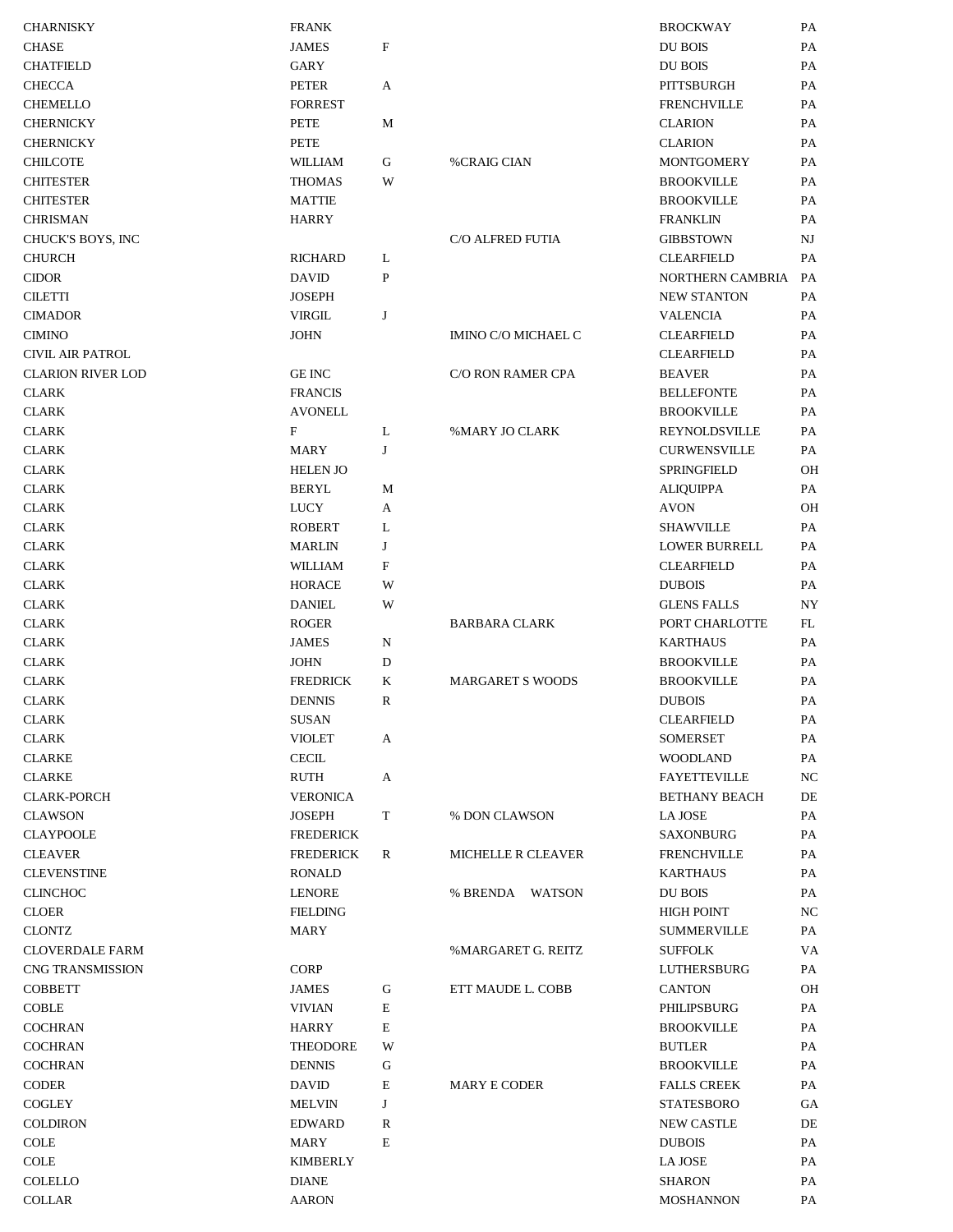| | | | | | |
|---|---|---|---|---|---|
| CHARNISKY | FRANK | | | BROCKWAY | PA |
| CHASE | JAMES | F | | DU BOIS | PA |
| CHATFIELD | GARY | | | DU BOIS | PA |
| CHECCA | PETER | A | | PITTSBURGH | PA |
| CHEMELLO | FORREST | | | FRENCHVILLE | PA |
| CHERNICKY | PETE | M | | CLARION | PA |
| CHERNICKY | PETE | | | CLARION | PA |
| CHILCOTE | WILLIAM | G | %CRAIG CIAN | MONTGOMERY | PA |
| CHITESTER | THOMAS | W | | BROOKVILLE | PA |
| CHITESTER | MATTIE | | | BROOKVILLE | PA |
| CHRISMAN | HARRY | | | FRANKLIN | PA |
| CHUCK'S BOYS, INC | | | C/O ALFRED FUTIA | GIBBSTOWN | NJ |
| CHURCH | RICHARD | L | | CLEARFIELD | PA |
| CIDOR | DAVID | P | | NORTHERN CAMBRIA | PA |
| CILETTI | JOSEPH | | | NEW STANTON | PA |
| CIMADOR | VIRGIL | J | | VALENCIA | PA |
| CIMINO | JOHN | | IMINO C/O MICHAEL C | CLEARFIELD | PA |
| CIVIL AIR PATROL | | | | CLEARFIELD | PA |
| CLARION RIVER LOD | GE INC | | C/O RON RAMER CPA | BEAVER | PA |
| CLARK | FRANCIS | | | BELLEFONTE | PA |
| CLARK | AVONELL | | | BROOKVILLE | PA |
| CLARK | F | L | %MARY JO CLARK | REYNOLDSVILLE | PA |
| CLARK | MARY | J | | CURWENSVILLE | PA |
| CLARK | HELEN JO | | | SPRINGFIELD | OH |
| CLARK | BERYL | M | | ALIQUIPPA | PA |
| CLARK | LUCY | A | | AVON | OH |
| CLARK | ROBERT | L | | SHAWVILLE | PA |
| CLARK | MARLIN | J | | LOWER BURRELL | PA |
| CLARK | WILLIAM | F | | CLEARFIELD | PA |
| CLARK | HORACE | W | | DUBOIS | PA |
| CLARK | DANIEL | W | | GLENS FALLS | NY |
| CLARK | ROGER | | BARBARA CLARK | PORT CHARLOTTE | FL |
| CLARK | JAMES | N | | KARTHAUS | PA |
| CLARK | JOHN | D | | BROOKVILLE | PA |
| CLARK | FREDRICK | K | MARGARET S WOODS | BROOKVILLE | PA |
| CLARK | DENNIS | R | | DUBOIS | PA |
| CLARK | SUSAN | | | CLEARFIELD | PA |
| CLARK | VIOLET | A | | SOMERSET | PA |
| CLARKE | CECIL | | | WOODLAND | PA |
| CLARKE | RUTH | A | | FAYETTEVILLE | NC |
| CLARK-PORCH | VERONICA | | | BETHANY BEACH | DE |
| CLAWSON | JOSEPH | T | % DON CLAWSON | LA JOSE | PA |
| CLAYPOOLE | FREDERICK | | | SAXONBURG | PA |
| CLEAVER | FREDERICK | R | MICHELLE R CLEAVER | FRENCHVILLE | PA |
| CLEVENSTINE | RONALD | | | KARTHAUS | PA |
| CLINCHOC | LENORE | | % BRENDA WATSON | DU BOIS | PA |
| CLOER | FIELDING | | | HIGH POINT | NC |
| CLONTZ | MARY | | | SUMMERVILLE | PA |
| CLOVERDALE FARM | | | %MARGARET G. REITZ | SUFFOLK | VA |
| CNG TRANSMISSION | CORP | | | LUTHERSBURG | PA |
| COBBETT | JAMES | G | ETT MAUDE L. COBB | CANTON | OH |
| COBLE | VIVIAN | E | | PHILIPSBURG | PA |
| COCHRAN | HARRY | E | | BROOKVILLE | PA |
| COCHRAN | THEODORE | W | | BUTLER | PA |
| COCHRAN | DENNIS | G | | BROOKVILLE | PA |
| CODER | DAVID | E | MARY E CODER | FALLS CREEK | PA |
| COGLEY | MELVIN | J | | STATESBORO | GA |
| COLDIRON | EDWARD | R | | NEW CASTLE | DE |
| COLE | MARY | E | | DUBOIS | PA |
| COLE | KIMBERLY | | | LA JOSE | PA |
| COLELLO | DIANE | | | SHARON | PA |
| COLLAR | AARON | | | MOSHANNON | PA |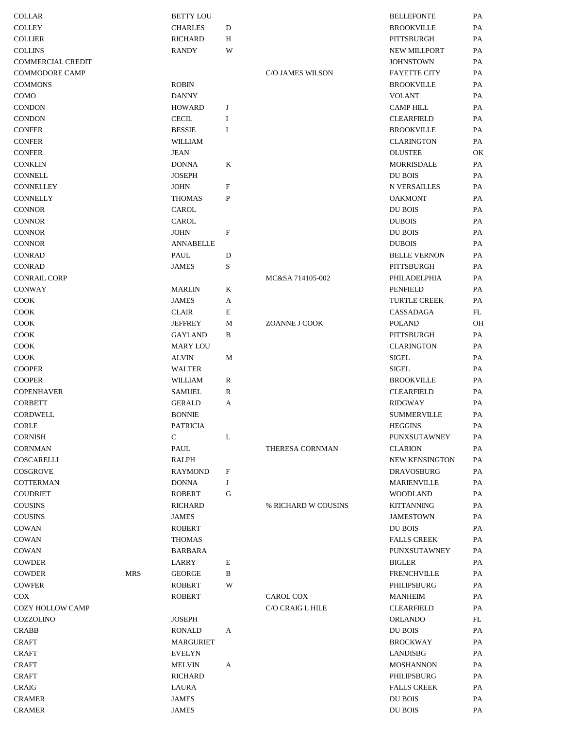| | | | | | | |
|---|---|---|---|---|---|---|
| COLLAR | | BETTY LOU | | | BELLEFONTE | PA |
| COLLEY | | CHARLES | D | | BROOKVILLE | PA |
| COLLIER | | RICHARD | H | | PITTSBURGH | PA |
| COLLINS | | RANDY | W | | NEW MILLPORT | PA |
| COMMERCIAL CREDIT | | | | | JOHNSTOWN | PA |
| COMMODORE CAMP | | | | C/O JAMES WILSON | FAYETTE CITY | PA |
| COMMONS | | ROBIN | | | BROOKVILLE | PA |
| COMO | | DANNY | | | VOLANT | PA |
| CONDON | | HOWARD | J | | CAMP HILL | PA |
| CONDON | | CECIL | I | | CLEARFIELD | PA |
| CONFER | | BESSIE | I | | BROOKVILLE | PA |
| CONFER | | WILLIAM | | | CLARINGTON | PA |
| CONFER | | JEAN | | | OLUSTEE | OK |
| CONKLIN | | DONNA | K | | MORRISDALE | PA |
| CONNELL | | JOSEPH | | | DU BOIS | PA |
| CONNELLEY | | JOHN | F | | N VERSAILLES | PA |
| CONNELLY | | THOMAS | P | | OAKMONT | PA |
| CONNOR | | CAROL | | | DU BOIS | PA |
| CONNOR | | CAROL | | | DUBOIS | PA |
| CONNOR | | JOHN | F | | DU BOIS | PA |
| CONNOR | | ANNABELLE | | | DUBOIS | PA |
| CONRAD | | PAUL | D | | BELLE VERNON | PA |
| CONRAD | | JAMES | S | | PITTSBURGH | PA |
| CONRAIL CORP | | | | MC&SA 714105-002 | PHILADELPHIA | PA |
| CONWAY | | MARLIN | K | | PENFIELD | PA |
| COOK | | JAMES | A | | TURTLE CREEK | PA |
| COOK | | CLAIR | E | | CASSADAGA | FL |
| COOK | | JEFFREY | M | ZOANNE J COOK | POLAND | OH |
| COOK | | GAYLAND | B | | PITTSBURGH | PA |
| COOK | | MARY LOU | | | CLARINGTON | PA |
| COOK | | ALVIN | M | | SIGEL | PA |
| COOPER | | WALTER | | | SIGEL | PA |
| COOPER | | WILLIAM | R | | BROOKVILLE | PA |
| COPENHAVER | | SAMUEL | R | | CLEARFIELD | PA |
| CORBETT | | GERALD | A | | RIDGWAY | PA |
| CORDWELL | | BONNIE | | | SUMMERVILLE | PA |
| CORLE | | PATRICIA | | | HEGGINS | PA |
| CORNISH | | C | L | | PUNXSUTAWNEY | PA |
| CORNMAN | | PAUL | | THERESA CORNMAN | CLARION | PA |
| COSCARELLI | | RALPH | | | NEW KENSINGTON | PA |
| COSGROVE | | RAYMOND | F | | DRAVOSBURG | PA |
| COTTERMAN | | DONNA | J | | MARIENVILLE | PA |
| COUDRIET | | ROBERT | G | | WOODLAND | PA |
| COUSINS | | RICHARD | | % RICHARD W COUSINS | KITTANNING | PA |
| COUSINS | | JAMES | | | JAMESTOWN | PA |
| COWAN | | ROBERT | | | DU BOIS | PA |
| COWAN | | THOMAS | | | FALLS CREEK | PA |
| COWAN | | BARBARA | | | PUNXSUTAWNEY | PA |
| COWDER | | LARRY | E | | BIGLER | PA |
| COWDER | MRS | GEORGE | B | | FRENCHVILLE | PA |
| COWFER | | ROBERT | W | | PHILIPSBURG | PA |
| COX | | ROBERT | | CAROL COX | MANHEIM | PA |
| COZY HOLLOW CAMP | | | | C/O CRAIG L HILE | CLEARFIELD | PA |
| COZZOLINO | | JOSEPH | | | ORLANDO | FL |
| CRABB | | RONALD | A | | DU BOIS | PA |
| CRAFT | | MARGURIET | | | BROCKWAY | PA |
| CRAFT | | EVELYN | | | LANDISBG | PA |
| CRAFT | | MELVIN | A | | MOSHANNON | PA |
| CRAFT | | RICHARD | | | PHILIPSBURG | PA |
| CRAIG | | LAURA | | | FALLS CREEK | PA |
| CRAMER | | JAMES | | | DU BOIS | PA |
| CRAMER | | JAMES | | | DU BOIS | PA |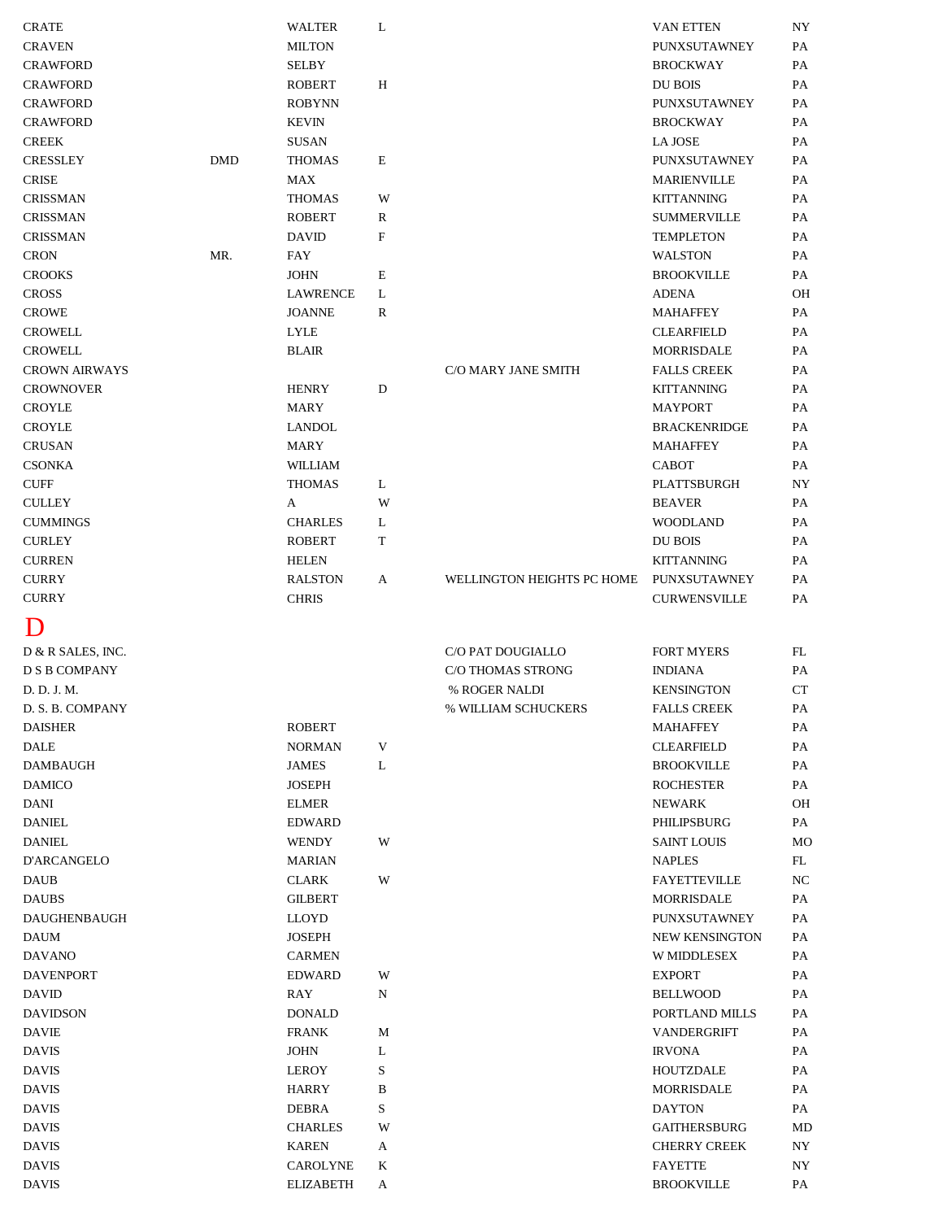| | | | | | | |
|---|---|---|---|---|---|---|
| CRATE | | WALTER | L | | VAN ETTEN | NY |
| CRAVEN | | MILTON | | | PUNXSUTAWNEY | PA |
| CRAWFORD | | SELBY | | | BROCKWAY | PA |
| CRAWFORD | | ROBERT | H | | DU BOIS | PA |
| CRAWFORD | | ROBYNN | | | PUNXSUTAWNEY | PA |
| CRAWFORD | | KEVIN | | | BROCKWAY | PA |
| CREEK | | SUSAN | | | LA JOSE | PA |
| CRESSLEY | DMD | THOMAS | E | | PUNXSUTAWNEY | PA |
| CRISE | | MAX | | | MARIENVILLE | PA |
| CRISSMAN | | THOMAS | W | | KITTANNING | PA |
| CRISSMAN | | ROBERT | R | | SUMMERVILLE | PA |
| CRISSMAN | | DAVID | F | | TEMPLETON | PA |
| CRON | MR. | FAY | | | WALSTON | PA |
| CROOKS | | JOHN | E | | BROOKVILLE | PA |
| CROSS | | LAWRENCE | L | | ADENA | OH |
| CROWE | | JOANNE | R | | MAHAFFEY | PA |
| CROWELL | | LYLE | | | CLEARFIELD | PA |
| CROWELL | | BLAIR | | | MORRISDALE | PA |
| CROWN AIRWAYS | | | | C/O MARY JANE SMITH | FALLS CREEK | PA |
| CROWNOVER | | HENRY | D | | KITTANNING | PA |
| CROYLE | | MARY | | | MAYPORT | PA |
| CROYLE | | LANDOL | | | BRACKENRIDGE | PA |
| CRUSAN | | MARY | | | MAHAFFEY | PA |
| CSONKA | | WILLIAM | | | CABOT | PA |
| CUFF | | THOMAS | L | | PLATTSBURGH | NY |
| CULLEY | | A | W | | BEAVER | PA |
| CUMMINGS | | CHARLES | L | | WOODLAND | PA |
| CURLEY | | ROBERT | T | | DU BOIS | PA |
| CURREN | | HELEN | | | KITTANNING | PA |
| CURRY | | RALSTON | A | WELLINGTON HEIGHTS PC HOME | PUNXSUTAWNEY | PA |
| CURRY | | CHRIS | | | CURWENSVILLE | PA |

# D

| | | | | | | |
|---|---|---|---|---|---|---|
| D & R SALES, INC. | | | | C/O PAT DOUGIALLO | FORT MYERS | FL |
| D S B COMPANY | | | | C/O THOMAS STRONG | INDIANA | PA |
| D. D. J. M. | | | | % ROGER NALDI | KENSINGTON | CT |
| D. S. B. COMPANY | | | | % WILLIAM SCHUCKERS | FALLS CREEK | PA |
| DAISHER | | ROBERT | | | MAHAFFEY | PA |
| DALE | | NORMAN | V | | CLEARFIELD | PA |
| DAMBAUGH | | JAMES | L | | BROOKVILLE | PA |
| DAMICO | | JOSEPH | | | ROCHESTER | PA |
| DANI | | ELMER | | | NEWARK | OH |
| DANIEL | | EDWARD | | | PHILIPSBURG | PA |
| DANIEL | | WENDY | W | | SAINT LOUIS | MO |
| D'ARCANGELO | | MARIAN | | | NAPLES | FL |
| DAUB | | CLARK | W | | FAYETTEVILLE | NC |
| DAUBS | | GILBERT | | | MORRISDALE | PA |
| DAUGHENBAUGH | | LLOYD | | | PUNXSUTAWNEY | PA |
| DAUM | | JOSEPH | | | NEW KENSINGTON | PA |
| DAVANO | | CARMEN | | | W MIDDLESEX | PA |
| DAVENPORT | | EDWARD | W | | EXPORT | PA |
| DAVID | | RAY | N | | BELLWOOD | PA |
| DAVIDSON | | DONALD | | | PORTLAND MILLS | PA |
| DAVIE | | FRANK | M | | VANDERGRIFT | PA |
| DAVIS | | JOHN | L | | IRVONA | PA |
| DAVIS | | LEROY | S | | HOUTZDALE | PA |
| DAVIS | | HARRY | B | | MORRISDALE | PA |
| DAVIS | | DEBRA | S | | DAYTON | PA |
| DAVIS | | CHARLES | W | | GAITHERSBURG | MD |
| DAVIS | | KAREN | A | | CHERRY CREEK | NY |
| DAVIS | | CAROLYNE | K | | FAYETTE | NY |
| DAVIS | | ELIZABETH | A | | BROOKVILLE | PA |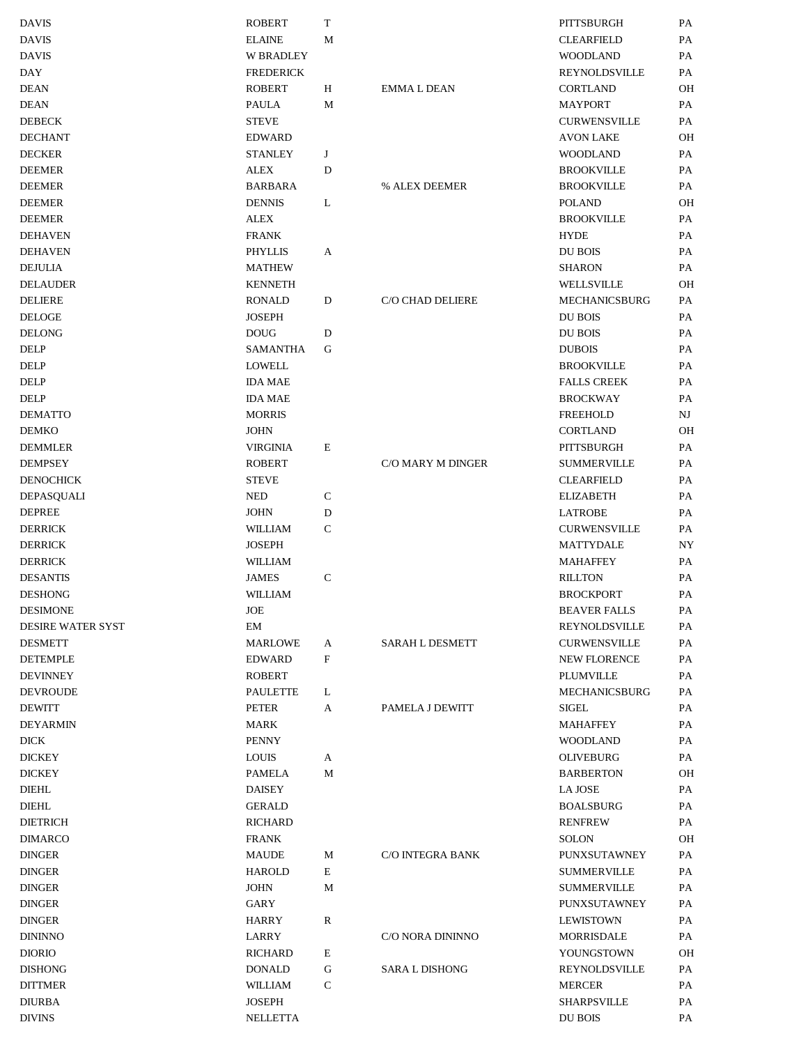| | | | | | |
|---|---|---|---|---|---|
| DAVIS | ROBERT | T | | PITTSBURGH | PA |
| DAVIS | ELAINE | M | | CLEARFIELD | PA |
| DAVIS | W BRADLEY | | | WOODLAND | PA |
| DAY | FREDERICK | | | REYNOLDSVILLE | PA |
| DEAN | ROBERT | H | EMMA L DEAN | CORTLAND | OH |
| DEAN | PAULA | M | | MAYPORT | PA |
| DEBECK | STEVE | | | CURWENSVILLE | PA |
| DECHANT | EDWARD | | | AVON LAKE | OH |
| DECKER | STANLEY | J | | WOODLAND | PA |
| DEEMER | ALEX | D | | BROOKVILLE | PA |
| DEEMER | BARBARA | | % ALEX DEEMER | BROOKVILLE | PA |
| DEEMER | DENNIS | L | | POLAND | OH |
| DEEMER | ALEX | | | BROOKVILLE | PA |
| DEHAVEN | FRANK | | | HYDE | PA |
| DEHAVEN | PHYLLIS | A | | DU BOIS | PA |
| DEJULIA | MATHEW | | | SHARON | PA |
| DELAUDER | KENNETH | | | WELLSVILLE | OH |
| DELIERE | RONALD | D | C/O CHAD DELIERE | MECHANICSBURG | PA |
| DELOGE | JOSEPH | | | DU BOIS | PA |
| DELONG | DOUG | D | | DU BOIS | PA |
| DELP | SAMANTHA | G | | DUBOIS | PA |
| DELP | LOWELL | | | BROOKVILLE | PA |
| DELP | IDA MAE | | | FALLS CREEK | PA |
| DELP | IDA MAE | | | BROCKWAY | PA |
| DEMATTO | MORRIS | | | FREEHOLD | NJ |
| DEMKO | JOHN | | | CORTLAND | OH |
| DEMMLER | VIRGINIA | E | | PITTSBURGH | PA |
| DEMPSEY | ROBERT | | C/O MARY M DINGER | SUMMERVILLE | PA |
| DENOCHICK | STEVE | | | CLEARFIELD | PA |
| DEPASQUALI | NED | C | | ELIZABETH | PA |
| DEPREE | JOHN | D | | LATROBE | PA |
| DERRICK | WILLIAM | C | | CURWENSVILLE | PA |
| DERRICK | JOSEPH | | | MATTYDALE | NY |
| DERRICK | WILLIAM | | | MAHAFFEY | PA |
| DESANTIS | JAMES | C | | RILLTON | PA |
| DESHONG | WILLIAM | | | BROCKPORT | PA |
| DESIMONE | JOE | | | BEAVER FALLS | PA |
| DESIRE WATER SYST | EM | | | REYNOLDSVILLE | PA |
| DESMETT | MARLOWE | A | SARAH L DESMETT | CURWENSVILLE | PA |
| DETEMPLE | EDWARD | F | | NEW FLORENCE | PA |
| DEVINNEY | ROBERT | | | PLUMVILLE | PA |
| DEVROUDE | PAULETTE | L | | MECHANICSBURG | PA |
| DEWITT | PETER | A | PAMELA J DEWITT | SIGEL | PA |
| DEYARMIN | MARK | | | MAHAFFEY | PA |
| DICK | PENNY | | | WOODLAND | PA |
| DICKEY | LOUIS | A | | OLIVEBURG | PA |
| DICKEY | PAMELA | M | | BARBERTON | OH |
| DIEHL | DAISEY | | | LA JOSE | PA |
| DIEHL | GERALD | | | BOALSBURG | PA |
| DIETRICH | RICHARD | | | RENFREW | PA |
| DIMARCO | FRANK | | | SOLON | OH |
| DINGER | MAUDE | M | C/O INTEGRA BANK | PUNXSUTAWNEY | PA |
| DINGER | HAROLD | E | | SUMMERVILLE | PA |
| DINGER | JOHN | M | | SUMMERVILLE | PA |
| DINGER | GARY | | | PUNXSUTAWNEY | PA |
| DINGER | HARRY | R | | LEWISTOWN | PA |
| DININNO | LARRY | | C/O NORA DININNO | MORRISDALE | PA |
| DIORIO | RICHARD | E | | YOUNGSTOWN | OH |
| DISHONG | DONALD | G | SARA L DISHONG | REYNOLDSVILLE | PA |
| DITTMER | WILLIAM | C | | MERCER | PA |
| DIURBA | JOSEPH | | | SHARPSVILLE | PA |
| DIVINS | NELLETTA | | | DU BOIS | PA |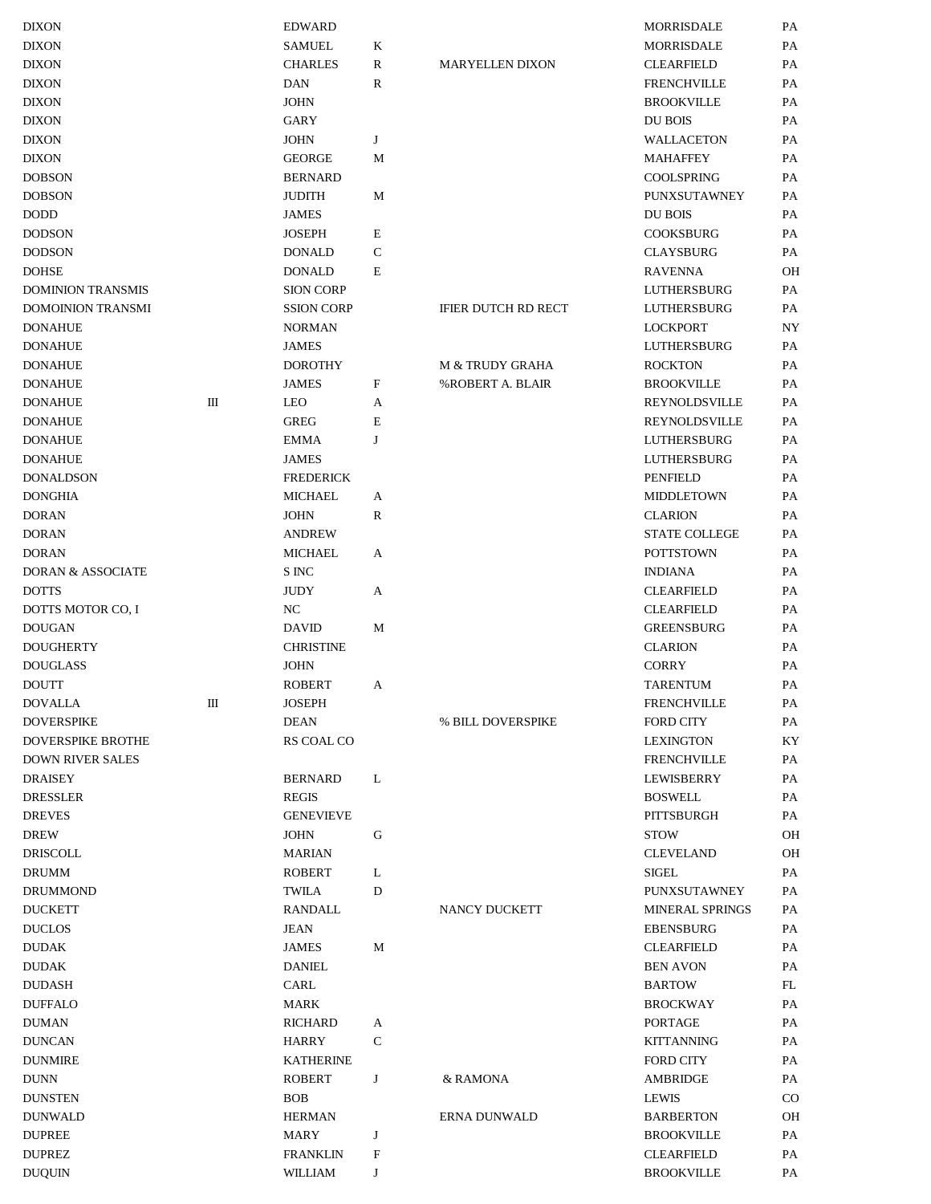| | | | | | | |
|---|---|---|---|---|---|---|
| DIXON | | EDWARD | | | MORRISDALE | PA |
| DIXON | | SAMUEL | K | | MORRISDALE | PA |
| DIXON | | CHARLES | R | MARYELLEN DIXON | CLEARFIELD | PA |
| DIXON | | DAN | R | | FRENCHVILLE | PA |
| DIXON | | JOHN | | | BROOKVILLE | PA |
| DIXON | | GARY | | | DU BOIS | PA |
| DIXON | | JOHN | J | | WALLACETON | PA |
| DIXON | | GEORGE | M | | MAHAFFEY | PA |
| DOBSON | | BERNARD | | | COOLSPRING | PA |
| DOBSON | | JUDITH | M | | PUNXSUTAWNEY | PA |
| DODD | | JAMES | | | DU BOIS | PA |
| DODSON | | JOSEPH | E | | COOKSBURG | PA |
| DODSON | | DONALD | C | | CLAYSBURG | PA |
| DOHSE | | DONALD | E | | RAVENNA | OH |
| DOMINION TRANSMIS | | SION CORP | | | LUTHERSBURG | PA |
| DOMOINION TRANSMI | | SSION CORP | | IFIER DUTCH RD RECT | LUTHERSBURG | PA |
| DONAHUE | | NORMAN | | | LOCKPORT | NY |
| DONAHUE | | JAMES | | | LUTHERSBURG | PA |
| DONAHUE | | DOROTHY | | M & TRUDY GRAHA | ROCKTON | PA |
| DONAHUE | | JAMES | F | %ROBERT A. BLAIR | BROOKVILLE | PA |
| DONAHUE | III | LEO | A | | REYNOLDSVILLE | PA |
| DONAHUE | | GREG | E | | REYNOLDSVILLE | PA |
| DONAHUE | | EMMA | J | | LUTHERSBURG | PA |
| DONAHUE | | JAMES | | | LUTHERSBURG | PA |
| DONALDSON | | FREDERICK | | | PENFIELD | PA |
| DONGHIA | | MICHAEL | A | | MIDDLETOWN | PA |
| DORAN | | JOHN | R | | CLARION | PA |
| DORAN | | ANDREW | | | STATE COLLEGE | PA |
| DORAN | | MICHAEL | A | | POTTSTOWN | PA |
| DORAN & ASSOCIATE | | S INC | | | INDIANA | PA |
| DOTTS | | JUDY | A | | CLEARFIELD | PA |
| DOTTS MOTOR CO, I | | NC | | | CLEARFIELD | PA |
| DOUGAN | | DAVID | M | | GREENSBURG | PA |
| DOUGHERTY | | CHRISTINE | | | CLARION | PA |
| DOUGLASS | | JOHN | | | CORRY | PA |
| DOUTT | | ROBERT | A | | TARENTUM | PA |
| DOVALLA | III | JOSEPH | | | FRENCHVILLE | PA |
| DOVERSPIKE | | DEAN | | % BILL DOVERSPIKE | FORD CITY | PA |
| DOVERSPIKE BROTHE | | RS COAL CO | | | LEXINGTON | KY |
| DOWN RIVER SALES | | | | | FRENCHVILLE | PA |
| DRAISEY | | BERNARD | L | | LEWISBERRY | PA |
| DRESSLER | | REGIS | | | BOSWELL | PA |
| DREVES | | GENEVIEVE | | | PITTSBURGH | PA |
| DREW | | JOHN | G | | STOW | OH |
| DRISCOLL | | MARIAN | | | CLEVELAND | OH |
| DRUMM | | ROBERT | L | | SIGEL | PA |
| DRUMMOND | | TWILA | D | | PUNXSUTAWNEY | PA |
| DUCKETT | | RANDALL | | NANCY DUCKETT | MINERAL SPRINGS | PA |
| DUCLOS | | JEAN | | | EBENSBURG | PA |
| DUDAK | | JAMES | M | | CLEARFIELD | PA |
| DUDAK | | DANIEL | | | BEN AVON | PA |
| DUDASH | | CARL | | | BARTOW | FL |
| DUFFALO | | MARK | | | BROCKWAY | PA |
| DUMAN | | RICHARD | A | | PORTAGE | PA |
| DUNCAN | | HARRY | C | | KITTANNING | PA |
| DUNMIRE | | KATHERINE | | | FORD CITY | PA |
| DUNN | | ROBERT | J | & RAMONA | AMBRIDGE | PA |
| DUNSTEN | | BOB | | | LEWIS | CO |
| DUNWALD | | HERMAN | | ERNA DUNWALD | BARBERTON | OH |
| DUPREE | | MARY | J | | BROOKVILLE | PA |
| DUPREZ | | FRANKLIN | F | | CLEARFIELD | PA |
| DUQUIN | | WILLIAM | J | | BROOKVILLE | PA |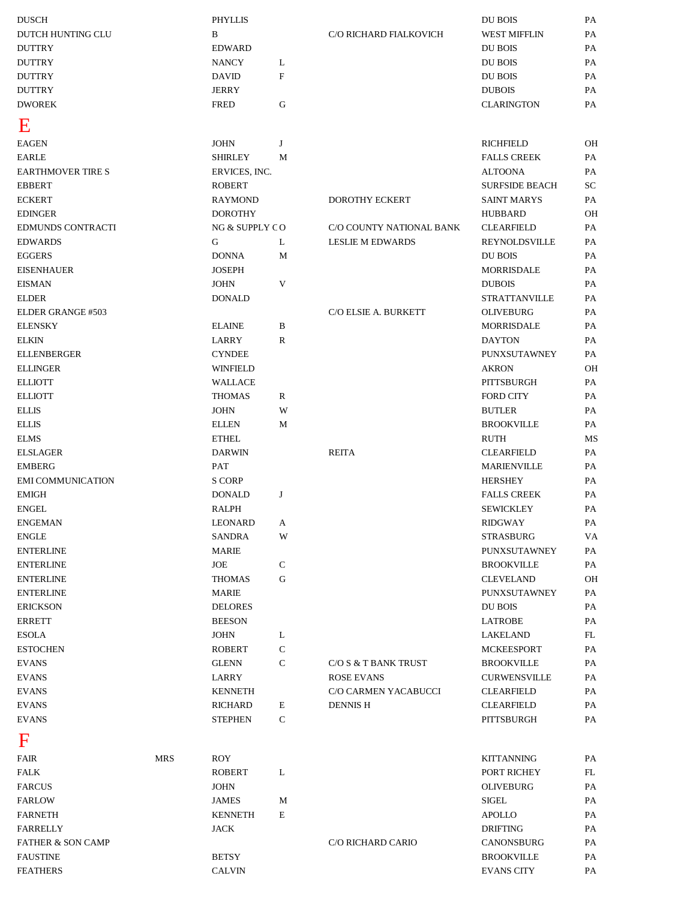| | | | | | | |
|---|---|---|---|---|---|---|
| DUSCH | | PHYLLIS | | | DU BOIS | PA |
| DUTCH HUNTING CLU | | B | | C/O RICHARD FIALKOVICH | WEST MIFFLIN | PA |
| DUTTRY | | EDWARD | | | DU BOIS | PA |
| DUTTRY | | NANCY | L | | DU BOIS | PA |
| DUTTRY | | DAVID | F | | DU BOIS | PA |
| DUTTRY | | JERRY | | | DUBOIS | PA |
| DWOREK | | FRED | G | | CLARINGTON | PA |

# E

| | | | | | | |
|---|---|---|---|---|---|---|
| EAGEN | | JOHN | J | | RICHFIELD | OH |
| EARLE | | SHIRLEY | M | | FALLS CREEK | PA |
| EARTHMOVER TIRE S | | ERVICES, INC. | | | ALTOONA | PA |
| EBBERT | | ROBERT | | | SURFSIDE BEACH | SC |
| ECKERT | | RAYMOND | | DOROTHY ECKERT | SAINT MARYS | PA |
| EDINGER | | DOROTHY | | | HUBBARD | OH |
| EDMUNDS CONTRACTI | | NG & SUPPLY C | O | C/O COUNTY NATIONAL BANK | CLEARFIELD | PA |
| EDWARDS | | G | L | LESLIE M EDWARDS | REYNOLDSVILLE | PA |
| EGGERS | | DONNA | M | | DU BOIS | PA |
| EISENHAUER | | JOSEPH | | | MORRISDALE | PA |
| EISMAN | | JOHN | V | | DUBOIS | PA |
| ELDER | | DONALD | | | STRATTANVILLE | PA |
| ELDER GRANGE #503 | | | | C/O ELSIE A. BURKETT | OLIVEBURG | PA |
| ELENSKY | | ELAINE | B | | MORRISDALE | PA |
| ELKIN | | LARRY | R | | DAYTON | PA |
| ELLENBERGER | | CYNDEE | | | PUNXSUTAWNEY | PA |
| ELLINGER | | WINFIELD | | | AKRON | OH |
| ELLIOTT | | WALLACE | | | PITTSBURGH | PA |
| ELLIOTT | | THOMAS | R | | FORD CITY | PA |
| ELLIS | | JOHN | W | | BUTLER | PA |
| ELLIS | | ELLEN | M | | BROOKVILLE | PA |
| ELMS | | ETHEL | | | RUTH | MS |
| ELSLAGER | | DARWIN | | REITA | CLEARFIELD | PA |
| EMBERG | | PAT | | | MARIENVILLE | PA |
| EMI COMMUNICATION | | S CORP | | | HERSHEY | PA |
| EMIGH | | DONALD | J | | FALLS CREEK | PA |
| ENGEL | | RALPH | | | SEWICKLEY | PA |
| ENGEMAN | | LEONARD | A | | RIDGWAY | PA |
| ENGLE | | SANDRA | W | | STRASBURG | VA |
| ENTERLINE | | MARIE | | | PUNXSUTAWNEY | PA |
| ENTERLINE | | JOE | C | | BROOKVILLE | PA |
| ENTERLINE | | THOMAS | G | | CLEVELAND | OH |
| ENTERLINE | | MARIE | | | PUNXSUTAWNEY | PA |
| ERICKSON | | DELORES | | | DU BOIS | PA |
| ERRETT | | BEESON | | | LATROBE | PA |
| ESOLA | | JOHN | L | | LAKELAND | FL |
| ESTOCHEN | | ROBERT | C | | MCKEESPORT | PA |
| EVANS | | GLENN | C | C/O S & T BANK TRUST | BROOKVILLE | PA |
| EVANS | | LARRY | | ROSE EVANS | CURWENSVILLE | PA |
| EVANS | | KENNETH | | C/O CARMEN YACABUCCI | CLEARFIELD | PA |
| EVANS | | RICHARD | E | DENNIS H | CLEARFIELD | PA |
| EVANS | | STEPHEN | C | | PITTSBURGH | PA |

# F

| | | | | | | |
|---|---|---|---|---|---|---|
| FAIR | MRS | ROY | | | KITTANNING | PA |
| FALK | | ROBERT | L | | PORT RICHEY | FL |
| FARCUS | | JOHN | | | OLIVEBURG | PA |
| FARLOW | | JAMES | M | | SIGEL | PA |
| FARNETH | | KENNETH | E | | APOLLO | PA |
| FARRELLY | | JACK | | | DRIFTING | PA |
| FATHER & SON CAMP | | | | C/O RICHARD CARIO | CANONSBURG | PA |
| FAUSTINE | | BETSY | | | BROOKVILLE | PA |
| FEATHERS | | CALVIN | | | EVANS CITY | PA |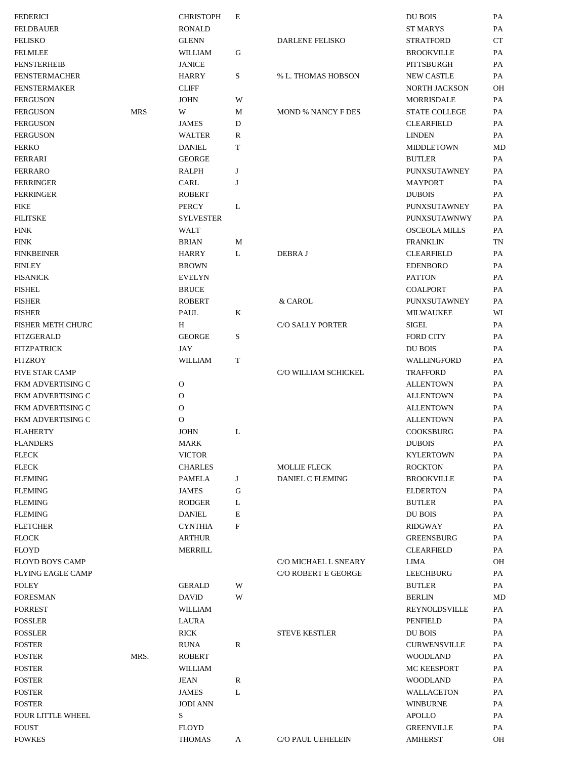| | | | | | | |
|---|---|---|---|---|---|---|
| FEDERICI | | CHRISTOPH | E | | DU BOIS | PA |
| FELDBAUER | | RONALD | | | ST MARYS | PA |
| FELISKO | | GLENN | | DARLENE FELISKO | STRATFORD | CT |
| FELMLEE | | WILLIAM | G | | BROOKVILLE | PA |
| FENSTERHEIB | | JANICE | | | PITTSBURGH | PA |
| FENSTERMACHER | | HARRY | S | % L. THOMAS HOBSON | NEW CASTLE | PA |
| FENSTERMAKER | | CLIFF | | | NORTH JACKSON | OH |
| FERGUSON | | JOHN | W | | MORRISDALE | PA |
| FERGUSON | MRS | W | M | MOND % NANCY F DES | STATE COLLEGE | PA |
| FERGUSON | | JAMES | D | | CLEARFIELD | PA |
| FERGUSON | | WALTER | R | | LINDEN | PA |
| FERKO | | DANIEL | T | | MIDDLETOWN | MD |
| FERRARI | | GEORGE | | | BUTLER | PA |
| FERRARO | | RALPH | J | | PUNXSUTAWNEY | PA |
| FERRINGER | | CARL | J | | MAYPORT | PA |
| FERRINGER | | ROBERT | | | DUBOIS | PA |
| FIKE | | PERCY | L | | PUNXSUTAWNEY | PA |
| FILITSKE | | SYLVESTER | | | PUNXSUTAWNWY | PA |
| FINK | | WALT | | | OSCEOLA MILLS | PA |
| FINK | | BRIAN | M | | FRANKLIN | TN |
| FINKBEINER | | HARRY | L | DEBRA J | CLEARFIELD | PA |
| FINLEY | | BROWN | | | EDENBORO | PA |
| FISANICK | | EVELYN | | | PATTON | PA |
| FISHEL | | BRUCE | | | COALPORT | PA |
| FISHER | | ROBERT | | & CAROL | PUNXSUTAWNEY | PA |
| FISHER | | PAUL | K | | MILWAUKEE | WI |
| FISHER METH CHURC | | H | | C/O SALLY PORTER | SIGEL | PA |
| FITZGERALD | | GEORGE | S | | FORD CITY | PA |
| FITZPATRICK | | JAY | | | DU BOIS | PA |
| FITZROY | | WILLIAM | T | | WALLINGFORD | PA |
| FIVE STAR CAMP | | | | C/O WILLIAM SCHICKEL | TRAFFORD | PA |
| FKM ADVERTISING C | | O | | | ALLENTOWN | PA |
| FKM ADVERTISING C | | O | | | ALLENTOWN | PA |
| FKM ADVERTISING C | | O | | | ALLENTOWN | PA |
| FKM ADVERTISING C | | O | | | ALLENTOWN | PA |
| FLAHERTY | | JOHN | L | | COOKSBURG | PA |
| FLANDERS | | MARK | | | DUBOIS | PA |
| FLECK | | VICTOR | | | KYLERTOWN | PA |
| FLECK | | CHARLES | | MOLLIE FLECK | ROCKTON | PA |
| FLEMING | | PAMELA | J | DANIEL C FLEMING | BROOKVILLE | PA |
| FLEMING | | JAMES | G | | ELDERTON | PA |
| FLEMING | | RODGER | L | | BUTLER | PA |
| FLEMING | | DANIEL | E | | DU BOIS | PA |
| FLETCHER | | CYNTHIA | F | | RIDGWAY | PA |
| FLOCK | | ARTHUR | | | GREENSBURG | PA |
| FLOYD | | MERRILL | | | CLEARFIELD | PA |
| FLOYD BOYS CAMP | | | | C/O MICHAEL L SNEARY | LIMA | OH |
| FLYING EAGLE CAMP | | | | C/O ROBERT E GEORGE | LEECHBURG | PA |
| FOLEY | | GERALD | W | | BUTLER | PA |
| FORESMAN | | DAVID | W | | BERLIN | MD |
| FORREST | | WILLIAM | | | REYNOLDSVILLE | PA |
| FOSSLER | | LAURA | | | PENFIELD | PA |
| FOSSLER | | RICK | | STEVE KESTLER | DU BOIS | PA |
| FOSTER | | RUNA | R | | CURWENSVILLE | PA |
| FOSTER | MRS. | ROBERT | | | WOODLAND | PA |
| FOSTER | | WILLIAM | | | MC KEESPORT | PA |
| FOSTER | | JEAN | R | | WOODLAND | PA |
| FOSTER | | JAMES | L | | WALLACETON | PA |
| FOSTER | | JODI ANN | | | WINBURNE | PA |
| FOUR LITTLE WHEEL | | S | | | APOLLO | PA |
| FOUST | | FLOYD | | | GREENVILLE | PA |
| FOWKES | | THOMAS | A | C/O PAUL UEHELEIN | AMHERST | OH |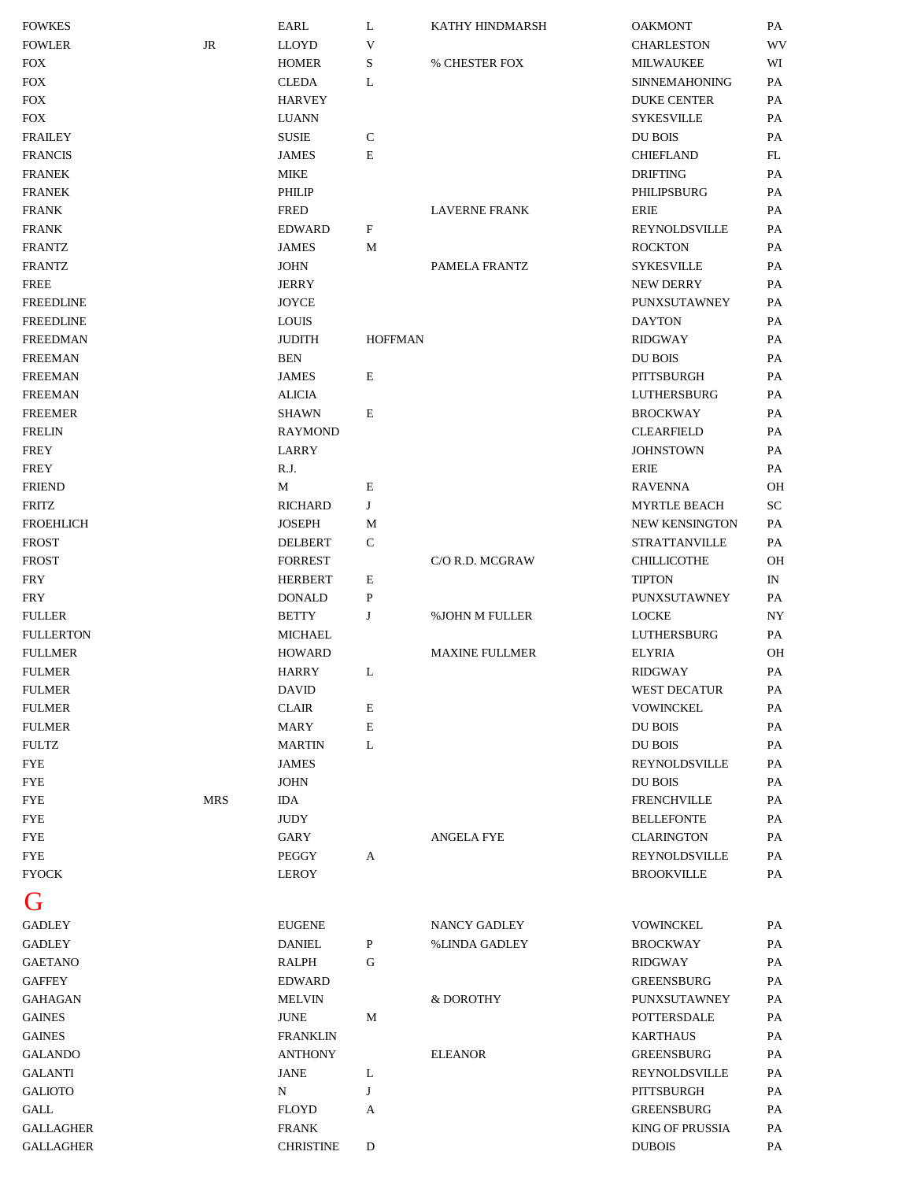| | | | | | | |
|---|---|---|---|---|---|---|
| FOWKES | | EARL | L | KATHY HINDMARSH | OAKMONT | PA |
| FOWLER | JR | LLOYD | V | | CHARLESTON | WV |
| FOX | | HOMER | S | % CHESTER FOX | MILWAUKEE | WI |
| FOX | | CLEDA | L | | SINNEMAHONING | PA |
| FOX | | HARVEY | | | DUKE CENTER | PA |
| FOX | | LUANN | | | SYKESVILLE | PA |
| FRAILEY | | SUSIE | C | | DU BOIS | PA |
| FRANCIS | | JAMES | E | | CHIEFLAND | FL |
| FRANEK | | MIKE | | | DRIFTING | PA |
| FRANEK | | PHILIP | | | PHILIPSBURG | PA |
| FRANK | | FRED | | LAVERNE FRANK | ERIE | PA |
| FRANK | | EDWARD | F | | REYNOLDSVILLE | PA |
| FRANTZ | | JAMES | M | | ROCKTON | PA |
| FRANTZ | | JOHN | | PAMELA FRANTZ | SYKESVILLE | PA |
| FREE | | JERRY | | | NEW DERRY | PA |
| FREEDLINE | | JOYCE | | | PUNXSUTAWNEY | PA |
| FREEDLINE | | LOUIS | | | DAYTON | PA |
| FREEDMAN | | JUDITH | HOFFMAN | | RIDGWAY | PA |
| FREEMAN | | BEN | | | DU BOIS | PA |
| FREEMAN | | JAMES | E | | PITTSBURGH | PA |
| FREEMAN | | ALICIA | | | LUTHERSBURG | PA |
| FREEMER | | SHAWN | E | | BROCKWAY | PA |
| FRELIN | | RAYMOND | | | CLEARFIELD | PA |
| FREY | | LARRY | | | JOHNSTOWN | PA |
| FREY | | R.J. | | | ERIE | PA |
| FRIEND | | M | E | | RAVENNA | OH |
| FRITZ | | RICHARD | J | | MYRTLE BEACH | SC |
| FROEHLICH | | JOSEPH | M | | NEW KENSINGTON | PA |
| FROST | | DELBERT | C | | STRATTANVILLE | PA |
| FROST | | FORREST | | C/O R.D. MCGRAW | CHILLICOTHE | OH |
| FRY | | HERBERT | E | | TIPTON | IN |
| FRY | | DONALD | P | | PUNXSUTAWNEY | PA |
| FULLER | | BETTY | J | %JOHN M FULLER | LOCKE | NY |
| FULLERTON | | MICHAEL | | | LUTHERSBURG | PA |
| FULLMER | | HOWARD | | MAXINE FULLMER | ELYRIA | OH |
| FULMER | | HARRY | L | | RIDGWAY | PA |
| FULMER | | DAVID | | | WEST DECATUR | PA |
| FULMER | | CLAIR | E | | VOWINCKEL | PA |
| FULMER | | MARY | E | | DU BOIS | PA |
| FULTZ | | MARTIN | L | | DU BOIS | PA |
| FYE | | JAMES | | | REYNOLDSVILLE | PA |
| FYE | | JOHN | | | DU BOIS | PA |
| FYE | MRS | IDA | | | FRENCHVILLE | PA |
| FYE | | JUDY | | | BELLEFONTE | PA |
| FYE | | GARY | | ANGELA FYE | CLARINGTON | PA |
| FYE | | PEGGY | A | | REYNOLDSVILLE | PA |
| FYOCK | | LEROY | | | BROOKVILLE | PA |

# G

| | | | | | | |
|---|---|---|---|---|---|---|
| GADLEY | | EUGENE | | NANCY GADLEY | VOWINCKEL | PA |
| GADLEY | | DANIEL | P | %LINDA GADLEY | BROCKWAY | PA |
| GAETANO | | RALPH | G | | RIDGWAY | PA |
| GAFFEY | | EDWARD | | | GREENSBURG | PA |
| GAHAGAN | | MELVIN | | & DOROTHY | PUNXSUTAWNEY | PA |
| GAINES | | JUNE | M | | POTTERSDALE | PA |
| GAINES | | FRANKLIN | | | KARTHAUS | PA |
| GALANDO | | ANTHONY | | ELEANOR | GREENSBURG | PA |
| GALANTI | | JANE | L | | REYNOLDSVILLE | PA |
| GALIOTO | | N | J | | PITTSBURGH | PA |
| GALL | | FLOYD | A | | GREENSBURG | PA |
| GALLAGHER | | FRANK | | | KING OF PRUSSIA | PA |
| GALLAGHER | | CHRISTINE | D | | DUBOIS | PA |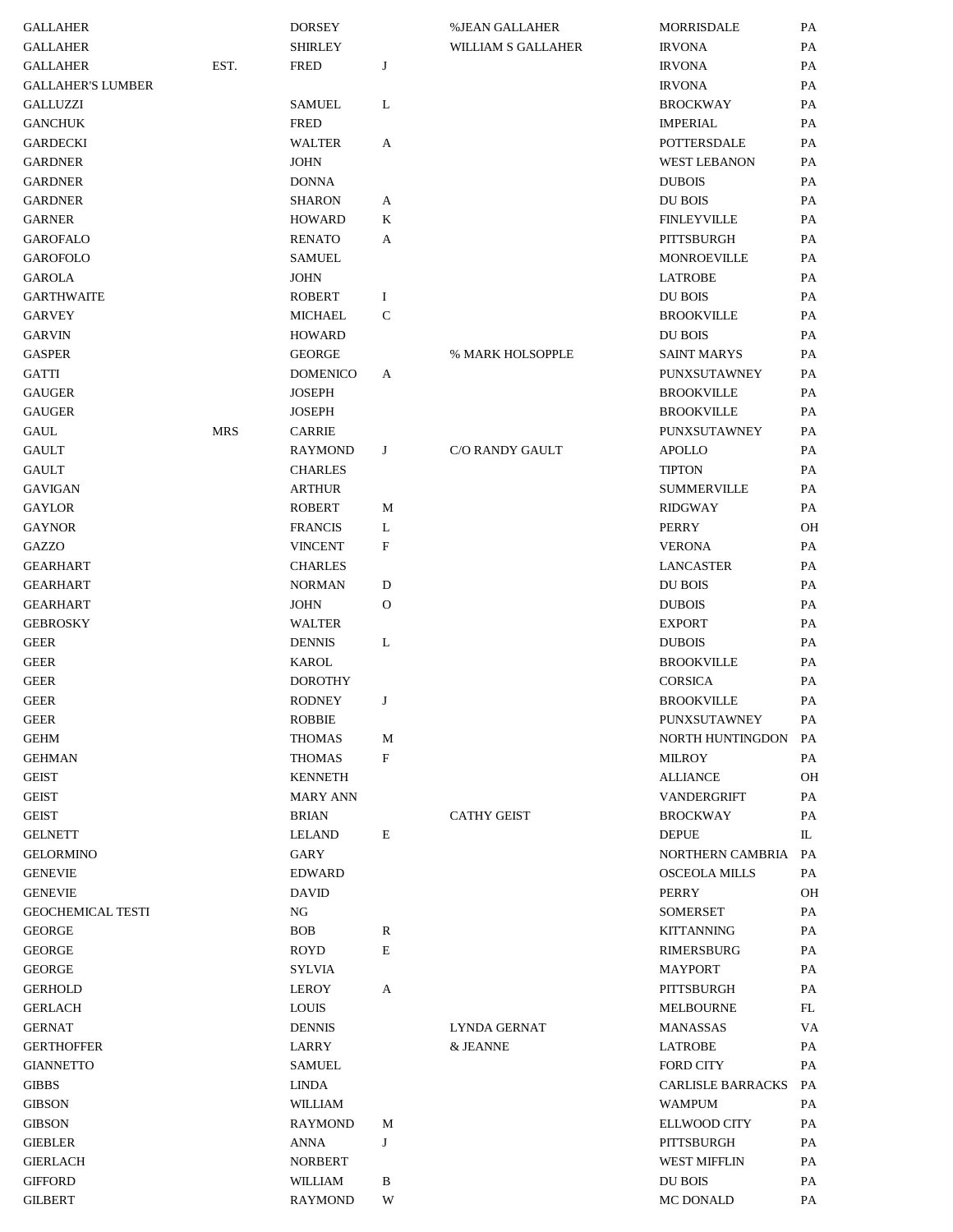| | | | | | | |
|---|---|---|---|---|---|---|
| GALLAHER | | DORSEY | | %JEAN GALLAHER | MORRISDALE | PA |
| GALLAHER | | SHIRLEY | | WILLIAM S GALLAHER | IRVONA | PA |
| GALLAHER | EST. | FRED | J | | IRVONA | PA |
| GALLAHER'S LUMBER | | | | | IRVONA | PA |
| GALLUZZI | | SAMUEL | L | | BROCKWAY | PA |
| GANCHUK | | FRED | | | IMPERIAL | PA |
| GARDECKI | | WALTER | A | | POTTERSDALE | PA |
| GARDNER | | JOHN | | | WEST LEBANON | PA |
| GARDNER | | DONNA | | | DUBOIS | PA |
| GARDNER | | SHARON | A | | DU BOIS | PA |
| GARNER | | HOWARD | K | | FINLEYVILLE | PA |
| GAROFALO | | RENATO | A | | PITTSBURGH | PA |
| GAROFOLO | | SAMUEL | | | MONROEVILLE | PA |
| GAROLA | | JOHN | | | LATROBE | PA |
| GARTHWAITE | | ROBERT | I | | DU BOIS | PA |
| GARVEY | | MICHAEL | C | | BROOKVILLE | PA |
| GARVIN | | HOWARD | | | DU BOIS | PA |
| GASPER | | GEORGE | | % MARK HOLSOPPLE | SAINT MARYS | PA |
| GATTI | | DOMENICO | A | | PUNXSUTAWNEY | PA |
| GAUGER | | JOSEPH | | | BROOKVILLE | PA |
| GAUGER | | JOSEPH | | | BROOKVILLE | PA |
| GAUL | MRS | CARRIE | | | PUNXSUTAWNEY | PA |
| GAULT | | RAYMOND | J | C/O RANDY GAULT | APOLLO | PA |
| GAULT | | CHARLES | | | TIPTON | PA |
| GAVIGAN | | ARTHUR | | | SUMMERVILLE | PA |
| GAYLOR | | ROBERT | M | | RIDGWAY | PA |
| GAYNOR | | FRANCIS | L | | PERRY | OH |
| GAZZO | | VINCENT | F | | VERONA | PA |
| GEARHART | | CHARLES | | | LANCASTER | PA |
| GEARHART | | NORMAN | D | | DU BOIS | PA |
| GEARHART | | JOHN | O | | DUBOIS | PA |
| GEBROSKY | | WALTER | | | EXPORT | PA |
| GEER | | DENNIS | L | | DUBOIS | PA |
| GEER | | KAROL | | | BROOKVILLE | PA |
| GEER | | DOROTHY | | | CORSICA | PA |
| GEER | | RODNEY | J | | BROOKVILLE | PA |
| GEER | | ROBBIE | | | PUNXSUTAWNEY | PA |
| GEHM | | THOMAS | M | | NORTH HUNTINGDON | PA |
| GEHMAN | | THOMAS | F | | MILROY | PA |
| GEIST | | KENNETH | | | ALLIANCE | OH |
| GEIST | | MARY ANN | | | VANDERGRIFT | PA |
| GEIST | | BRIAN | | CATHY GEIST | BROCKWAY | PA |
| GELNETT | | LELAND | E | | DEPUE | IL |
| GELORMINO | | GARY | | | NORTHERN CAMBRIA | PA |
| GENEVIE | | EDWARD | | | OSCEOLA MILLS | PA |
| GENEVIE | | DAVID | | | PERRY | OH |
| GEOCHEMICAL TESTI | | NG | | | SOMERSET | PA |
| GEORGE | | BOB | R | | KITTANNING | PA |
| GEORGE | | ROYD | E | | RIMERSBURG | PA |
| GEORGE | | SYLVIA | | | MAYPORT | PA |
| GERHOLD | | LEROY | A | | PITTSBURGH | PA |
| GERLACH | | LOUIS | | | MELBOURNE | FL |
| GERNAT | | DENNIS | | LYNDA GERNAT | MANASSAS | VA |
| GERTHOFFER | | LARRY | | & JEANNE | LATROBE | PA |
| GIANNETTO | | SAMUEL | | | FORD CITY | PA |
| GIBBS | | LINDA | | | CARLISLE BARRACKS | PA |
| GIBSON | | WILLIAM | | | WAMPUM | PA |
| GIBSON | | RAYMOND | M | | ELLWOOD CITY | PA |
| GIEBLER | | ANNA | J | | PITTSBURGH | PA |
| GIERLACH | | NORBERT | | | WEST MIFFLIN | PA |
| GIFFORD | | WILLIAM | B | | DU BOIS | PA |
| GILBERT | | RAYMOND | W | | MC DONALD | PA |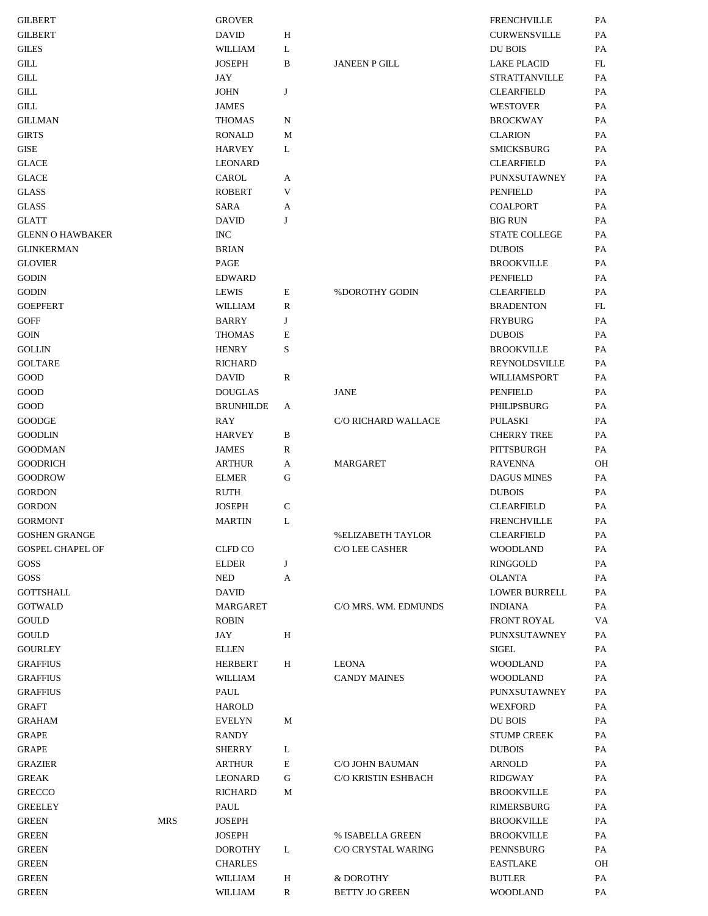| | | | | | | |
|---|---|---|---|---|---|---|
| GILBERT | | GROVER | | | FRENCHVILLE | PA |
| GILBERT | | DAVID | H | | CURWENSVILLE | PA |
| GILES | | WILLIAM | L | | DU BOIS | PA |
| GILL | | JOSEPH | B | JANEEN P GILL | LAKE PLACID | FL |
| GILL | | JAY | | | STRATTANVILLE | PA |
| GILL | | JOHN | J | | CLEARFIELD | PA |
| GILL | | JAMES | | | WESTOVER | PA |
| GILLMAN | | THOMAS | N | | BROCKWAY | PA |
| GIRTS | | RONALD | M | | CLARION | PA |
| GISE | | HARVEY | L | | SMICKSBURG | PA |
| GLACE | | LEONARD | | | CLEARFIELD | PA |
| GLACE | | CAROL | A | | PUNXSUTAWNEY | PA |
| GLASS | | ROBERT | V | | PENFIELD | PA |
| GLASS | | SARA | A | | COALPORT | PA |
| GLATT | | DAVID | J | | BIG RUN | PA |
| GLENN O HAWBAKER | | INC | | | STATE COLLEGE | PA |
| GLINKERMAN | | BRIAN | | | DUBOIS | PA |
| GLOVIER | | PAGE | | | BROOKVILLE | PA |
| GODIN | | EDWARD | | | PENFIELD | PA |
| GODIN | | LEWIS | E | %DOROTHY GODIN | CLEARFIELD | PA |
| GOEPFERT | | WILLIAM | R | | BRADENTON | FL |
| GOFF | | BARRY | J | | FRYBURG | PA |
| GOIN | | THOMAS | E | | DUBOIS | PA |
| GOLLIN | | HENRY | S | | BROOKVILLE | PA |
| GOLTARE | | RICHARD | | | REYNOLDSVILLE | PA |
| GOOD | | DAVID | R | | WILLIAMSPORT | PA |
| GOOD | | DOUGLAS | | JANE | PENFIELD | PA |
| GOOD | | BRUNHILDE | A | | PHILIPSBURG | PA |
| GOODGE | | RAY | | C/O RICHARD WALLACE | PULASKI | PA |
| GOODLIN | | HARVEY | B | | CHERRY TREE | PA |
| GOODMAN | | JAMES | R | | PITTSBURGH | PA |
| GOODRICH | | ARTHUR | A | MARGARET | RAVENNA | OH |
| GOODROW | | ELMER | G | | DAGUS MINES | PA |
| GORDON | | RUTH | | | DUBOIS | PA |
| GORDON | | JOSEPH | C | | CLEARFIELD | PA |
| GORMONT | | MARTIN | L | | FRENCHVILLE | PA |
| GOSHEN GRANGE | | | | %ELIZABETH TAYLOR | CLEARFIELD | PA |
| GOSPEL CHAPEL OF | | CLFD CO | | C/O LEE CASHER | WOODLAND | PA |
| GOSS | | ELDER | J | | RINGGOLD | PA |
| GOSS | | NED | A | | OLANTA | PA |
| GOTTSHALL | | DAVID | | | LOWER BURRELL | PA |
| GOTWALD | | MARGARET | | C/O MRS. WM. EDMUNDS | INDIANA | PA |
| GOULD | | ROBIN | | | FRONT ROYAL | VA |
| GOULD | | JAY | H | | PUNXSUTAWNEY | PA |
| GOURLEY | | ELLEN | | | SIGEL | PA |
| GRAFFIUS | | HERBERT | H | LEONA | WOODLAND | PA |
| GRAFFIUS | | WILLIAM | | CANDY MAINES | WOODLAND | PA |
| GRAFFIUS | | PAUL | | | PUNXSUTAWNEY | PA |
| GRAFT | | HAROLD | | | WEXFORD | PA |
| GRAHAM | | EVELYN | M | | DU BOIS | PA |
| GRAPE | | RANDY | | | STUMP CREEK | PA |
| GRAPE | | SHERRY | L | | DUBOIS | PA |
| GRAZIER | | ARTHUR | E | C/O JOHN BAUMAN | ARNOLD | PA |
| GREAK | | LEONARD | G | C/O KRISTIN ESHBACH | RIDGWAY | PA |
| GRECCO | | RICHARD | M | | BROOKVILLE | PA |
| GREELEY | | PAUL | | | RIMERSBURG | PA |
| GREEN | MRS | JOSEPH | | | BROOKVILLE | PA |
| GREEN | | JOSEPH | | % ISABELLA GREEN | BROOKVILLE | PA |
| GREEN | | DOROTHY | L | C/O CRYSTAL WARING | PENNSBURG | PA |
| GREEN | | CHARLES | | | EASTLAKE | OH |
| GREEN | | WILLIAM | H | & DOROTHY | BUTLER | PA |
| GREEN | | WILLIAM | R | BETTY JO GREEN | WOODLAND | PA |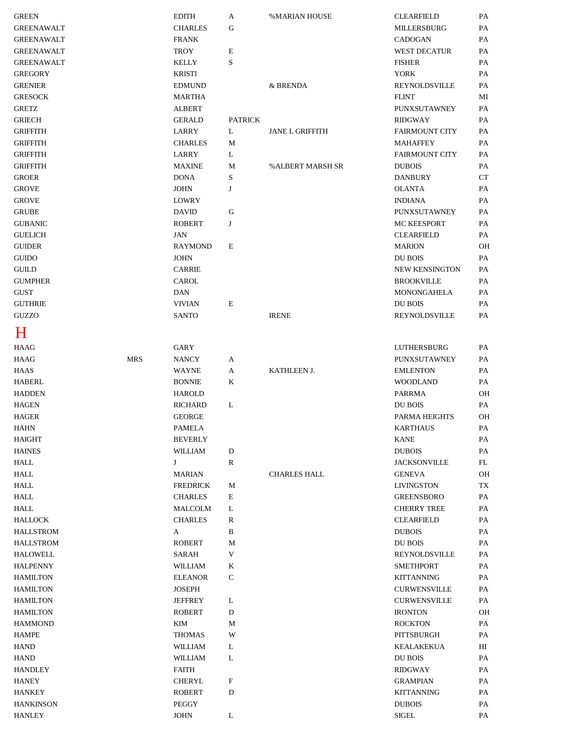| | | | | | | |
|---|---|---|---|---|---|---|
| GREEN | | EDITH | A | %MARIAN HOUSE | CLEARFIELD | PA |
| GREENAWALT | | CHARLES | G | | MILLERSBURG | PA |
| GREENAWALT | | FRANK | | | CADOGAN | PA |
| GREENAWALT | | TROY | E | | WEST DECATUR | PA |
| GREENAWALT | | KELLY | S | | FISHER | PA |
| GREGORY | | KRISTI | | | YORK | PA |
| GRENIER | | EDMUND | | & BRENDA | REYNOLDSVILLE | PA |
| GRESOCK | | MARTHA | | | FLINT | MI |
| GRETZ | | ALBERT | | | PUNXSUTAWNEY | PA |
| GRIECH | | GERALD | PATRICK | | RIDGWAY | PA |
| GRIFFITH | | LARRY | L | JANE L GRIFFITH | FAIRMOUNT CITY | PA |
| GRIFFITH | | CHARLES | M | | MAHAFFEY | PA |
| GRIFFITH | | LARRY | L | | FAIRMOUNT CITY | PA |
| GRIFFITH | | MAXINE | M | %ALBERT MARSH SR | DUBOIS | PA |
| GROER | | DONA | S | | DANBURY | CT |
| GROVE | | JOHN | J | | OLANTA | PA |
| GROVE | | LOWRY | | | INDIANA | PA |
| GRUBE | | DAVID | G | | PUNXSUTAWNEY | PA |
| GUBANIC | | ROBERT | J | | MC KEESPORT | PA |
| GUELICH | | JAN | | | CLEARFIELD | PA |
| GUIDER | | RAYMOND | E | | MARION | OH |
| GUIDO | | JOHN | | | DU BOIS | PA |
| GUILD | | CARRIE | | | NEW KENSINGTON | PA |
| GUMPHER | | CAROL | | | BROOKVILLE | PA |
| GUST | | DAN | | | MONONGAHELA | PA |
| GUTHRIE | | VIVIAN | E | | DU BOIS | PA |
| GUZZO | | SANTO | | IRENE | REYNOLDSVILLE | PA |

# H

| | | | | | | |
|---|---|---|---|---|---|---|
| HAAG | | GARY | | | LUTHERSBURG | PA |
| HAAG | MRS | NANCY | A | | PUNXSUTAWNEY | PA |
| HAAS | | WAYNE | A | KATHLEEN J. | EMLENTON | PA |
| HABERL | | BONNIE | K | | WOODLAND | PA |
| HADDEN | | HAROLD | | | PARRMA | OH |
| HAGEN | | RICHARD | L | | DU BOIS | PA |
| HAGER | | GEORGE | | | PARMA HEIGHTS | OH |
| HAHN | | PAMELA | | | KARTHAUS | PA |
| HAIGHT | | BEVERLY | | | KANE | PA |
| HAINES | | WILLIAM | D | | DUBOIS | PA |
| HALL | | J | R | | JACKSONVILLE | FL |
| HALL | | MARIAN | | CHARLES HALL | GENEVA | OH |
| HALL | | FREDRICK | M | | LIVINGSTON | TX |
| HALL | | CHARLES | E | | GREENSBORO | PA |
| HALL | | MALCOLM | L | | CHERRY TREE | PA |
| HALLOCK | | CHARLES | R | | CLEARFIELD | PA |
| HALLSTROM | | A | B | | DUBOIS | PA |
| HALLSTROM | | ROBERT | M | | DU BOIS | PA |
| HALOWELL | | SARAH | V | | REYNOLDSVILLE | PA |
| HALPENNY | | WILLIAM | K | | SMETHPORT | PA |
| HAMILTON | | ELEANOR | C | | KITTANNING | PA |
| HAMILTON | | JOSEPH | | | CURWENSVILLE | PA |
| HAMILTON | | JEFFREY | L | | CURWENSVILLE | PA |
| HAMILTON | | ROBERT | D | | IRONTON | OH |
| HAMMOND | | KIM | M | | ROCKTON | PA |
| HAMPE | | THOMAS | W | | PITTSBURGH | PA |
| HAND | | WILLIAM | L | | KEALAKEKUA | HI |
| HAND | | WILLIAM | L | | DU BOIS | PA |
| HANDLEY | | FAITH | | | RIDGWAY | PA |
| HANEY | | CHERYL | F | | GRAMPIAN | PA |
| HANKEY | | ROBERT | D | | KITTANNING | PA |
| HANKINSON | | PEGGY | | | DUBOIS | PA |
| HANLEY | | JOHN | L | | SIGEL | PA |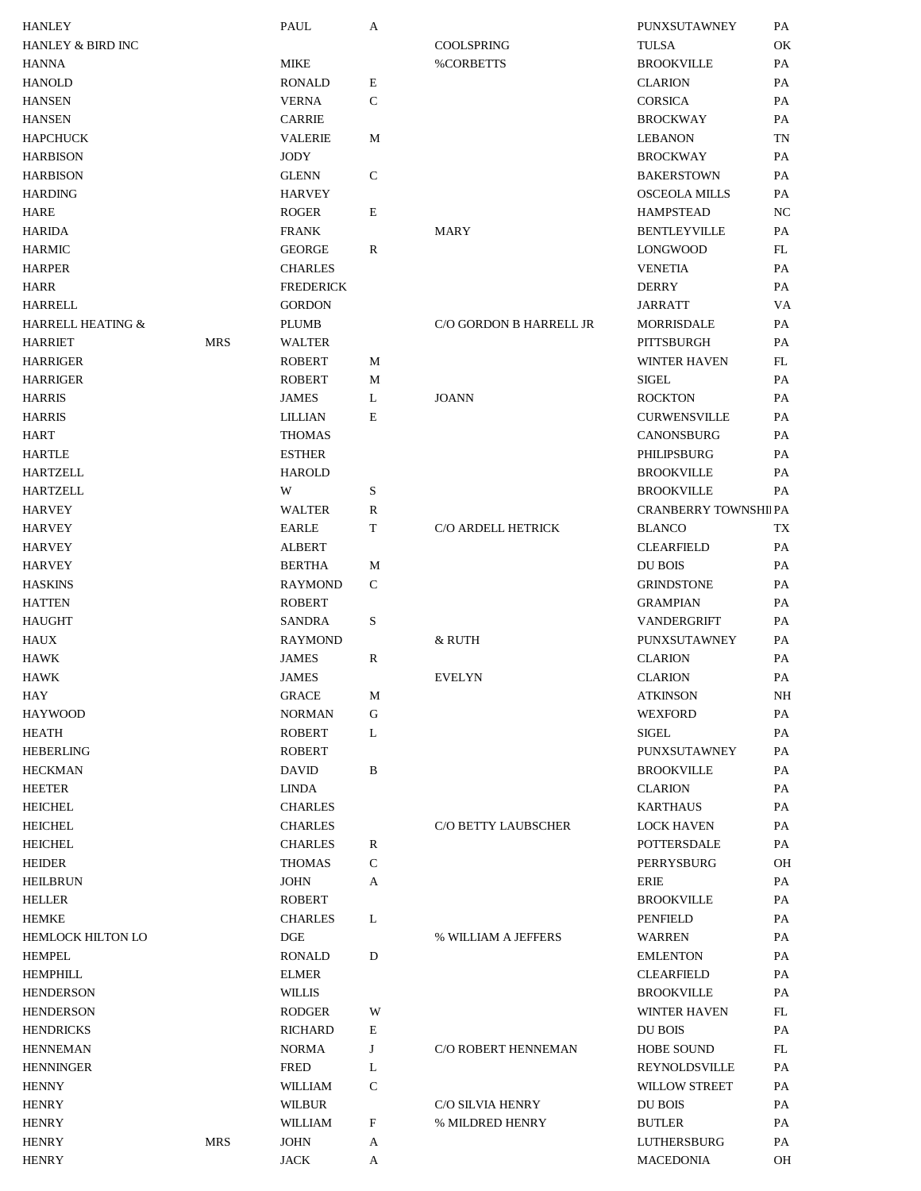| | | | | | | |
|---|---|---|---|---|---|---|
| HANLEY | | PAUL | A | | PUNXSUTAWNEY | PA |
| HANLEY & BIRD INC | | | | COOLSPRING | TULSA | OK |
| HANNA | | MIKE | | %CORBETTS | BROOKVILLE | PA |
| HANOLD | | RONALD | E | | CLARION | PA |
| HANSEN | | VERNA | C | | CORSICA | PA |
| HANSEN | | CARRIE | | | BROCKWAY | PA |
| HAPCHUCK | | VALERIE | M | | LEBANON | TN |
| HARBISON | | JODY | | | BROCKWAY | PA |
| HARBISON | | GLENN | C | | BAKERSTOWN | PA |
| HARDING | | HARVEY | | | OSCEOLA MILLS | PA |
| HARE | | ROGER | E | | HAMPSTEAD | NC |
| HARIDA | | FRANK | | MARY | BENTLEYVILLE | PA |
| HARMIC | | GEORGE | R | | LONGWOOD | FL |
| HARPER | | CHARLES | | | VENETIA | PA |
| HARR | | FREDERICK | | | DERRY | PA |
| HARRELL | | GORDON | | | JARRATT | VA |
| HARRELL HEATING & | | PLUMB | | C/O GORDON B HARRELL JR | MORRISDALE | PA |
| HARRIET | MRS | WALTER | | | PITTSBURGH | PA |
| HARRIGER | | ROBERT | M | | WINTER HAVEN | FL |
| HARRIGER | | ROBERT | M | | SIGEL | PA |
| HARRIS | | JAMES | L | JOANN | ROCKTON | PA |
| HARRIS | | LILLIAN | E | | CURWENSVILLE | PA |
| HART | | THOMAS | | | CANONSBURG | PA |
| HARTLE | | ESTHER | | | PHILIPSBURG | PA |
| HARTZELL | | HAROLD | | | BROOKVILLE | PA |
| HARTZELL | | W | S | | BROOKVILLE | PA |
| HARVEY | | WALTER | R | | CRANBERRY TOWNSHII | PA |
| HARVEY | | EARLE | T | C/O ARDELL HETRICK | BLANCO | TX |
| HARVEY | | ALBERT | | | CLEARFIELD | PA |
| HARVEY | | BERTHA | M | | DU BOIS | PA |
| HASKINS | | RAYMOND | C | | GRINDSTONE | PA |
| HATTEN | | ROBERT | | | GRAMPIAN | PA |
| HAUGHT | | SANDRA | S | | VANDERGRIFT | PA |
| HAUX | | RAYMOND | | & RUTH | PUNXSUTAWNEY | PA |
| HAWK | | JAMES | R | | CLARION | PA |
| HAWK | | JAMES | | EVELYN | CLARION | PA |
| HAY | | GRACE | M | | ATKINSON | NH |
| HAYWOOD | | NORMAN | G | | WEXFORD | PA |
| HEATH | | ROBERT | L | | SIGEL | PA |
| HEBERLING | | ROBERT | | | PUNXSUTAWNEY | PA |
| HECKMAN | | DAVID | B | | BROOKVILLE | PA |
| HEETER | | LINDA | | | CLARION | PA |
| HEICHEL | | CHARLES | | | KARTHAUS | PA |
| HEICHEL | | CHARLES | | C/O BETTY LAUBSCHER | LOCK HAVEN | PA |
| HEICHEL | | CHARLES | R | | POTTERSDALE | PA |
| HEIDER | | THOMAS | C | | PERRYSBURG | OH |
| HEILBRUN | | JOHN | A | | ERIE | PA |
| HELLER | | ROBERT | | | BROOKVILLE | PA |
| HEMKE | | CHARLES | L | | PENFIELD | PA |
| HEMLOCK HILTON LO | | DGE | | % WILLIAM A JEFFERS | WARREN | PA |
| HEMPEL | | RONALD | D | | EMLENTON | PA |
| HEMPHILL | | ELMER | | | CLEARFIELD | PA |
| HENDERSON | | WILLIS | | | BROOKVILLE | PA |
| HENDERSON | | RODGER | W | | WINTER HAVEN | FL |
| HENDRICKS | | RICHARD | E | | DU BOIS | PA |
| HENNEMAN | | NORMA | J | C/O ROBERT HENNEMAN | HOBE SOUND | FL |
| HENNINGER | | FRED | L | | REYNOLDSVILLE | PA |
| HENNY | | WILLIAM | C | | WILLOW STREET | PA |
| HENRY | | WILBUR | | C/O SILVIA HENRY | DU BOIS | PA |
| HENRY | | WILLIAM | F | % MILDRED HENRY | BUTLER | PA |
| HENRY | MRS | JOHN | A | | LUTHERSBURG | PA |
| HENRY | | JACK | A | | MACEDONIA | OH |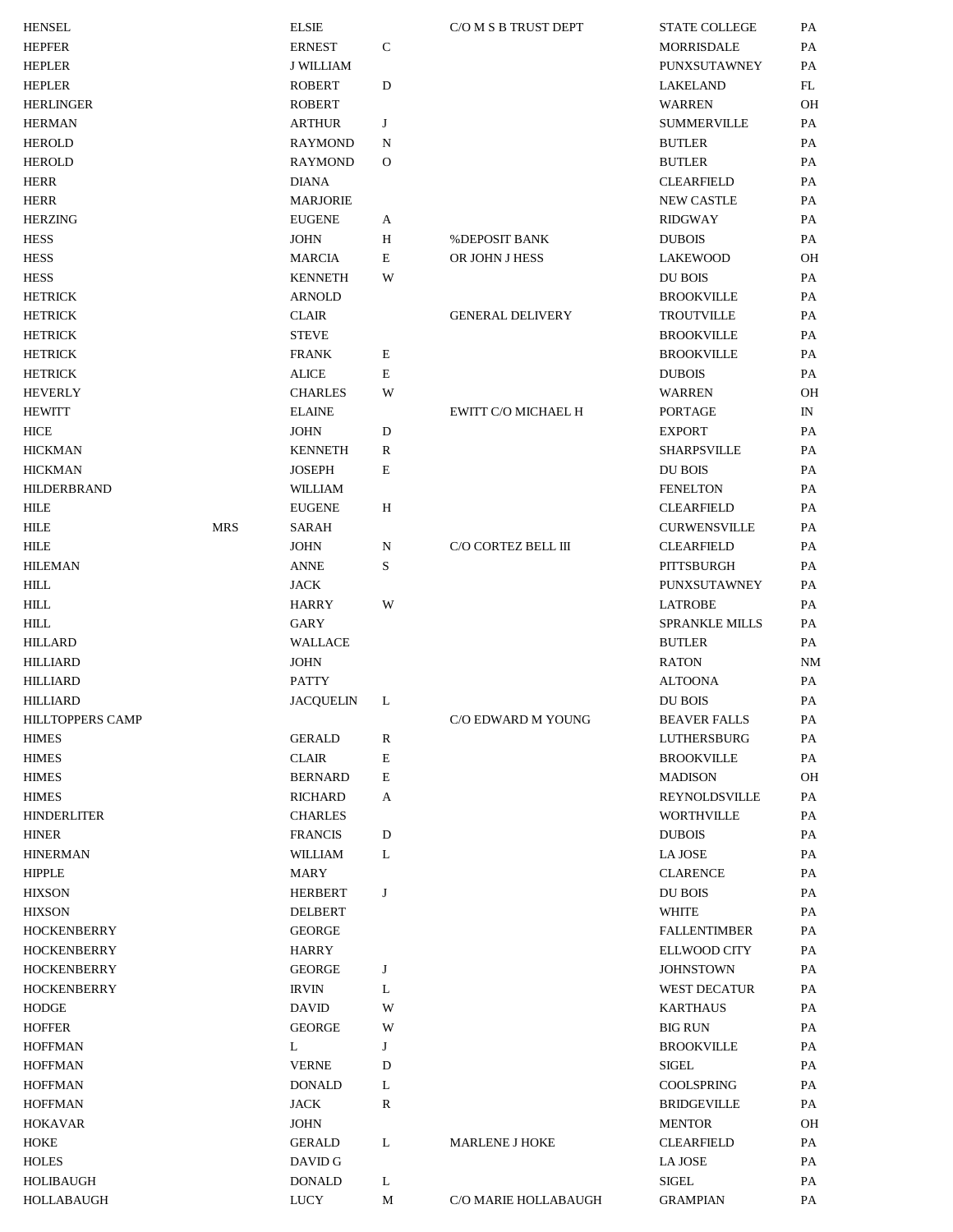| | | | | | | |
|---|---|---|---|---|---|---|
| HENSEL | | ELSIE | | C/O M S B TRUST DEPT | STATE COLLEGE | PA |
| HEPFER | | ERNEST | C | | MORRISDALE | PA |
| HEPLER | | J WILLIAM | | | PUNXSUTAWNEY | PA |
| HEPLER | | ROBERT | D | | LAKELAND | FL |
| HERLINGER | | ROBERT | | | WARREN | OH |
| HERMAN | | ARTHUR | J | | SUMMERVILLE | PA |
| HEROLD | | RAYMOND | N | | BUTLER | PA |
| HEROLD | | RAYMOND | O | | BUTLER | PA |
| HERR | | DIANA | | | CLEARFIELD | PA |
| HERR | | MARJORIE | | | NEW CASTLE | PA |
| HERZING | | EUGENE | A | | RIDGWAY | PA |
| HESS | | JOHN | H | %DEPOSIT BANK | DUBOIS | PA |
| HESS | | MARCIA | E | OR JOHN J HESS | LAKEWOOD | OH |
| HESS | | KENNETH | W | | DU BOIS | PA |
| HETRICK | | ARNOLD | | | BROOKVILLE | PA |
| HETRICK | | CLAIR | | GENERAL DELIVERY | TROUTVILLE | PA |
| HETRICK | | STEVE | | | BROOKVILLE | PA |
| HETRICK | | FRANK | E | | BROOKVILLE | PA |
| HETRICK | | ALICE | E | | DUBOIS | PA |
| HEVERLY | | CHARLES | W | | WARREN | OH |
| HEWITT | | ELAINE | | EWITT C/O MICHAEL H | PORTAGE | IN |
| HICE | | JOHN | D | | EXPORT | PA |
| HICKMAN | | KENNETH | R | | SHARPSVILLE | PA |
| HICKMAN | | JOSEPH | E | | DU BOIS | PA |
| HILDERBRAND | | WILLIAM | | | FENELTON | PA |
| HILE | | EUGENE | H | | CLEARFIELD | PA |
| HILE | MRS | SARAH | | | CURWENSVILLE | PA |
| HILE | | JOHN | N | C/O CORTEZ BELL III | CLEARFIELD | PA |
| HILEMAN | | ANNE | S | | PITTSBURGH | PA |
| HILL | | JACK | | | PUNXSUTAWNEY | PA |
| HILL | | HARRY | W | | LATROBE | PA |
| HILL | | GARY | | | SPRANKLE MILLS | PA |
| HILLARD | | WALLACE | | | BUTLER | PA |
| HILLIARD | | JOHN | | | RATON | NM |
| HILLIARD | | PATTY | | | ALTOONA | PA |
| HILLIARD | | JACQUELIN | L | | DU BOIS | PA |
| HILLTOPPERS CAMP | | | | C/O EDWARD M YOUNG | BEAVER FALLS | PA |
| HIMES | | GERALD | R | | LUTHERSBURG | PA |
| HIMES | | CLAIR | E | | BROOKVILLE | PA |
| HIMES | | BERNARD | E | | MADISON | OH |
| HIMES | | RICHARD | A | | REYNOLDSVILLE | PA |
| HINDERLITER | | CHARLES | | | WORTHVILLE | PA |
| HINER | | FRANCIS | D | | DUBOIS | PA |
| HINERMAN | | WILLIAM | L | | LA JOSE | PA |
| HIPPLE | | MARY | | | CLARENCE | PA |
| HIXSON | | HERBERT | J | | DU BOIS | PA |
| HIXSON | | DELBERT | | | WHITE | PA |
| HOCKENBERRY | | GEORGE | | | FALLENTIMBER | PA |
| HOCKENBERRY | | HARRY | | | ELLWOOD CITY | PA |
| HOCKENBERRY | | GEORGE | J | | JOHNSTOWN | PA |
| HOCKENBERRY | | IRVIN | L | | WEST DECATUR | PA |
| HODGE | | DAVID | W | | KARTHAUS | PA |
| HOFFER | | GEORGE | W | | BIG RUN | PA |
| HOFFMAN | | L | J | | BROOKVILLE | PA |
| HOFFMAN | | VERNE | D | | SIGEL | PA |
| HOFFMAN | | DONALD | L | | COOLSPRING | PA |
| HOFFMAN | | JACK | R | | BRIDGEVILLE | PA |
| HOKAVAR | | JOHN | | | MENTOR | OH |
| HOKE | | GERALD | L | MARLENE J HOKE | CLEARFIELD | PA |
| HOLES | | DAVID G | | | LA JOSE | PA |
| HOLIBAUGH | | DONALD | L | | SIGEL | PA |
| HOLLABAUGH | | LUCY | M | C/O MARIE HOLLABAUGH | GRAMPIAN | PA |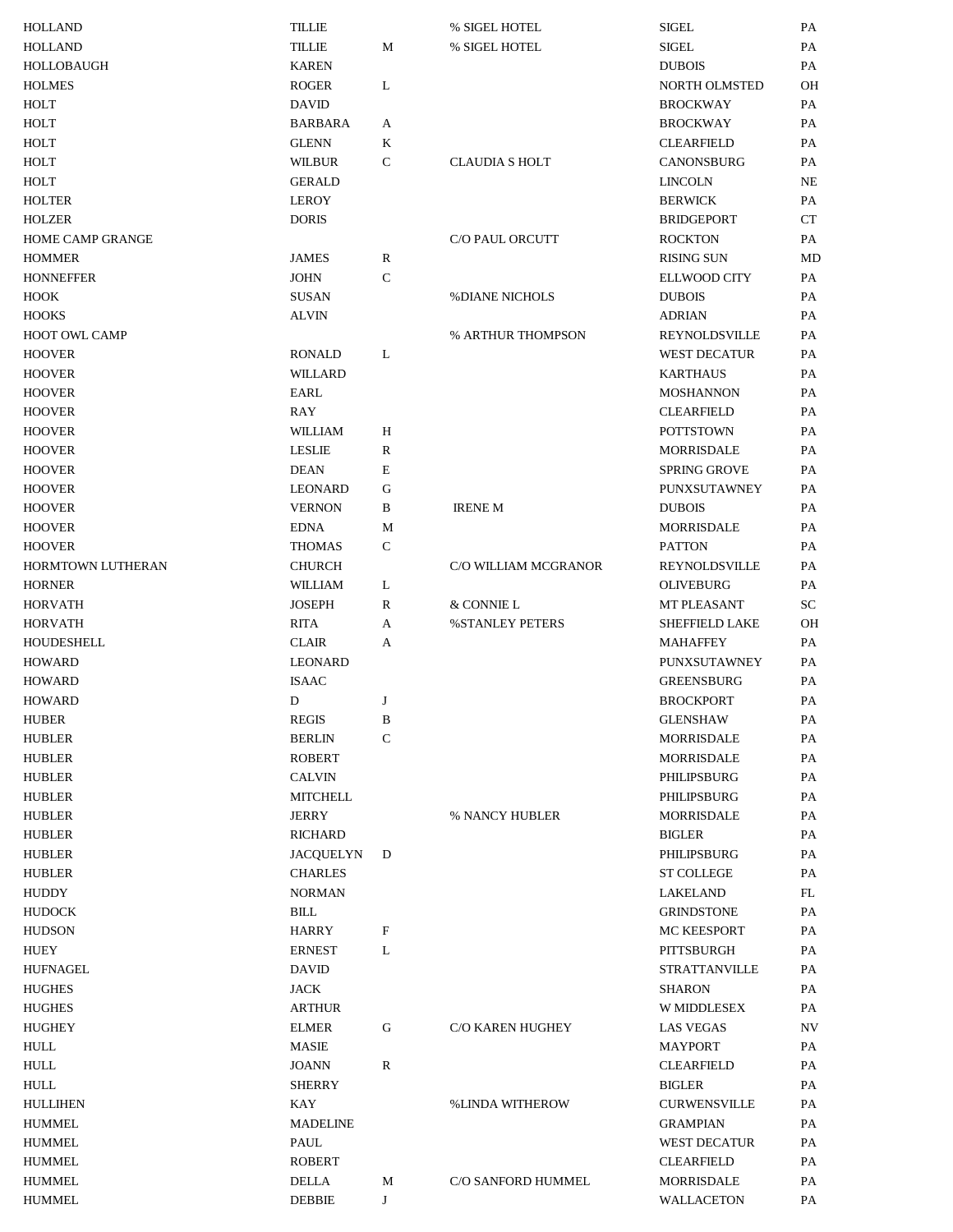| | | | | | |
|---|---|---|---|---|---|
| HOLLAND | TILLIE | | % SIGEL HOTEL | SIGEL | PA |
| HOLLAND | TILLIE | M | % SIGEL HOTEL | SIGEL | PA |
| HOLLOBAUGH | KAREN | | | DUBOIS | PA |
| HOLMES | ROGER | L | | NORTH OLMSTED | OH |
| HOLT | DAVID | | | BROCKWAY | PA |
| HOLT | BARBARA | A | | BROCKWAY | PA |
| HOLT | GLENN | K | | CLEARFIELD | PA |
| HOLT | WILBUR | C | CLAUDIA S HOLT | CANONSBURG | PA |
| HOLT | GERALD | | | LINCOLN | NE |
| HOLTER | LEROY | | | BERWICK | PA |
| HOLZER | DORIS | | | BRIDGEPORT | CT |
| HOME CAMP GRANGE | | | C/O PAUL ORCUTT | ROCKTON | PA |
| HOMMER | JAMES | R | | RISING SUN | MD |
| HONNEFFER | JOHN | C | | ELLWOOD CITY | PA |
| HOOK | SUSAN | | %DIANE NICHOLS | DUBOIS | PA |
| HOOKS | ALVIN | | | ADRIAN | PA |
| HOOT OWL CAMP | | | % ARTHUR THOMPSON | REYNOLDSVILLE | PA |
| HOOVER | RONALD | L | | WEST DECATUR | PA |
| HOOVER | WILLARD | | | KARTHAUS | PA |
| HOOVER | EARL | | | MOSHANNON | PA |
| HOOVER | RAY | | | CLEARFIELD | PA |
| HOOVER | WILLIAM | H | | POTTSTOWN | PA |
| HOOVER | LESLIE | R | | MORRISDALE | PA |
| HOOVER | DEAN | E | | SPRING GROVE | PA |
| HOOVER | LEONARD | G | | PUNXSUTAWNEY | PA |
| HOOVER | VERNON | B | IRENE M | DUBOIS | PA |
| HOOVER | EDNA | M | | MORRISDALE | PA |
| HOOVER | THOMAS | C | | PATTON | PA |
| HORMTOWN LUTHERAN | CHURCH | | C/O WILLIAM MCGRANOR | REYNOLDSVILLE | PA |
| HORNER | WILLIAM | L | | OLIVEBURG | PA |
| HORVATH | JOSEPH | R | & CONNIE L | MT PLEASANT | SC |
| HORVATH | RITA | A | %STANLEY PETERS | SHEFFIELD LAKE | OH |
| HOUDESHELL | CLAIR | A | | MAHAFFEY | PA |
| HOWARD | LEONARD | | | PUNXSUTAWNEY | PA |
| HOWARD | ISAAC | | | GREENSBURG | PA |
| HOWARD | D | J | | BROCKPORT | PA |
| HUBER | REGIS | B | | GLENSHAW | PA |
| HUBLER | BERLIN | C | | MORRISDALE | PA |
| HUBLER | ROBERT | | | MORRISDALE | PA |
| HUBLER | CALVIN | | | PHILIPSBURG | PA |
| HUBLER | MITCHELL | | | PHILIPSBURG | PA |
| HUBLER | JERRY | | % NANCY HUBLER | MORRISDALE | PA |
| HUBLER | RICHARD | | | BIGLER | PA |
| HUBLER | JACQUELYN | D | | PHILIPSBURG | PA |
| HUBLER | CHARLES | | | ST COLLEGE | PA |
| HUDDY | NORMAN | | | LAKELAND | FL |
| HUDOCK | BILL | | | GRINDSTONE | PA |
| HUDSON | HARRY | F | | MC KEESPORT | PA |
| HUEY | ERNEST | L | | PITTSBURGH | PA |
| HUFNAGEL | DAVID | | | STRATTANVILLE | PA |
| HUGHES | JACK | | | SHARON | PA |
| HUGHES | ARTHUR | | | W MIDDLESEX | PA |
| HUGHEY | ELMER | G | C/O KAREN HUGHEY | LAS VEGAS | NV |
| HULL | MASIE | | | MAYPORT | PA |
| HULL | JOANN | R | | CLEARFIELD | PA |
| HULL | SHERRY | | | BIGLER | PA |
| HULLIHEN | KAY | | %LINDA WITHEROW | CURWENSVILLE | PA |
| HUMMEL | MADELINE | | | GRAMPIAN | PA |
| HUMMEL | PAUL | | | WEST DECATUR | PA |
| HUMMEL | ROBERT | | | CLEARFIELD | PA |
| HUMMEL | DELLA | M | C/O SANFORD HUMMEL | MORRISDALE | PA |
| HUMMEL | DEBBIE | J | | WALLACETON | PA |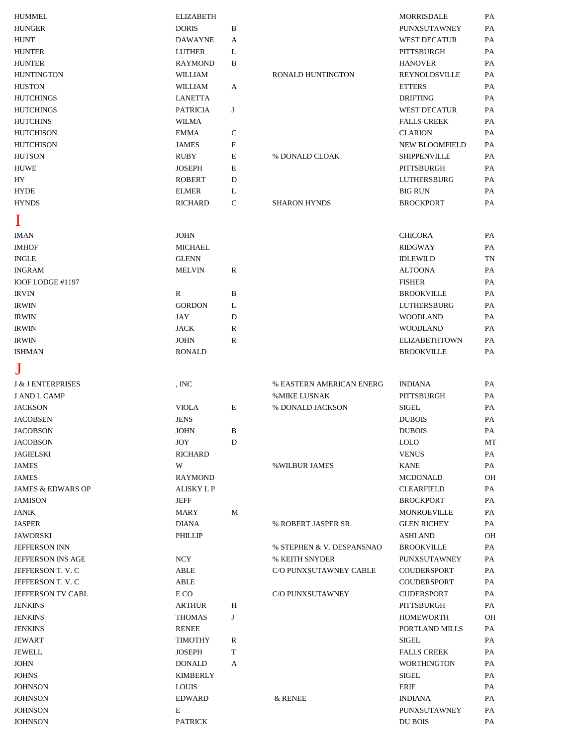| | | | | | |
|---|---|---|---|---|---|
| HUMMEL | ELIZABETH | | | MORRISDALE | PA |
| HUNGER | DORIS | B | | PUNXSUTAWNEY | PA |
| HUNT | DAWAYNE | A | | WEST DECATUR | PA |
| HUNTER | LUTHER | L | | PITTSBURGH | PA |
| HUNTER | RAYMOND | B | | HANOVER | PA |
| HUNTINGTON | WILLIAM | | RONALD HUNTINGTON | REYNOLDSVILLE | PA |
| HUSTON | WILLIAM | A | | ETTERS | PA |
| HUTCHINGS | LANETTA | | | DRIFTING | PA |
| HUTCHINGS | PATRICIA | J | | WEST DECATUR | PA |
| HUTCHINS | WILMA | | | FALLS CREEK | PA |
| HUTCHISON | EMMA | C | | CLARION | PA |
| HUTCHISON | JAMES | F | | NEW BLOOMFIELD | PA |
| HUTSON | RUBY | E | % DONALD CLOAK | SHIPPENVILLE | PA |
| HUWE | JOSEPH | E | | PITTSBURGH | PA |
| HY | ROBERT | D | | LUTHERSBURG | PA |
| HYDE | ELMER | L | | BIG RUN | PA |
| HYNDS | RICHARD | C | SHARON HYNDS | BROCKPORT | PA |

# I

| | | | | | |
|---|---|---|---|---|---|
| IMAN | JOHN | | | CHICORA | PA |
| IMHOF | MICHAEL | | | RIDGWAY | PA |
| INGLE | GLENN | | | IDLEWILD | TN |
| INGRAM | MELVIN | R | | ALTOONA | PA |
| IOOF LODGE #1197 | | | | FISHER | PA |
| IRVIN | R | B | | BROOKVILLE | PA |
| IRWIN | GORDON | L | | LUTHERSBURG | PA |
| IRWIN | JAY | D | | WOODLAND | PA |
| IRWIN | JACK | R | | WOODLAND | PA |
| IRWIN | JOHN | R | | ELIZABETHTOWN | PA |
| ISHMAN | RONALD | | | BROOKVILLE | PA |

# J

| | | | | | |
|---|---|---|---|---|---|
| J & J ENTERPRISES | , INC | | % EASTERN AMERICAN ENERG | INDIANA | PA |
| J AND L CAMP | | | %MIKE LUSNAK | PITTSBURGH | PA |
| JACKSON | VIOLA | E | % DONALD JACKSON | SIGEL | PA |
| JACOBSEN | JENS | | | DUBOIS | PA |
| JACOBSON | JOHN | B | | DUBOIS | PA |
| JACOBSON | JOY | D | | LOLO | MT |
| JAGIELSKI | RICHARD | | | VENUS | PA |
| JAMES | W | | %WILBUR JAMES | KANE | PA |
| JAMES | RAYMOND | | | MCDONALD | OH |
| JAMES & EDWARS OP | ALISKY L P | | | CLEARFIELD | PA |
| JAMISON | JEFF | | | BROCKPORT | PA |
| JANIK | MARY | M | | MONROEVILLE | PA |
| JASPER | DIANA | | % ROBERT JASPER SR. | GLEN RICHEY | PA |
| JAWORSKI | PHILLIP | | | ASHLAND | OH |
| JEFFERSON INN | | | % STEPHEN & V. DESPANSNAO | BROOKVILLE | PA |
| JEFFERSON INS AGE | NCY | | % KEITH SNYDER | PUNXSUTAWNEY | PA |
| JEFFERSON T. V. C | ABLE | | C/O PUNXSUTAWNEY CABLE | COUDERSPORT | PA |
| JEFFERSON T. V. C | ABLE | | | COUDERSPORT | PA |
| JEFFERSON TV CABL | E CO | | C/O PUNXSUTAWNEY | CUDERSPORT | PA |
| JENKINS | ARTHUR | H | | PITTSBURGH | PA |
| JENKINS | THOMAS | J | | HOMEWORTH | OH |
| JENKINS | RENEE | | | PORTLAND MILLS | PA |
| JEWART | TIMOTHY | R | | SIGEL | PA |
| JEWELL | JOSEPH | T | | FALLS CREEK | PA |
| JOHN | DONALD | A | | WORTHINGTON | PA |
| JOHNS | KIMBERLY | | | SIGEL | PA |
| JOHNSON | LOUIS | | | ERIE | PA |
| JOHNSON | EDWARD | | & RENEE | INDIANA | PA |
| JOHNSON | E | | | PUNXSUTAWNEY | PA |
| JOHNSON | PATRICK | | | DU BOIS | PA |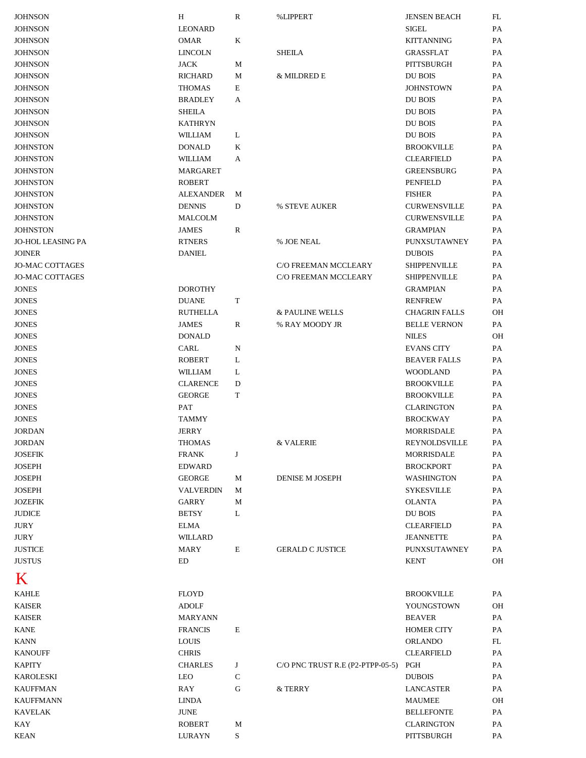| | | | | | |
|---|---|---|---|---|---|
| JOHNSON | H | R | %LIPPERT | JENSEN BEACH | FL |
| JOHNSON | LEONARD | | | SIGEL | PA |
| JOHNSON | OMAR | K | | KITTANNING | PA |
| JOHNSON | LINCOLN | | SHEILA | GRASSFLAT | PA |
| JOHNSON | JACK | M | | PITTSBURGH | PA |
| JOHNSON | RICHARD | M | & MILDRED E | DU BOIS | PA |
| JOHNSON | THOMAS | E | | JOHNSTOWN | PA |
| JOHNSON | BRADLEY | A | | DU BOIS | PA |
| JOHNSON | SHEILA | | | DU BOIS | PA |
| JOHNSON | KATHRYN | | | DU BOIS | PA |
| JOHNSON | WILLIAM | L | | DU BOIS | PA |
| JOHNSTON | DONALD | K | | BROOKVILLE | PA |
| JOHNSTON | WILLIAM | A | | CLEARFIELD | PA |
| JOHNSTON | MARGARET | | | GREENSBURG | PA |
| JOHNSTON | ROBERT | | | PENFIELD | PA |
| JOHNSTON | ALEXANDER | M | | FISHER | PA |
| JOHNSTON | DENNIS | D | % STEVE AUKER | CURWENSVILLE | PA |
| JOHNSTON | MALCOLM | | | CURWENSVILLE | PA |
| JOHNSTON | JAMES | R | | GRAMPIAN | PA |
| JO-HOL LEASING PA | RTNERS | | % JOE NEAL | PUNXSUTAWNEY | PA |
| JOINER | DANIEL | | | DUBOIS | PA |
| JO-MAC COTTAGES | | | C/O FREEMAN MCCLEARY | SHIPPENVILLE | PA |
| JO-MAC COTTAGES | | | C/O FREEMAN MCCLEARY | SHIPPENVILLE | PA |
| JONES | DOROTHY | | | GRAMPIAN | PA |
| JONES | DUANE | T | | RENFREW | PA |
| JONES | RUTHELLA | | & PAULINE WELLS | CHAGRIN FALLS | OH |
| JONES | JAMES | R | % RAY MOODY JR | BELLE VERNON | PA |
| JONES | DONALD | | | NILES | OH |
| JONES | CARL | N | | EVANS CITY | PA |
| JONES | ROBERT | L | | BEAVER FALLS | PA |
| JONES | WILLIAM | L | | WOODLAND | PA |
| JONES | CLARENCE | D | | BROOKVILLE | PA |
| JONES | GEORGE | T | | BROOKVILLE | PA |
| JONES | PAT | | | CLARINGTON | PA |
| JONES | TAMMY | | | BROCKWAY | PA |
| JORDAN | JERRY | | | MORRISDALE | PA |
| JORDAN | THOMAS | | & VALERIE | REYNOLDSVILLE | PA |
| JOSEFIK | FRANK | J | | MORRISDALE | PA |
| JOSEPH | EDWARD | | | BROCKPORT | PA |
| JOSEPH | GEORGE | M | DENISE M JOSEPH | WASHINGTON | PA |
| JOSEPH | VALVERDIN | M | | SYKESVILLE | PA |
| JOZEFIK | GARRY | M | | OLANTA | PA |
| JUDICE | BETSY | L | | DU BOIS | PA |
| JURY | ELMA | | | CLEARFIELD | PA |
| JURY | WILLARD | | | JEANNETTE | PA |
| JUSTICE | MARY | E | GERALD C JUSTICE | PUNXSUTAWNEY | PA |
| JUSTUS | ED | | | KENT | OH |

# K

| | | | | | |
|---|---|---|---|---|---|
| KAHLE | FLOYD | | | BROOKVILLE | PA |
| KAISER | ADOLF | | | YOUNGSTOWN | OH |
| KAISER | MARYANN | | | BEAVER | PA |
| KANE | FRANCIS | E | | HOMER CITY | PA |
| KANN | LOUIS | | | ORLANDO | FL |
| KANOUFF | CHRIS | | | CLEARFIELD | PA |
| KAPITY | CHARLES | J | C/O PNC TRUST R.E (P2-PTPP-05-5) | PGH | PA |
| KAROLESKI | LEO | C | | DUBOIS | PA |
| KAUFFMAN | RAY | G | & TERRY | LANCASTER | PA |
| KAUFFMANN | LINDA | | | MAUMEE | OH |
| KAVELAK | JUNE | | | BELLEFONTE | PA |
| KAY | ROBERT | M | | CLARINGTON | PA |
| KEAN | LURAYN | S | | PITTSBURGH | PA |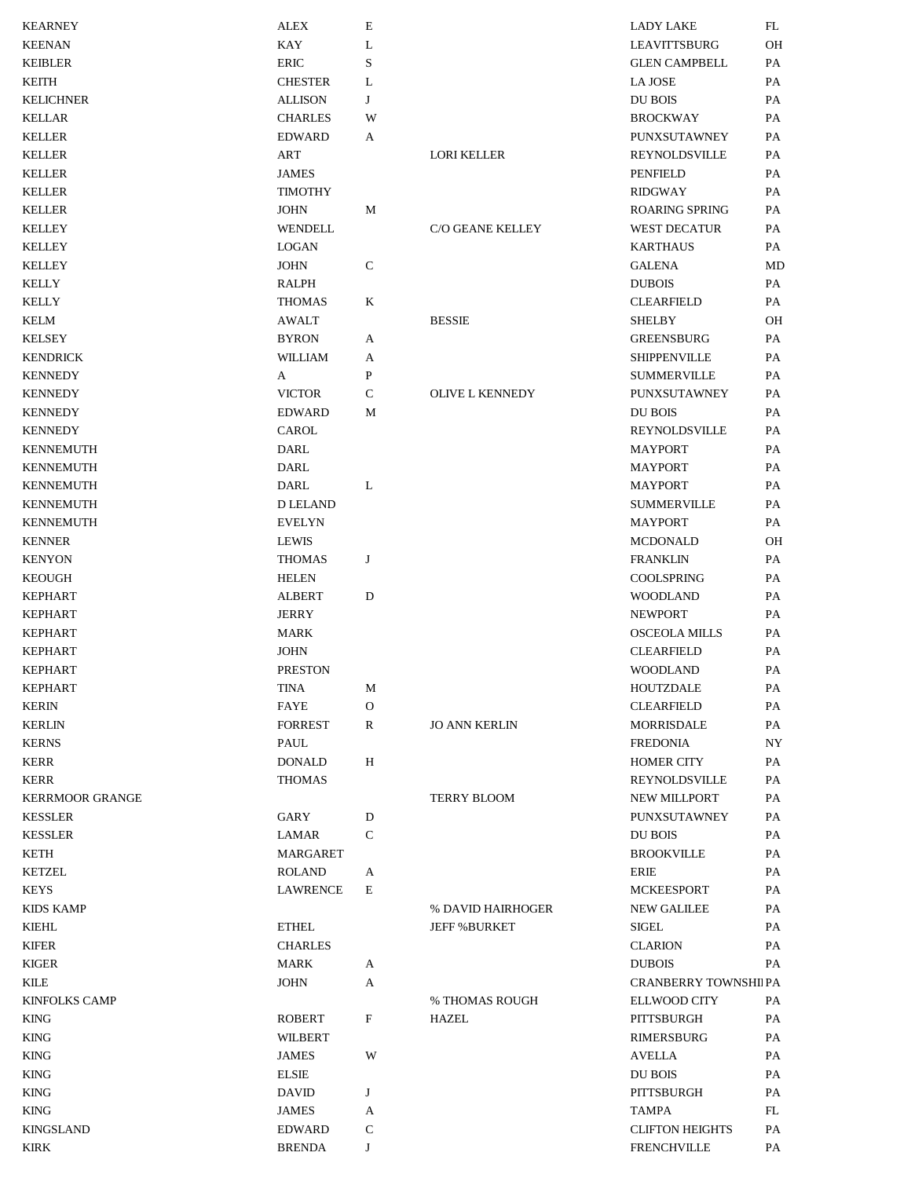| | | | | | |
|---|---|---|---|---|---|
| KEARNEY | ALEX | E | | LADY LAKE | FL |
| KEENAN | KAY | L | | LEAVITTSBURG | OH |
| KEIBLER | ERIC | S | | GLEN CAMPBELL | PA |
| KEITH | CHESTER | L | | LA JOSE | PA |
| KELICHNER | ALLISON | J | | DU BOIS | PA |
| KELLAR | CHARLES | W | | BROCKWAY | PA |
| KELLER | EDWARD | A | | PUNXSUTAWNEY | PA |
| KELLER | ART | | LORI KELLER | REYNOLDSVILLE | PA |
| KELLER | JAMES | | | PENFIELD | PA |
| KELLER | TIMOTHY | | | RIDGWAY | PA |
| KELLER | JOHN | M | | ROARING SPRING | PA |
| KELLEY | WENDELL | | C/O GEANE KELLEY | WEST DECATUR | PA |
| KELLEY | LOGAN | | | KARTHAUS | PA |
| KELLEY | JOHN | C | | GALENA | MD |
| KELLY | RALPH | | | DUBOIS | PA |
| KELLY | THOMAS | K | | CLEARFIELD | PA |
| KELM | AWALT | | BESSIE | SHELBY | OH |
| KELSEY | BYRON | A | | GREENSBURG | PA |
| KENDRICK | WILLIAM | A | | SHIPPENVILLE | PA |
| KENNEDY | A | P | | SUMMERVILLE | PA |
| KENNEDY | VICTOR | C | OLIVE L KENNEDY | PUNXSUTAWNEY | PA |
| KENNEDY | EDWARD | M | | DU BOIS | PA |
| KENNEDY | CAROL | | | REYNOLDSVILLE | PA |
| KENNEMUTH | DARL | | | MAYPORT | PA |
| KENNEMUTH | DARL | | | MAYPORT | PA |
| KENNEMUTH | DARL | L | | MAYPORT | PA |
| KENNEMUTH | D LELAND | | | SUMMERVILLE | PA |
| KENNEMUTH | EVELYN | | | MAYPORT | PA |
| KENNER | LEWIS | | | MCDONALD | OH |
| KENYON | THOMAS | J | | FRANKLIN | PA |
| KEOUGH | HELEN | | | COOLSPRING | PA |
| KEPHART | ALBERT | D | | WOODLAND | PA |
| KEPHART | JERRY | | | NEWPORT | PA |
| KEPHART | MARK | | | OSCEOLA MILLS | PA |
| KEPHART | JOHN | | | CLEARFIELD | PA |
| KEPHART | PRESTON | | | WOODLAND | PA |
| KEPHART | TINA | M | | HOUTZDALE | PA |
| KERIN | FAYE | O | | CLEARFIELD | PA |
| KERLIN | FORREST | R | JO ANN KERLIN | MORRISDALE | PA |
| KERNS | PAUL | | | FREDONIA | NY |
| KERR | DONALD | H | | HOMER CITY | PA |
| KERR | THOMAS | | | REYNOLDSVILLE | PA |
| KERRMOOR GRANGE | | | TERRY BLOOM | NEW MILLPORT | PA |
| KESSLER | GARY | D | | PUNXSUTAWNEY | PA |
| KESSLER | LAMAR | C | | DU BOIS | PA |
| KETH | MARGARET | | | BROOKVILLE | PA |
| KETZEL | ROLAND | A | | ERIE | PA |
| KEYS | LAWRENCE | E | | MCKEESPORT | PA |
| KIDS KAMP | | | % DAVID HAIRHOGER | NEW GALILEE | PA |
| KIEHL | ETHEL | | JEFF %BURKET | SIGEL | PA |
| KIFER | CHARLES | | | CLARION | PA |
| KIGER | MARK | A | | DUBOIS | PA |
| KILE | JOHN | A | | CRANBERRY TOWNSHI | PA |
| KINFOLKS CAMP | | | % THOMAS ROUGH | ELLWOOD CITY | PA |
| KING | ROBERT | F | HAZEL | PITTSBURGH | PA |
| KING | WILBERT | | | RIMERSBURG | PA |
| KING | JAMES | W | | AVELLA | PA |
| KING | ELSIE | | | DU BOIS | PA |
| KING | DAVID | J | | PITTSBURGH | PA |
| KING | JAMES | A | | TAMPA | FL |
| KINGSLAND | EDWARD | C | | CLIFTON HEIGHTS | PA |
| KIRK | BRENDA | J | | FRENCHVILLE | PA |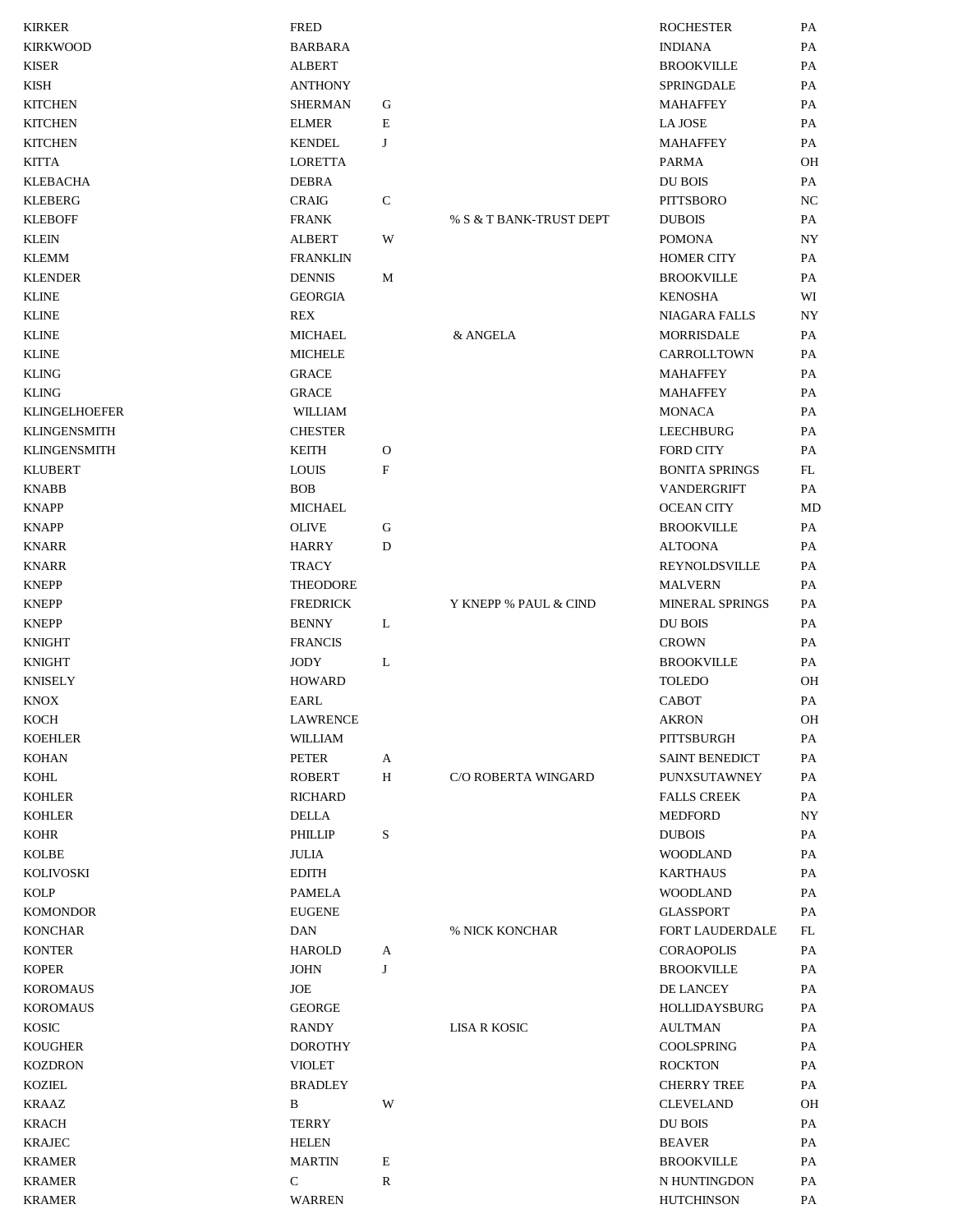| | | | | | |
|---|---|---|---|---|---|
| KIRKER | FRED | | | ROCHESTER | PA |
| KIRKWOOD | BARBARA | | | INDIANA | PA |
| KISER | ALBERT | | | BROOKVILLE | PA |
| KISH | ANTHONY | | | SPRINGDALE | PA |
| KITCHEN | SHERMAN | G | | MAHAFFEY | PA |
| KITCHEN | ELMER | E | | LA JOSE | PA |
| KITCHEN | KENDEL | J | | MAHAFFEY | PA |
| KITTA | LORETTA | | | PARMA | OH |
| KLEBACHA | DEBRA | | | DU BOIS | PA |
| KLEBERG | CRAIG | C | | PITTSBORO | NC |
| KLEBOFF | FRANK | | % S & T BANK-TRUST DEPT | DUBOIS | PA |
| KLEIN | ALBERT | W | | POMONA | NY |
| KLEMM | FRANKLIN | | | HOMER CITY | PA |
| KLENDER | DENNIS | M | | BROOKVILLE | PA |
| KLINE | GEORGIA | | | KENOSHA | WI |
| KLINE | REX | | | NIAGARA FALLS | NY |
| KLINE | MICHAEL | | & ANGELA | MORRISDALE | PA |
| KLINE | MICHELE | | | CARROLLTOWN | PA |
| KLING | GRACE | | | MAHAFFEY | PA |
| KLING | GRACE | | | MAHAFFEY | PA |
| KLINGELHOEFER | WILLIAM | | | MONACA | PA |
| KLINGENSMITH | CHESTER | | | LEECHBURG | PA |
| KLINGENSMITH | KEITH | O | | FORD CITY | PA |
| KLUBERT | LOUIS | F | | BONITA SPRINGS | FL |
| KNABB | BOB | | | VANDERGRIFT | PA |
| KNAPP | MICHAEL | | | OCEAN CITY | MD |
| KNAPP | OLIVE | G | | BROOKVILLE | PA |
| KNARR | HARRY | D | | ALTOONA | PA |
| KNARR | TRACY | | | REYNOLDSVILLE | PA |
| KNEPP | THEODORE | | | MALVERN | PA |
| KNEPP | FREDRICK | | Y KNEPP % PAUL & CIND | MINERAL SPRINGS | PA |
| KNEPP | BENNY | L | | DU BOIS | PA |
| KNIGHT | FRANCIS | | | CROWN | PA |
| KNIGHT | JODY | L | | BROOKVILLE | PA |
| KNISELY | HOWARD | | | TOLEDO | OH |
| KNOX | EARL | | | CABOT | PA |
| KOCH | LAWRENCE | | | AKRON | OH |
| KOEHLER | WILLIAM | | | PITTSBURGH | PA |
| KOHAN | PETER | A | | SAINT BENEDICT | PA |
| KOHL | ROBERT | H | C/O ROBERTA WINGARD | PUNXSUTAWNEY | PA |
| KOHLER | RICHARD | | | FALLS CREEK | PA |
| KOHLER | DELLA | | | MEDFORD | NY |
| KOHR | PHILLIP | S | | DUBOIS | PA |
| KOLBE | JULIA | | | WOODLAND | PA |
| KOLIVOSKI | EDITH | | | KARTHAUS | PA |
| KOLP | PAMELA | | | WOODLAND | PA |
| KOMONDOR | EUGENE | | | GLASSPORT | PA |
| KONCHAR | DAN | | % NICK KONCHAR | FORT LAUDERDALE | FL |
| KONTER | HAROLD | A | | CORAOPOLIS | PA |
| KOPER | JOHN | J | | BROOKVILLE | PA |
| KOROMAUS | JOE | | | DE LANCEY | PA |
| KOROMAUS | GEORGE | | | HOLLIDAYSBURG | PA |
| KOSIC | RANDY | | LISA R KOSIC | AULTMAN | PA |
| KOUGHER | DOROTHY | | | COOLSPRING | PA |
| KOZDRON | VIOLET | | | ROCKTON | PA |
| KOZIEL | BRADLEY | | | CHERRY TREE | PA |
| KRAAZ | B | W | | CLEVELAND | OH |
| KRACH | TERRY | | | DU BOIS | PA |
| KRAJEC | HELEN | | | BEAVER | PA |
| KRAMER | MARTIN | E | | BROOKVILLE | PA |
| KRAMER | C | R | | N HUNTINGDON | PA |
| KRAMER | WARREN | | | HUTCHINSON | PA |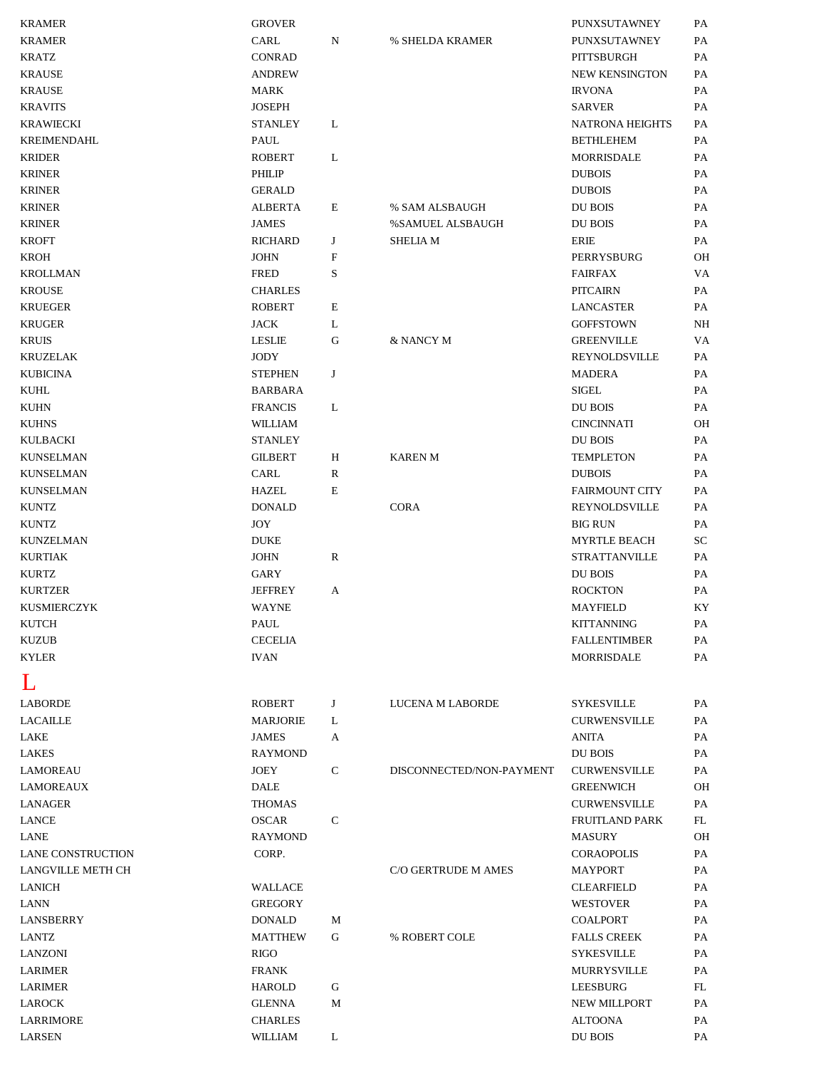| | | | | | |
|---|---|---|---|---|---|
| KRAMER | GROVER | | | PUNXSUTAWNEY | PA |
| KRAMER | CARL | N | % SHELDA KRAMER | PUNXSUTAWNEY | PA |
| KRATZ | CONRAD | | | PITTSBURGH | PA |
| KRAUSE | ANDREW | | | NEW KENSINGTON | PA |
| KRAUSE | MARK | | | IRVONA | PA |
| KRAVITS | JOSEPH | | | SARVER | PA |
| KRAWIECKI | STANLEY | L | | NATRONA HEIGHTS | PA |
| KREIMENDAHL | PAUL | | | BETHLEHEM | PA |
| KRIDER | ROBERT | L | | MORRISDALE | PA |
| KRINER | PHILIP | | | DUBOIS | PA |
| KRINER | GERALD | | | DUBOIS | PA |
| KRINER | ALBERTA | E | % SAM ALSBAUGH | DU BOIS | PA |
| KRINER | JAMES | | %SAMUEL ALSBAUGH | DU BOIS | PA |
| KROFT | RICHARD | J | SHELIA M | ERIE | PA |
| KROH | JOHN | F | | PERRYSBURG | OH |
| KROLLMAN | FRED | S | | FAIRFAX | VA |
| KROUSE | CHARLES | | | PITCAIRN | PA |
| KRUEGER | ROBERT | E | | LANCASTER | PA |
| KRUGER | JACK | L | | GOFFSTOWN | NH |
| KRUIS | LESLIE | G | & NANCY M | GREENVILLE | VA |
| KRUZELAK | JODY | | | REYNOLDSVILLE | PA |
| KUBICINA | STEPHEN | J | | MADERA | PA |
| KUHL | BARBARA | | | SIGEL | PA |
| KUHN | FRANCIS | L | | DU BOIS | PA |
| KUHNS | WILLIAM | | | CINCINNATI | OH |
| KULBACKI | STANLEY | | | DU BOIS | PA |
| KUNSELMAN | GILBERT | H | KAREN M | TEMPLETON | PA |
| KUNSELMAN | CARL | R | | DUBOIS | PA |
| KUNSELMAN | HAZEL | E | | FAIRMOUNT CITY | PA |
| KUNTZ | DONALD | | CORA | REYNOLDSVILLE | PA |
| KUNTZ | JOY | | | BIG RUN | PA |
| KUNZELMAN | DUKE | | | MYRTLE BEACH | SC |
| KURTIAK | JOHN | R | | STRATTANVILLE | PA |
| KURTZ | GARY | | | DU BOIS | PA |
| KURTZER | JEFFREY | A | | ROCKTON | PA |
| KUSMIERCZYK | WAYNE | | | MAYFIELD | KY |
| KUTCH | PAUL | | | KITTANNING | PA |
| KUZUB | CECELIA | | | FALLENTIMBER | PA |
| KYLER | IVAN | | | MORRISDALE | PA |

# L

| | | | | | |
|---|---|---|---|---|---|
| LABORDE | ROBERT | J | LUCENA M LABORDE | SYKESVILLE | PA |
| LACAILLE | MARJORIE | L | | CURWENSVILLE | PA |
| LAKE | JAMES | A | | ANITA | PA |
| LAKES | RAYMOND | | | DU BOIS | PA |
| LAMOREAU | JOEY | C | DISCONNECTED/NON-PAYMENT | CURWENSVILLE | PA |
| LAMOREAUX | DALE | | | GREENWICH | OH |
| LANAGER | THOMAS | | | CURWENSVILLE | PA |
| LANCE | OSCAR | C | | FRUITLAND PARK | FL |
| LANE | RAYMOND | | | MASURY | OH |
| LANE CONSTRUCTION | CORP. | | | CORAOPOLIS | PA |
| LANGVILLE METH CH | | | C/O GERTRUDE M AMES | MAYPORT | PA |
| LANICH | WALLACE | | | CLEARFIELD | PA |
| LANN | GREGORY | | | WESTOVER | PA |
| LANSBERRY | DONALD | M | | COALPORT | PA |
| LANTZ | MATTHEW | G | % ROBERT COLE | FALLS CREEK | PA |
| LANZONI | RIGO | | | SYKESVILLE | PA |
| LARIMER | FRANK | | | MURRYSVILLE | PA |
| LARIMER | HAROLD | G | | LEESBURG | FL |
| LAROCK | GLENNA | M | | NEW MILLPORT | PA |
| LARRIMORE | CHARLES | | | ALTOONA | PA |
| LARSEN | WILLIAM | L | | DU BOIS | PA |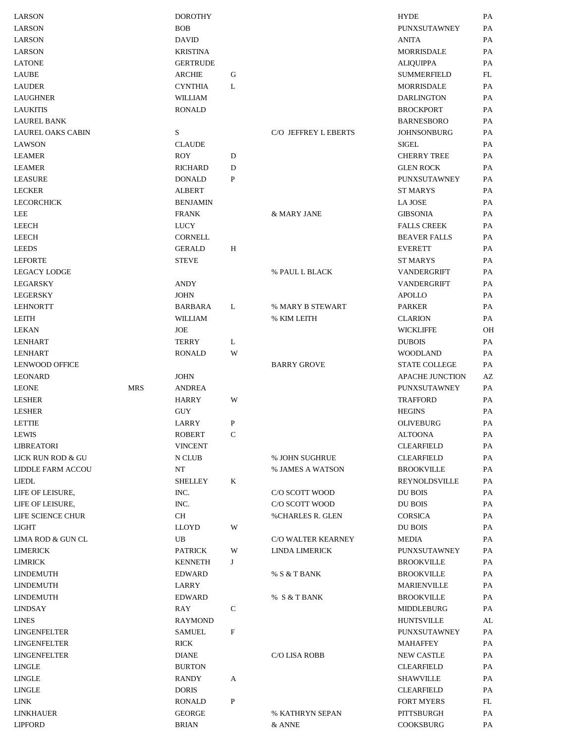| | | | | | | |
|---|---|---|---|---|---|---|
| LARSON | | DOROTHY | | | HYDE | PA |
| LARSON | | BOB | | | PUNXSUTAWNEY | PA |
| LARSON | | DAVID | | | ANITA | PA |
| LARSON | | KRISTINA | | | MORRISDALE | PA |
| LATONE | | GERTRUDE | | | ALIQUIPPA | PA |
| LAUBE | | ARCHIE | G | | SUMMERFIELD | FL |
| LAUDER | | CYNTHIA | L | | MORRISDALE | PA |
| LAUGHNER | | WILLIAM | | | DARLINGTON | PA |
| LAUKITIS | | RONALD | | | BROCKPORT | PA |
| LAUREL BANK | | | | | BARNESBORO | PA |
| LAUREL OAKS CABIN | | S | | C/O JEFFREY L EBERTS | JOHNSONBURG | PA |
| LAWSON | | CLAUDE | | | SIGEL | PA |
| LEAMER | | ROY | D | | CHERRY TREE | PA |
| LEAMER | | RICHARD | D | | GLEN ROCK | PA |
| LEASURE | | DONALD | P | | PUNXSUTAWNEY | PA |
| LECKER | | ALBERT | | | ST MARYS | PA |
| LECORCHICK | | BENJAMIN | | | LA JOSE | PA |
| LEE | | FRANK | | & MARY JANE | GIBSONIA | PA |
| LEECH | | LUCY | | | FALLS CREEK | PA |
| LEECH | | CORNELL | | | BEAVER FALLS | PA |
| LEEDS | | GERALD | H | | EVERETT | PA |
| LEFORTE | | STEVE | | | ST MARYS | PA |
| LEGACY LODGE | | | | % PAUL L BLACK | VANDERGRIFT | PA |
| LEGARSKY | | ANDY | | | VANDERGRIFT | PA |
| LEGERSKY | | JOHN | | | APOLLO | PA |
| LEHNORTT | | BARBARA | L | % MARY B STEWART | PARKER | PA |
| LEITH | | WILLIAM | | % KIM LEITH | CLARION | PA |
| LEKAN | | JOE | | | WICKLIFFE | OH |
| LENHART | | TERRY | L | | DUBOIS | PA |
| LENHART | | RONALD | W | | WOODLAND | PA |
| LENWOOD OFFICE | | | | BARRY GROVE | STATE COLLEGE | PA |
| LEONARD | | JOHN | | | APACHE JUNCTION | AZ |
| LEONE | MRS | ANDREA | | | PUNXSUTAWNEY | PA |
| LESHER | | HARRY | W | | TRAFFORD | PA |
| LESHER | | GUY | | | HEGINS | PA |
| LETTIE | | LARRY | P | | OLIVEBURG | PA |
| LEWIS | | ROBERT | C | | ALTOONA | PA |
| LIBREATORI | | VINCENT | | | CLEARFIELD | PA |
| LICK RUN ROD & GU | | N CLUB | | % JOHN SUGHRUE | CLEARFIELD | PA |
| LIDDLE FARM ACCOU | | NT | | % JAMES A WATSON | BROOKVILLE | PA |
| LIEDL | | SHELLEY | K | | REYNOLDSVILLE | PA |
| LIFE OF LEISURE, | | INC. | | C/O SCOTT WOOD | DU BOIS | PA |
| LIFE OF LEISURE, | | INC. | | C/O SCOTT WOOD | DU BOIS | PA |
| LIFE SCIENCE CHUR | | CH | | %CHARLES R. GLEN | CORSICA | PA |
| LIGHT | | LLOYD | W | | DU BOIS | PA |
| LIMA ROD & GUN CL | | UB | | C/O WALTER KEARNEY | MEDIA | PA |
| LIMERICK | | PATRICK | W | LINDA LIMERICK | PUNXSUTAWNEY | PA |
| LIMRICK | | KENNETH | J | | BROOKVILLE | PA |
| LINDEMUTH | | EDWARD | | % S & T BANK | BROOKVILLE | PA |
| LINDEMUTH | | LARRY | | | MARIENVILLE | PA |
| LINDEMUTH | | EDWARD | | % S & T BANK | BROOKVILLE | PA |
| LINDSAY | | RAY | C | | MIDDLEBURG | PA |
| LINES | | RAYMOND | | | HUNTSVILLE | AL |
| LINGENFELTER | | SAMUEL | F | | PUNXSUTAWNEY | PA |
| LINGENFELTER | | RICK | | | MAHAFFEY | PA |
| LINGENFELTER | | DIANE | | C/O LISA ROBB | NEW CASTLE | PA |
| LINGLE | | BURTON | | | CLEARFIELD | PA |
| LINGLE | | RANDY | A | | SHAWVILLE | PA |
| LINGLE | | DORIS | | | CLEARFIELD | PA |
| LINK | | RONALD | P | | FORT MYERS | FL |
| LINKHAUER | | GEORGE | | % KATHRYN SEPAN | PITTSBURGH | PA |
| LIPFORD | | BRIAN | | & ANNE | COOKSBURG | PA |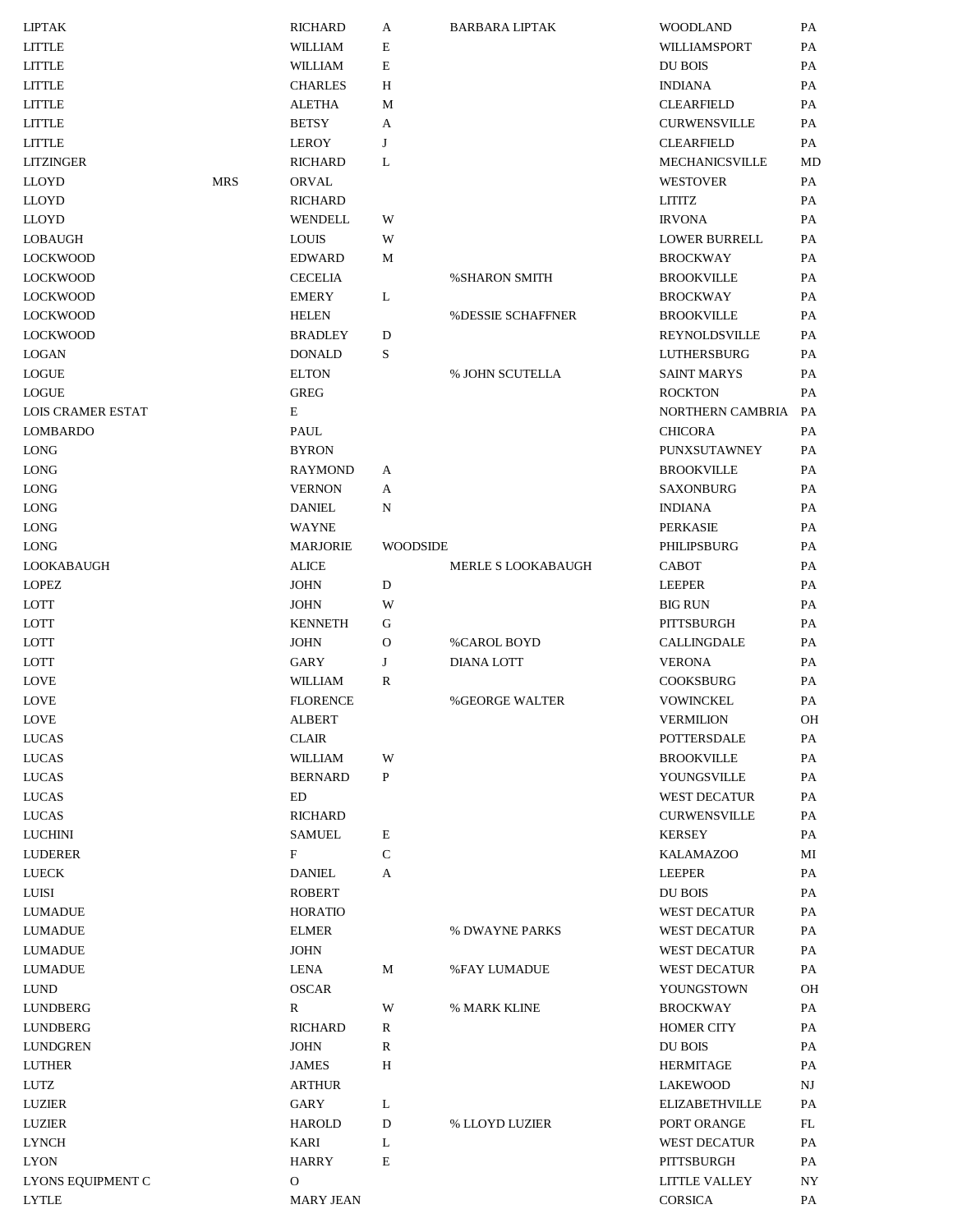| | | | | | | |
|---|---|---|---|---|---|---|
| LIPTAK | | RICHARD | A | BARBARA LIPTAK | WOODLAND | PA |
| LITTLE | | WILLIAM | E | | WILLIAMSPORT | PA |
| LITTLE | | WILLIAM | E | | DU BOIS | PA |
| LITTLE | | CHARLES | H | | INDIANA | PA |
| LITTLE | | ALETHA | M | | CLEARFIELD | PA |
| LITTLE | | BETSY | A | | CURWENSVILLE | PA |
| LITTLE | | LEROY | J | | CLEARFIELD | PA |
| LITZINGER | | RICHARD | L | | MECHANICSVILLE | MD |
| LLOYD | MRS | ORVAL | | | WESTOVER | PA |
| LLOYD | | RICHARD | | | LITITZ | PA |
| LLOYD | | WENDELL | W | | IRVONA | PA |
| LOBAUGH | | LOUIS | W | | LOWER BURRELL | PA |
| LOCKWOOD | | EDWARD | M | | BROCKWAY | PA |
| LOCKWOOD | | CECELIA | | %SHARON SMITH | BROOKVILLE | PA |
| LOCKWOOD | | EMERY | L | | BROCKWAY | PA |
| LOCKWOOD | | HELEN | | %DESSIE SCHAFFNER | BROOKVILLE | PA |
| LOCKWOOD | | BRADLEY | D | | REYNOLDSVILLE | PA |
| LOGAN | | DONALD | S | | LUTHERSBURG | PA |
| LOGUE | | ELTON | | % JOHN SCUTELLA | SAINT MARYS | PA |
| LOGUE | | GREG | | | ROCKTON | PA |
| LOIS CRAMER ESTAT | | E | | | NORTHERN CAMBRIA | PA |
| LOMBARDO | | PAUL | | | CHICORA | PA |
| LONG | | BYRON | | | PUNXSUTAWNEY | PA |
| LONG | | RAYMOND | A | | BROOKVILLE | PA |
| LONG | | VERNON | A | | SAXONBURG | PA |
| LONG | | DANIEL | N | | INDIANA | PA |
| LONG | | WAYNE | | | PERKASIE | PA |
| LONG | | MARJORIE | WOODSIDE | | PHILIPSBURG | PA |
| LOOKABAUGH | | ALICE | | MERLE S LOOKABAUGH | CABOT | PA |
| LOPEZ | | JOHN | D | | LEEPER | PA |
| LOTT | | JOHN | W | | BIG RUN | PA |
| LOTT | | KENNETH | G | | PITTSBURGH | PA |
| LOTT | | JOHN | O | %CAROL BOYD | CALLINGDALE | PA |
| LOTT | | GARY | J | DIANA LOTT | VERONA | PA |
| LOVE | | WILLIAM | R | | COOKSBURG | PA |
| LOVE | | FLORENCE | | %GEORGE WALTER | VOWINCKEL | PA |
| LOVE | | ALBERT | | | VERMILION | OH |
| LUCAS | | CLAIR | | | POTTERSDALE | PA |
| LUCAS | | WILLIAM | W | | BROOKVILLE | PA |
| LUCAS | | BERNARD | P | | YOUNGSVILLE | PA |
| LUCAS | | ED | | | WEST DECATUR | PA |
| LUCAS | | RICHARD | | | CURWENSVILLE | PA |
| LUCHINI | | SAMUEL | E | | KERSEY | PA |
| LUDERER | | F | C | | KALAMAZOO | MI |
| LUECK | | DANIEL | A | | LEEPER | PA |
| LUISI | | ROBERT | | | DU BOIS | PA |
| LUMADUE | | HORATIO | | | WEST DECATUR | PA |
| LUMADUE | | ELMER | | % DWAYNE PARKS | WEST DECATUR | PA |
| LUMADUE | | JOHN | | | WEST DECATUR | PA |
| LUMADUE | | LENA | M | %FAY LUMADUE | WEST DECATUR | PA |
| LUND | | OSCAR | | | YOUNGSTOWN | OH |
| LUNDBERG | | R | W | % MARK KLINE | BROCKWAY | PA |
| LUNDBERG | | RICHARD | R | | HOMER CITY | PA |
| LUNDGREN | | JOHN | R | | DU BOIS | PA |
| LUTHER | | JAMES | H | | HERMITAGE | PA |
| LUTZ | | ARTHUR | | | LAKEWOOD | NJ |
| LUZIER | | GARY | L | | ELIZABETHVILLE | PA |
| LUZIER | | HAROLD | D | % LLOYD LUZIER | PORT ORANGE | FL |
| LYNCH | | KARI | L | | WEST DECATUR | PA |
| LYON | | HARRY | E | | PITTSBURGH | PA |
| LYONS EQUIPMENT C | | O | | | LITTLE VALLEY | NY |
| LYTLE | | MARY JEAN | | | CORSICA | PA |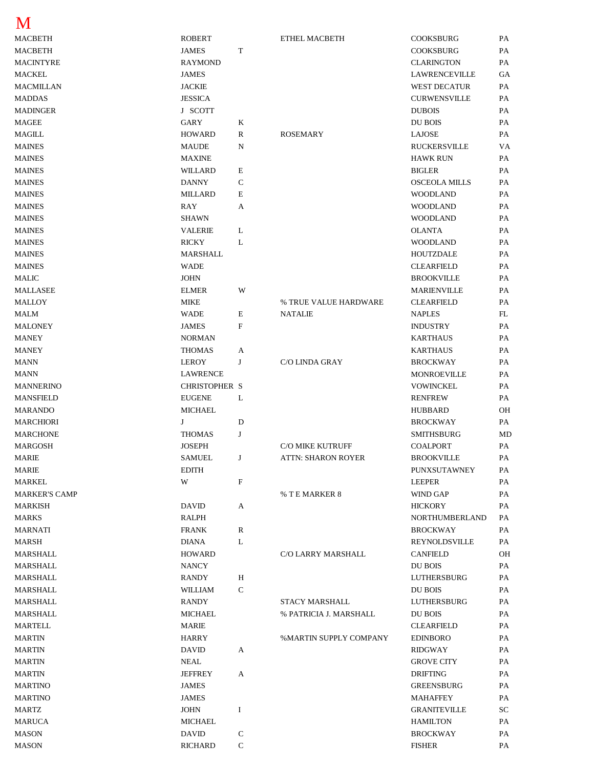# M

| | | | | | |
|---|---|---|---|---|---|
| MACBETH | ROBERT | | ETHEL MACBETH | COOKSBURG | PA |
| MACBETH | JAMES | T | | COOKSBURG | PA |
| MACINTYRE | RAYMOND | | | CLARINGTON | PA |
| MACKEL | JAMES | | | LAWRENCEVILLE | GA |
| MACMILLAN | JACKIE | | | WEST DECATUR | PA |
| MADDAS | JESSICA | | | CURWENSVILLE | PA |
| MADINGER | J SCOTT | | | DUBOIS | PA |
| MAGEE | GARY | K | | DU BOIS | PA |
| MAGILL | HOWARD | R | ROSEMARY | LAJOSE | PA |
| MAINES | MAUDE | N | | RUCKERSVILLE | VA |
| MAINES | MAXINE | | | HAWK RUN | PA |
| MAINES | WILLARD | E | | BIGLER | PA |
| MAINES | DANNY | C | | OSCEOLA MILLS | PA |
| MAINES | MILLARD | E | | WOODLAND | PA |
| MAINES | RAY | A | | WOODLAND | PA |
| MAINES | SHAWN | | | WOODLAND | PA |
| MAINES | VALERIE | L | | OLANTA | PA |
| MAINES | RICKY | L | | WOODLAND | PA |
| MAINES | MARSHALL | | | HOUTZDALE | PA |
| MAINES | WADE | | | CLEARFIELD | PA |
| MALIC | JOHN | | | BROOKVILLE | PA |
| MALLASEE | ELMER | W | | MARIENVILLE | PA |
| MALLOY | MIKE | | % TRUE VALUE HARDWARE | CLEARFIELD | PA |
| MALM | WADE | E | NATALIE | NAPLES | FL |
| MALONEY | JAMES | F | | INDUSTRY | PA |
| MANEY | NORMAN | | | KARTHAUS | PA |
| MANEY | THOMAS | A | | KARTHAUS | PA |
| MANN | LEROY | J | C/O LINDA GRAY | BROCKWAY | PA |
| MANN | LAWRENCE | | | MONROEVILLE | PA |
| MANNERINO | CHRISTOPHER | S | | VOWINCKEL | PA |
| MANSFIELD | EUGENE | L | | RENFREW | PA |
| MARANDO | MICHAEL | | | HUBBARD | OH |
| MARCHIORI | J | D | | BROCKWAY | PA |
| MARCHONE | THOMAS | J | | SMITHSBURG | MD |
| MARGOSH | JOSEPH | | C/O MIKE KUTRUFF | COALPORT | PA |
| MARIE | SAMUEL | J | ATTN: SHARON ROYER | BROOKVILLE | PA |
| MARIE | EDITH | | | PUNXSUTAWNEY | PA |
| MARKEL | W | F | | LEEPER | PA |
| MARKER'S CAMP | | | % T E MARKER 8 | WIND GAP | PA |
| MARKISH | DAVID | A | | HICKORY | PA |
| MARKS | RALPH | | | NORTHUMBERLAND | PA |
| MARNATI | FRANK | R | | BROCKWAY | PA |
| MARSH | DIANA | L | | REYNOLDSVILLE | PA |
| MARSHALL | HOWARD | | C/O LARRY MARSHALL | CANFIELD | OH |
| MARSHALL | NANCY | | | DU BOIS | PA |
| MARSHALL | RANDY | H | | LUTHERSBURG | PA |
| MARSHALL | WILLIAM | C | | DU BOIS | PA |
| MARSHALL | RANDY | | STACY MARSHALL | LUTHERSBURG | PA |
| MARSHALL | MICHAEL | | % PATRICIA J. MARSHALL | DU BOIS | PA |
| MARTELL | MARIE | | | CLEARFIELD | PA |
| MARTIN | HARRY | | %MARTIN SUPPLY COMPANY | EDINBORO | PA |
| MARTIN | DAVID | A | | RIDGWAY | PA |
| MARTIN | NEAL | | | GROVE CITY | PA |
| MARTIN | JEFFREY | A | | DRIFTING | PA |
| MARTINO | JAMES | | | GREENSBURG | PA |
| MARTINO | JAMES | | | MAHAFFEY | PA |
| MARTZ | JOHN | I | | GRANITEVILLE | SC |
| MARUCA | MICHAEL | | | HAMILTON | PA |
| MASON | DAVID | C | | BROCKWAY | PA |
| MASON | RICHARD | C | | FISHER | PA |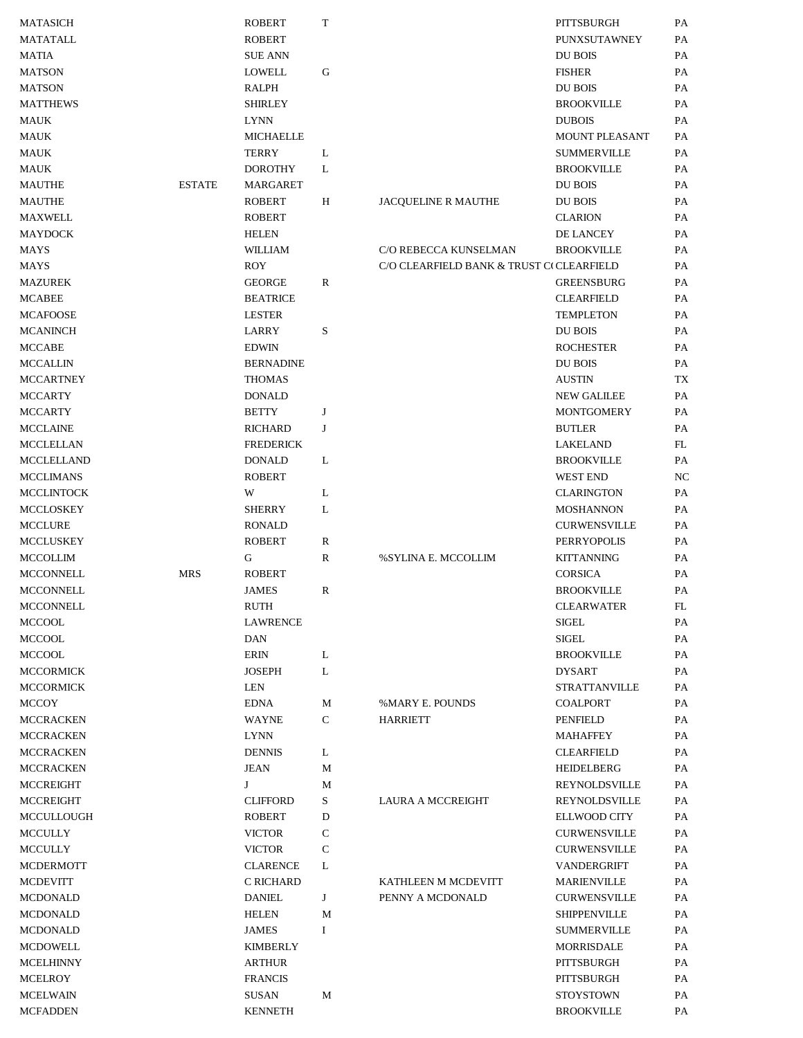| | | | | | | |
|---|---|---|---|---|---|---|
| MATASICH | | ROBERT | T | | PITTSBURGH | PA |
| MATATALL | | ROBERT | | | PUNXSUTAWNEY | PA |
| MATIA | | SUE ANN | | | DU BOIS | PA |
| MATSON | | LOWELL | G | | FISHER | PA |
| MATSON | | RALPH | | | DU BOIS | PA |
| MATTHEWS | | SHIRLEY | | | BROOKVILLE | PA |
| MAUK | | LYNN | | | DUBOIS | PA |
| MAUK | | MICHAELLE | | | MOUNT PLEASANT | PA |
| MAUK | | TERRY | L | | SUMMERVILLE | PA |
| MAUK | | DOROTHY | L | | BROOKVILLE | PA |
| MAUTHE | ESTATE | MARGARET | | | DU BOIS | PA |
| MAUTHE | | ROBERT | H | JACQUELINE R MAUTHE | DU BOIS | PA |
| MAXWELL | | ROBERT | | | CLARION | PA |
| MAYDOCK | | HELEN | | | DE LANCEY | PA |
| MAYS | | WILLIAM | | C/O REBECCA KUNSELMAN | BROOKVILLE | PA |
| MAYS | | ROY | | C/O CLEARFIELD BANK & TRUST C( | CLEARFIELD | PA |
| MAZUREK | | GEORGE | R | | GREENSBURG | PA |
| MCABEE | | BEATRICE | | | CLEARFIELD | PA |
| MCAFOOSE | | LESTER | | | TEMPLETON | PA |
| MCANINCH | | LARRY | S | | DU BOIS | PA |
| MCCABE | | EDWIN | | | ROCHESTER | PA |
| MCCALLIN | | BERNADINE | | | DU BOIS | PA |
| MCCARTNEY | | THOMAS | | | AUSTIN | TX |
| MCCARTY | | DONALD | | | NEW GALILEE | PA |
| MCCARTY | | BETTY | J | | MONTGOMERY | PA |
| MCCLAINE | | RICHARD | J | | BUTLER | PA |
| MCCLELLAN | | FREDERICK | | | LAKELAND | FL |
| MCCLELLAND | | DONALD | L | | BROOKVILLE | PA |
| MCCLIMANS | | ROBERT | | | WEST END | NC |
| MCCLINTOCK | | W | L | | CLARINGTON | PA |
| MCCLOSKEY | | SHERRY | L | | MOSHANNON | PA |
| MCCLURE | | RONALD | | | CURWENSVILLE | PA |
| MCCLUSKEY | | ROBERT | R | | PERRYOPOLIS | PA |
| MCCOLLIM | | G | R | %SYLINA E. MCCOLLIM | KITTANNING | PA |
| MCCONNELL | MRS | ROBERT | | | CORSICA | PA |
| MCCONNELL | | JAMES | R | | BROOKVILLE | PA |
| MCCONNELL | | RUTH | | | CLEARWATER | FL |
| MCCOOL | | LAWRENCE | | | SIGEL | PA |
| MCCOOL | | DAN | | | SIGEL | PA |
| MCCOOL | | ERIN | L | | BROOKVILLE | PA |
| MCCORMICK | | JOSEPH | L | | DYSART | PA |
| MCCORMICK | | LEN | | | STRATTANVILLE | PA |
| MCCOY | | EDNA | M | %MARY E. POUNDS | COALPORT | PA |
| MCCRACKEN | | WAYNE | C | HARRIETT | PENFIELD | PA |
| MCCRACKEN | | LYNN | | | MAHAFFEY | PA |
| MCCRACKEN | | DENNIS | L | | CLEARFIELD | PA |
| MCCRACKEN | | JEAN | M | | HEIDELBERG | PA |
| MCCREIGHT | | J | M | | REYNOLDSVILLE | PA |
| MCCREIGHT | | CLIFFORD | S | LAURA A MCCREIGHT | REYNOLDSVILLE | PA |
| MCCULLOUGH | | ROBERT | D | | ELLWOOD CITY | PA |
| MCCULLY | | VICTOR | C | | CURWENSVILLE | PA |
| MCCULLY | | VICTOR | C | | CURWENSVILLE | PA |
| MCDERMOTT | | CLARENCE | L | | VANDERGRIFT | PA |
| MCDEVITT | | C RICHARD | | KATHLEEN M MCDEVITT | MARIENVILLE | PA |
| MCDONALD | | DANIEL | J | PENNY A MCDONALD | CURWENSVILLE | PA |
| MCDONALD | | HELEN | M | | SHIPPENVILLE | PA |
| MCDONALD | | JAMES | I | | SUMMERVILLE | PA |
| MCDOWELL | | KIMBERLY | | | MORRISDALE | PA |
| MCELHINNY | | ARTHUR | | | PITTSBURGH | PA |
| MCELROY | | FRANCIS | | | PITTSBURGH | PA |
| MCELWAIN | | SUSAN | M | | STOYSTOWN | PA |
| MCFADDEN | | KENNETH | | | BROOKVILLE | PA |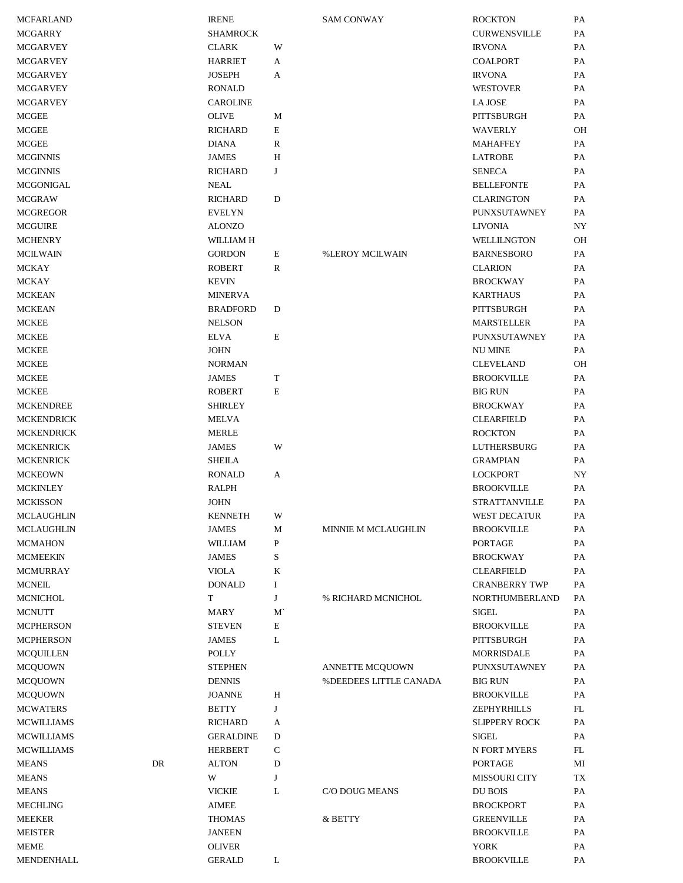| | | | | | | |
|---|---|---|---|---|---|---|
| MCFARLAND | | IRENE | | SAM CONWAY | ROCKTON | PA |
| MCGARRY | | SHAMROCK | | | CURWENSVILLE | PA |
| MCGARVEY | | CLARK | W | | IRVONA | PA |
| MCGARVEY | | HARRIET | A | | COALPORT | PA |
| MCGARVEY | | JOSEPH | A | | IRVONA | PA |
| MCGARVEY | | RONALD | | | WESTOVER | PA |
| MCGARVEY | | CAROLINE | | | LA JOSE | PA |
| MCGEE | | OLIVE | M | | PITTSBURGH | PA |
| MCGEE | | RICHARD | E | | WAVERLY | OH |
| MCGEE | | DIANA | R | | MAHAFFEY | PA |
| MCGINNIS | | JAMES | H | | LATROBE | PA |
| MCGINNIS | | RICHARD | J | | SENECA | PA |
| MCGONIGAL | | NEAL | | | BELLEFONTE | PA |
| MCGRAW | | RICHARD | D | | CLARINGTON | PA |
| MCGREGOR | | EVELYN | | | PUNXSUTAWNEY | PA |
| MCGUIRE | | ALONZO | | | LIVONIA | NY |
| MCHENRY | | WILLIAM H | | | WELLILNGTON | OH |
| MCILWAIN | | GORDON | E | %LEROY MCILWAIN | BARNESBORO | PA |
| MCKAY | | ROBERT | R | | CLARION | PA |
| MCKAY | | KEVIN | | | BROCKWAY | PA |
| MCKEAN | | MINERVA | | | KARTHAUS | PA |
| MCKEAN | | BRADFORD | D | | PITTSBURGH | PA |
| MCKEE | | NELSON | | | MARSTELLER | PA |
| MCKEE | | ELVA | E | | PUNXSUTAWNEY | PA |
| MCKEE | | JOHN | | | NU MINE | PA |
| MCKEE | | NORMAN | | | CLEVELAND | OH |
| MCKEE | | JAMES | T | | BROOKVILLE | PA |
| MCKEE | | ROBERT | E | | BIG RUN | PA |
| MCKENDREE | | SHIRLEY | | | BROCKWAY | PA |
| MCKENDRICK | | MELVA | | | CLEARFIELD | PA |
| MCKENDRICK | | MERLE | | | ROCKTON | PA |
| MCKENRICK | | JAMES | W | | LUTHERSBURG | PA |
| MCKENRICK | | SHEILA | | | GRAMPIAN | PA |
| MCKEOWN | | RONALD | A | | LOCKPORT | NY |
| MCKINLEY | | RALPH | | | BROOKVILLE | PA |
| MCKISSON | | JOHN | | | STRATTANVILLE | PA |
| MCLAUGHLIN | | KENNETH | W | | WEST DECATUR | PA |
| MCLAUGHLIN | | JAMES | M | MINNIE M MCLAUGHLIN | BROOKVILLE | PA |
| MCMAHON | | WILLIAM | P | | PORTAGE | PA |
| MCMEEKIN | | JAMES | S | | BROCKWAY | PA |
| MCMURRAY | | VIOLA | K | | CLEARFIELD | PA |
| MCNEIL | | DONALD | I | | CRANBERRY TWP | PA |
| MCNICHOL | | T | J | % RICHARD MCNICHOL | NORTHUMBERLAND | PA |
| MCNUTT | | MARY | M` | | SIGEL | PA |
| MCPHERSON | | STEVEN | E | | BROOKVILLE | PA |
| MCPHERSON | | JAMES | L | | PITTSBURGH | PA |
| MCQUILLEN | | POLLY | | | MORRISDALE | PA |
| MCQUOWN | | STEPHEN | | ANNETTE MCQUOWN | PUNXSUTAWNEY | PA |
| MCQUOWN | | DENNIS | | %DEEDEES LITTLE CANADA | BIG RUN | PA |
| MCQUOWN | | JOANNE | H | | BROOKVILLE | PA |
| MCWATERS | | BETTY | J | | ZEPHYRHILLS | FL |
| MCWILLIAMS | | RICHARD | A | | SLIPPERY ROCK | PA |
| MCWILLIAMS | | GERALDINE | D | | SIGEL | PA |
| MCWILLIAMS | | HERBERT | C | | N FORT MYERS | FL |
| MEANS | DR | ALTON | D | | PORTAGE | MI |
| MEANS | | W | J | | MISSOURI CITY | TX |
| MEANS | | VICKIE | L | C/O DOUG MEANS | DU BOIS | PA |
| MECHLING | | AIMEE | | | BROCKPORT | PA |
| MEEKER | | THOMAS | | & BETTY | GREENVILLE | PA |
| MEISTER | | JANEEN | | | BROOKVILLE | PA |
| MEME | | OLIVER | | | YORK | PA |
| MENDENHALL | | GERALD | L | | BROOKVILLE | PA |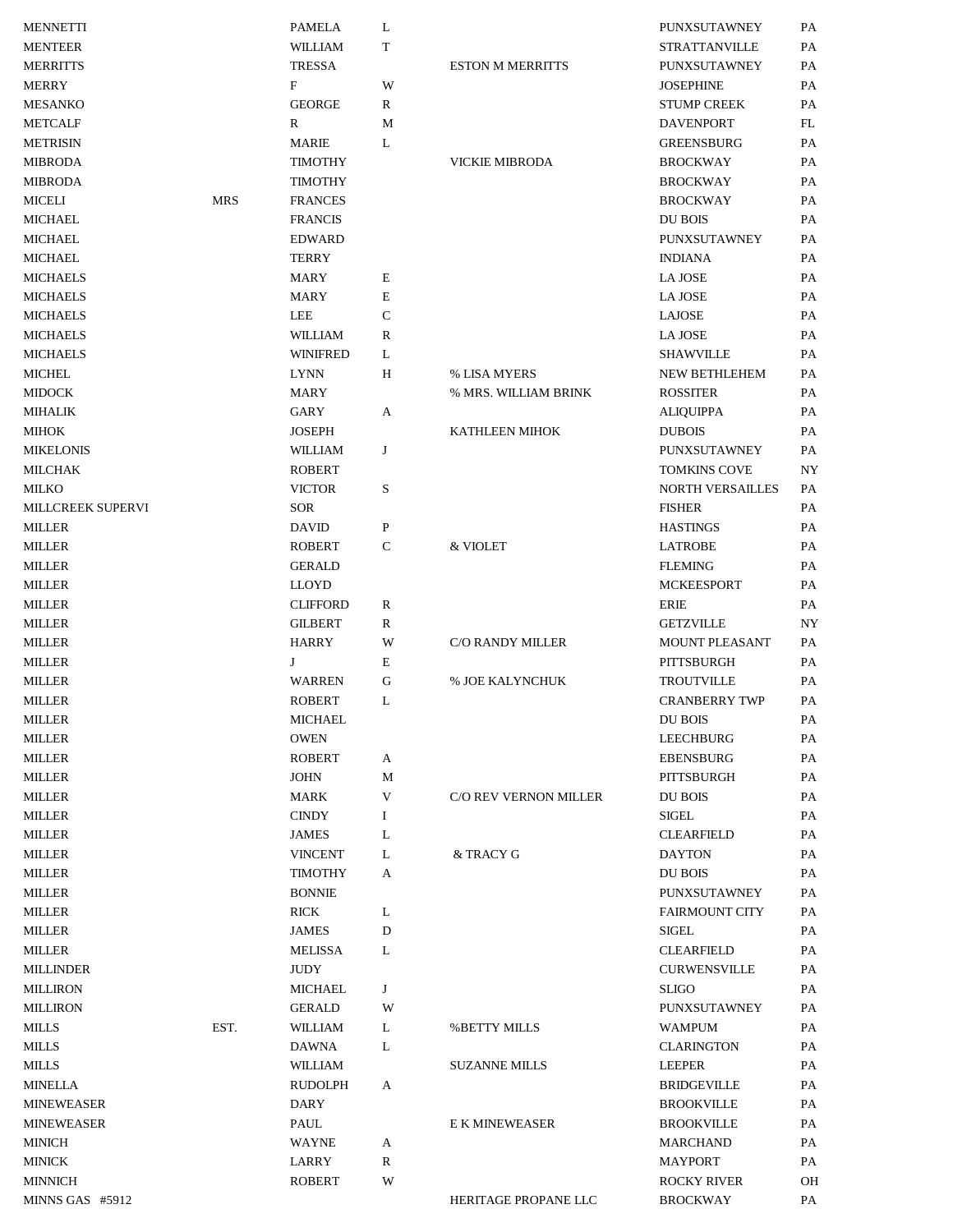| | | | | | | |
|---|---|---|---|---|---|---|
| MENNETTI | | PAMELA | L | | PUNXSUTAWNEY | PA |
| MENTEER | | WILLIAM | T | | STRATTANVILLE | PA |
| MERRITTS | | TRESSA | | ESTON M MERRITTS | PUNXSUTAWNEY | PA |
| MERRY | | F | W | | JOSEPHINE | PA |
| MESANKO | | GEORGE | R | | STUMP CREEK | PA |
| METCALF | | R | M | | DAVENPORT | FL |
| METRISIN | | MARIE | L | | GREENSBURG | PA |
| MIBRODA | | TIMOTHY | | VICKIE MIBRODA | BROCKWAY | PA |
| MIBRODA | | TIMOTHY | | | BROCKWAY | PA |
| MICELI | MRS | FRANCES | | | BROCKWAY | PA |
| MICHAEL | | FRANCIS | | | DU BOIS | PA |
| MICHAEL | | EDWARD | | | PUNXSUTAWNEY | PA |
| MICHAEL | | TERRY | | | INDIANA | PA |
| MICHAELS | | MARY | E | | LA JOSE | PA |
| MICHAELS | | MARY | E | | LA JOSE | PA |
| MICHAELS | | LEE | C | | LAJOSE | PA |
| MICHAELS | | WILLIAM | R | | LA JOSE | PA |
| MICHAELS | | WINIFRED | L | | SHAWVILLE | PA |
| MICHEL | | LYNN | H | % LISA MYERS | NEW BETHLEHEM | PA |
| MIDOCK | | MARY | | % MRS. WILLIAM BRINK | ROSSITER | PA |
| MIHALIK | | GARY | A | | ALIQUIPPA | PA |
| MIHOK | | JOSEPH | | KATHLEEN MIHOK | DUBOIS | PA |
| MIKELONIS | | WILLIAM | J | | PUNXSUTAWNEY | PA |
| MILCHAK | | ROBERT | | | TOMKINS COVE | NY |
| MILKO | | VICTOR | S | | NORTH VERSAILLES | PA |
| MILLCREEK SUPERVI | | SOR | | | FISHER | PA |
| MILLER | | DAVID | P | | HASTINGS | PA |
| MILLER | | ROBERT | C | & VIOLET | LATROBE | PA |
| MILLER | | GERALD | | | FLEMING | PA |
| MILLER | | LLOYD | | | MCKEESPORT | PA |
| MILLER | | CLIFFORD | R | | ERIE | PA |
| MILLER | | GILBERT | R | | GETZVILLE | NY |
| MILLER | | HARRY | W | C/O RANDY MILLER | MOUNT PLEASANT | PA |
| MILLER | | J | E | | PITTSBURGH | PA |
| MILLER | | WARREN | G | % JOE KALYNCHUK | TROUTVILLE | PA |
| MILLER | | ROBERT | L | | CRANBERRY TWP | PA |
| MILLER | | MICHAEL | | | DU BOIS | PA |
| MILLER | | OWEN | | | LEECHBURG | PA |
| MILLER | | ROBERT | A | | EBENSBURG | PA |
| MILLER | | JOHN | M | | PITTSBURGH | PA |
| MILLER | | MARK | V | C/O REV VERNON MILLER | DU BOIS | PA |
| MILLER | | CINDY | I | | SIGEL | PA |
| MILLER | | JAMES | L | | CLEARFIELD | PA |
| MILLER | | VINCENT | L | & TRACY G | DAYTON | PA |
| MILLER | | TIMOTHY | A | | DU BOIS | PA |
| MILLER | | BONNIE | | | PUNXSUTAWNEY | PA |
| MILLER | | RICK | L | | FAIRMOUNT CITY | PA |
| MILLER | | JAMES | D | | SIGEL | PA |
| MILLER | | MELISSA | L | | CLEARFIELD | PA |
| MILLINDER | | JUDY | | | CURWENSVILLE | PA |
| MILLIRON | | MICHAEL | J | | SLIGO | PA |
| MILLIRON | | GERALD | W | | PUNXSUTAWNEY | PA |
| MILLS | EST. | WILLIAM | L | %BETTY MILLS | WAMPUM | PA |
| MILLS | | DAWNA | L | | CLARINGTON | PA |
| MILLS | | WILLIAM | | SUZANNE MILLS | LEEPER | PA |
| MINELLA | | RUDOLPH | A | | BRIDGEVILLE | PA |
| MINEWEASER | | DARY | | | BROOKVILLE | PA |
| MINEWEASER | | PAUL | | E K MINEWEASER | BROOKVILLE | PA |
| MINICH | | WAYNE | A | | MARCHAND | PA |
| MINICK | | LARRY | R | | MAYPORT | PA |
| MINNICH | | ROBERT | W | | ROCKY RIVER | OH |
| MINNS GAS #5912 | | | | HERITAGE PROPANE LLC | BROCKWAY | PA |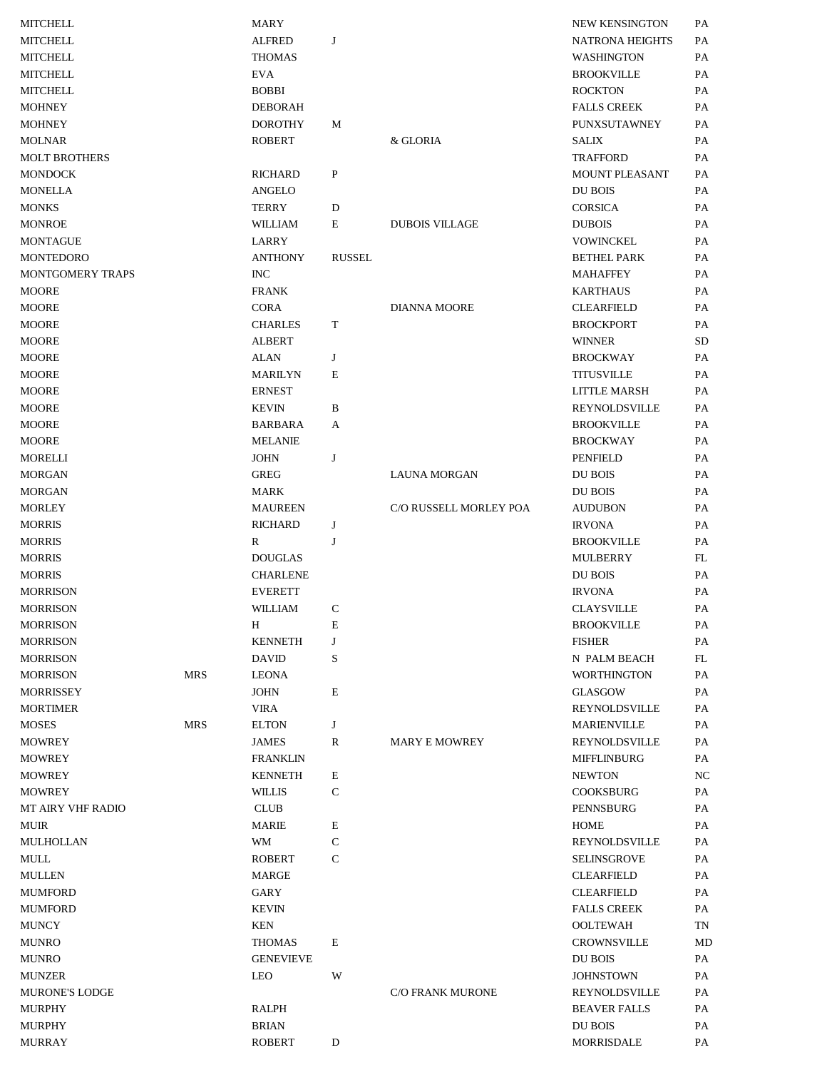| | | | | | | |
|---|---|---|---|---|---|---|
| MITCHELL | | MARY | | | NEW KENSINGTON | PA |
| MITCHELL | | ALFRED | J | | NATRONA HEIGHTS | PA |
| MITCHELL | | THOMAS | | | WASHINGTON | PA |
| MITCHELL | | EVA | | | BROOKVILLE | PA |
| MITCHELL | | BOBBI | | | ROCKTON | PA |
| MOHNEY | | DEBORAH | | | FALLS CREEK | PA |
| MOHNEY | | DOROTHY | M | | PUNXSUTAWNEY | PA |
| MOLNAR | | ROBERT | | & GLORIA | SALIX | PA |
| MOLT BROTHERS | | | | | TRAFFORD | PA |
| MONDOCK | | RICHARD | P | | MOUNT PLEASANT | PA |
| MONELLA | | ANGELO | | | DU BOIS | PA |
| MONKS | | TERRY | D | | CORSICA | PA |
| MONROE | | WILLIAM | E | DUBOIS VILLAGE | DUBOIS | PA |
| MONTAGUE | | LARRY | | | VOWINCKEL | PA |
| MONTEDORO | | ANTHONY | RUSSEL | | BETHEL PARK | PA |
| MONTGOMERY TRAPS | | INC | | | MAHAFFEY | PA |
| MOORE | | FRANK | | | KARTHAUS | PA |
| MOORE | | CORA | | DIANNA MOORE | CLEARFIELD | PA |
| MOORE | | CHARLES | T | | BROCKPORT | PA |
| MOORE | | ALBERT | | | WINNER | SD |
| MOORE | | ALAN | J | | BROCKWAY | PA |
| MOORE | | MARILYN | E | | TITUSVILLE | PA |
| MOORE | | ERNEST | | | LITTLE MARSH | PA |
| MOORE | | KEVIN | B | | REYNOLDSVILLE | PA |
| MOORE | | BARBARA | A | | BROOKVILLE | PA |
| MOORE | | MELANIE | | | BROCKWAY | PA |
| MORELLI | | JOHN | J | | PENFIELD | PA |
| MORGAN | | GREG | | LAUNA MORGAN | DU BOIS | PA |
| MORGAN | | MARK | | | DU BOIS | PA |
| MORLEY | | MAUREEN | | C/O RUSSELL MORLEY POA | AUDUBON | PA |
| MORRIS | | RICHARD | J | | IRVONA | PA |
| MORRIS | | R | J | | BROOKVILLE | PA |
| MORRIS | | DOUGLAS | | | MULBERRY | FL |
| MORRIS | | CHARLENE | | | DU BOIS | PA |
| MORRISON | | EVERETT | | | IRVONA | PA |
| MORRISON | | WILLIAM | C | | CLAYSVILLE | PA |
| MORRISON | | H | E | | BROOKVILLE | PA |
| MORRISON | | KENNETH | J | | FISHER | PA |
| MORRISON | | DAVID | S | | N PALM BEACH | FL |
| MORRISON | MRS | LEONA | | | WORTHINGTON | PA |
| MORRISSEY | | JOHN | E | | GLASGOW | PA |
| MORTIMER | | VIRA | | | REYNOLDSVILLE | PA |
| MOSES | MRS | ELTON | J | | MARIENVILLE | PA |
| MOWREY | | JAMES | R | MARY E MOWREY | REYNOLDSVILLE | PA |
| MOWREY | | FRANKLIN | | | MIFFLINBURG | PA |
| MOWREY | | KENNETH | E | | NEWTON | NC |
| MOWREY | | WILLIS | C | | COOKSBURG | PA |
| MT AIRY VHF RADIO | | CLUB | | | PENNSBURG | PA |
| MUIR | | MARIE | E | | HOME | PA |
| MULHOLLAN | | WM | C | | REYNOLDSVILLE | PA |
| MULL | | ROBERT | C | | SELINSGROVE | PA |
| MULLEN | | MARGE | | | CLEARFIELD | PA |
| MUMFORD | | GARY | | | CLEARFIELD | PA |
| MUMFORD | | KEVIN | | | FALLS CREEK | PA |
| MUNCY | | KEN | | | OOLTEWAH | TN |
| MUNRO | | THOMAS | E | | CROWNSVILLE | MD |
| MUNRO | | GENEVIEVE | | | DU BOIS | PA |
| MUNZER | | LEO | W | | JOHNSTOWN | PA |
| MURONE'S LODGE | | | | C/O FRANK MURONE | REYNOLDSVILLE | PA |
| MURPHY | | RALPH | | | BEAVER FALLS | PA |
| MURPHY | | BRIAN | | | DU BOIS | PA |
| MURRAY | | ROBERT | D | | MORRISDALE | PA |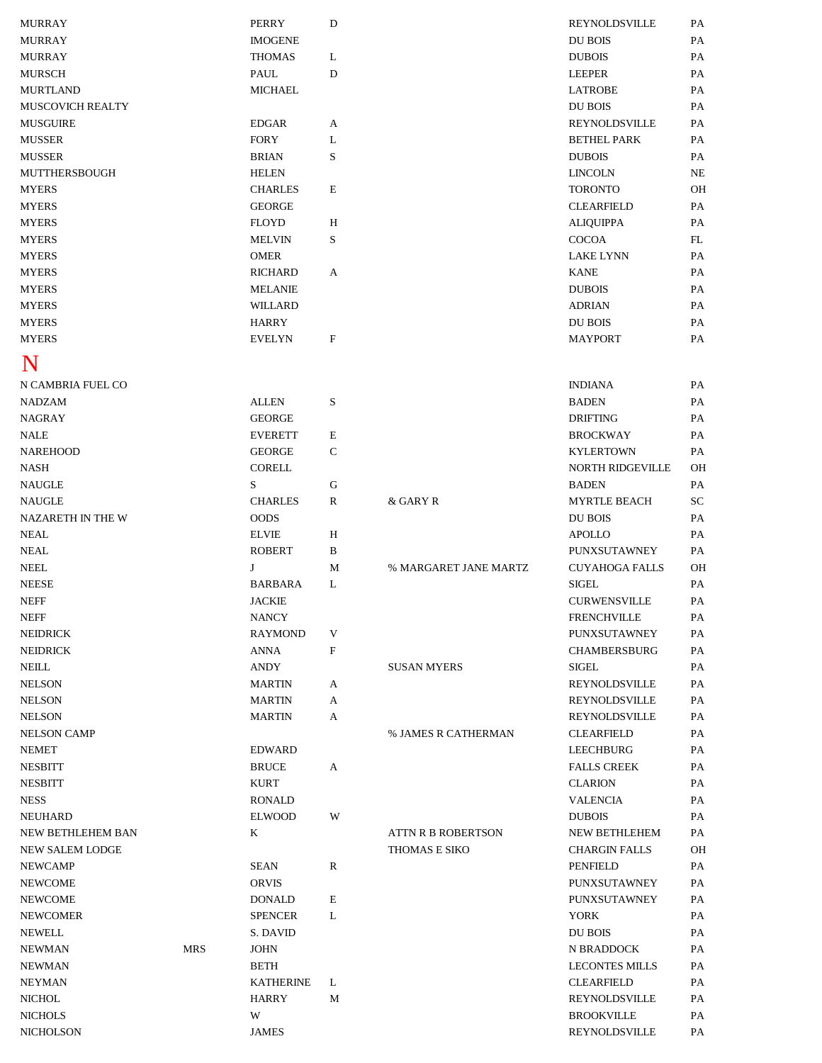| | | | | | | |
|---|---|---|---|---|---|---|
| MURRAY | | PERRY | D | | REYNOLDSVILLE | PA |
| MURRAY | | IMOGENE | | | DU BOIS | PA |
| MURRAY | | THOMAS | L | | DUBOIS | PA |
| MURSCH | | PAUL | D | | LEEPER | PA |
| MURTLAND | | MICHAEL | | | LATROBE | PA |
| MUSCOVICH REALTY | | | | | DU BOIS | PA |
| MUSGUIRE | | EDGAR | A | | REYNOLDSVILLE | PA |
| MUSSER | | FORY | L | | BETHEL PARK | PA |
| MUSSER | | BRIAN | S | | DUBOIS | PA |
| MUTTHERSBOUGH | | HELEN | | | LINCOLN | NE |
| MYERS | | CHARLES | E | | TORONTO | OH |
| MYERS | | GEORGE | | | CLEARFIELD | PA |
| MYERS | | FLOYD | H | | ALIQUIPPA | PA |
| MYERS | | MELVIN | S | | COCOA | FL |
| MYERS | | OMER | | | LAKE LYNN | PA |
| MYERS | | RICHARD | A | | KANE | PA |
| MYERS | | MELANIE | | | DUBOIS | PA |
| MYERS | | WILLARD | | | ADRIAN | PA |
| MYERS | | HARRY | | | DU BOIS | PA |
| MYERS | | EVELYN | F | | MAYPORT | PA |

# N

| | | | | | | |
|---|---|---|---|---|---|---|
| N CAMBRIA FUEL CO | | | | | INDIANA | PA |
| NADZAM | | ALLEN | S | | BADEN | PA |
| NAGRAY | | GEORGE | | | DRIFTING | PA |
| NALE | | EVERETT | E | | BROCKWAY | PA |
| NAREHOOD | | GEORGE | C | | KYLERTOWN | PA |
| NASH | | CORELL | | | NORTH RIDGEVILLE | OH |
| NAUGLE | | S | G | | BADEN | PA |
| NAUGLE | | CHARLES | R | & GARY R | MYRTLE BEACH | SC |
| NAZARETH IN THE W | | OODS | | | DU BOIS | PA |
| NEAL | | ELVIE | H | | APOLLO | PA |
| NEAL | | ROBERT | B | | PUNXSUTAWNEY | PA |
| NEEL | | J | M | % MARGARET JANE MARTZ | CUYAHOGA FALLS | OH |
| NEESE | | BARBARA | L | | SIGEL | PA |
| NEFF | | JACKIE | | | CURWENSVILLE | PA |
| NEFF | | NANCY | | | FRENCHVILLE | PA |
| NEIDRICK | | RAYMOND | V | | PUNXSUTAWNEY | PA |
| NEIDRICK | | ANNA | F | | CHAMBERSBURG | PA |
| NEILL | | ANDY | | SUSAN MYERS | SIGEL | PA |
| NELSON | | MARTIN | A | | REYNOLDSVILLE | PA |
| NELSON | | MARTIN | A | | REYNOLDSVILLE | PA |
| NELSON | | MARTIN | A | | REYNOLDSVILLE | PA |
| NELSON CAMP | | | | % JAMES R CATHERMAN | CLEARFIELD | PA |
| NEMET | | EDWARD | | | LEECHBURG | PA |
| NESBITT | | BRUCE | A | | FALLS CREEK | PA |
| NESBITT | | KURT | | | CLARION | PA |
| NESS | | RONALD | | | VALENCIA | PA |
| NEUHARD | | ELWOOD | W | | DUBOIS | PA |
| NEW BETHLEHEM BAN | | K | | ATTN R B ROBERTSON | NEW BETHLEHEM | PA |
| NEW SALEM LODGE | | | | THOMAS E SIKO | CHARGIN FALLS | OH |
| NEWCAMP | | SEAN | R | | PENFIELD | PA |
| NEWCOME | | ORVIS | | | PUNXSUTAWNEY | PA |
| NEWCOME | | DONALD | E | | PUNXSUTAWNEY | PA |
| NEWCOMER | | SPENCER | L | | YORK | PA |
| NEWELL | | S. DAVID | | | DU BOIS | PA |
| NEWMAN | MRS | JOHN | | | N BRADDOCK | PA |
| NEWMAN | | BETH | | | LECONTES MILLS | PA |
| NEYMAN | | KATHERINE | L | | CLEARFIELD | PA |
| NICHOL | | HARRY | M | | REYNOLDSVILLE | PA |
| NICHOLS | | W | | | BROOKVILLE | PA |
| NICHOLSON | | JAMES | | | REYNOLDSVILLE | PA |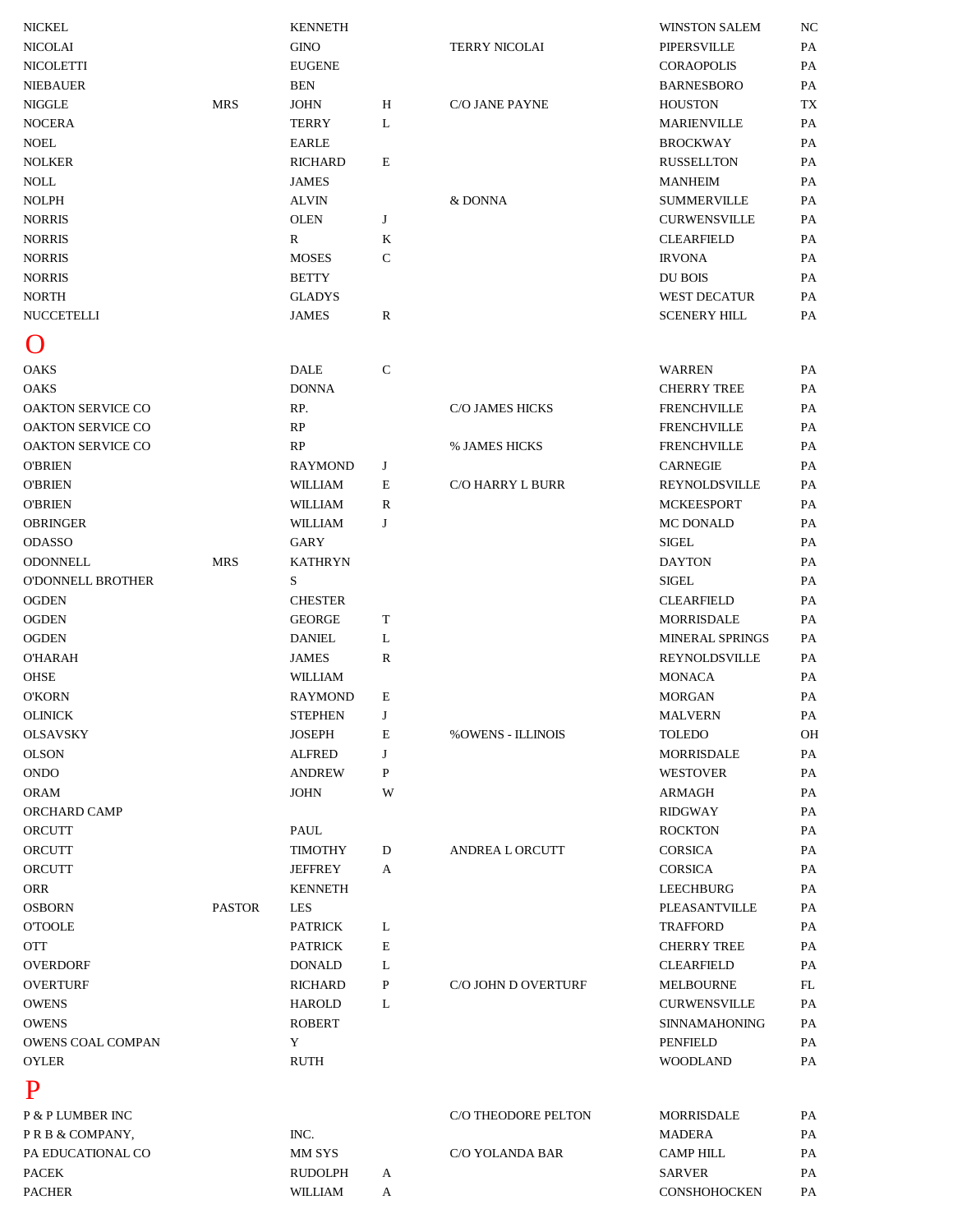| | | | | | | |
|---|---|---|---|---|---|---|
| NICKEL | | KENNETH | | | WINSTON SALEM | NC |
| NICOLAI | | GINO | | TERRY NICOLAI | PIPERSVILLE | PA |
| NICOLETTI | | EUGENE | | | CORAOPOLIS | PA |
| NIEBAUER | | BEN | | | BARNESBORO | PA |
| NIGGLE | MRS | JOHN | H | C/O JANE PAYNE | HOUSTON | TX |
| NOCERA | | TERRY | L | | MARIENVILLE | PA |
| NOEL | | EARLE | | | BROCKWAY | PA |
| NOLKER | | RICHARD | E | | RUSSELLTON | PA |
| NOLL | | JAMES | | | MANHEIM | PA |
| NOLPH | | ALVIN | | & DONNA | SUMMERVILLE | PA |
| NORRIS | | OLEN | J | | CURWENSVILLE | PA |
| NORRIS | | R | K | | CLEARFIELD | PA |
| NORRIS | | MOSES | C | | IRVONA | PA |
| NORRIS | | BETTY | | | DU BOIS | PA |
| NORTH | | GLADYS | | | WEST DECATUR | PA |
| NUCCETELLI | | JAMES | R | | SCENERY HILL | PA |

# O

| | | | | | | |
|---|---|---|---|---|---|---|
| OAKS | | DALE | C | | WARREN | PA |
| OAKS | | DONNA | | | CHERRY TREE | PA |
| OAKTON SERVICE CO | | RP. | | C/O JAMES HICKS | FRENCHVILLE | PA |
| OAKTON SERVICE CO | | RP | | | FRENCHVILLE | PA |
| OAKTON SERVICE CO | | RP | | % JAMES HICKS | FRENCHVILLE | PA |
| O'BRIEN | | RAYMOND | J | | CARNEGIE | PA |
| O'BRIEN | | WILLIAM | E | C/O HARRY L BURR | REYNOLDSVILLE | PA |
| O'BRIEN | | WILLIAM | R | | MCKEESPORT | PA |
| OBRINGER | | WILLIAM | J | | MC DONALD | PA |
| ODASSO | | GARY | | | SIGEL | PA |
| ODONNELL | MRS | KATHRYN | | | DAYTON | PA |
| O'DONNELL BROTHER | | S | | | SIGEL | PA |
| OGDEN | | CHESTER | | | CLEARFIELD | PA |
| OGDEN | | GEORGE | T | | MORRISDALE | PA |
| OGDEN | | DANIEL | L | | MINERAL SPRINGS | PA |
| O'HARAH | | JAMES | R | | REYNOLDSVILLE | PA |
| OHSE | | WILLIAM | | | MONACA | PA |
| O'KORN | | RAYMOND | E | | MORGAN | PA |
| OLINICK | | STEPHEN | J | | MALVERN | PA |
| OLSAVSKY | | JOSEPH | E | %OWENS - ILLINOIS | TOLEDO | OH |
| OLSON | | ALFRED | J | | MORRISDALE | PA |
| ONDO | | ANDREW | P | | WESTOVER | PA |
| ORAM | | JOHN | W | | ARMAGH | PA |
| ORCHARD CAMP | | | | | RIDGWAY | PA |
| ORCUTT | | PAUL | | | ROCKTON | PA |
| ORCUTT | | TIMOTHY | D | ANDREA L ORCUTT | CORSICA | PA |
| ORCUTT | | JEFFREY | A | | CORSICA | PA |
| ORR | | KENNETH | | | LEECHBURG | PA |
| OSBORN | PASTOR | LES | | | PLEASANTVILLE | PA |
| O'TOOLE | | PATRICK | L | | TRAFFORD | PA |
| OTT | | PATRICK | E | | CHERRY TREE | PA |
| OVERDORF | | DONALD | L | | CLEARFIELD | PA |
| OVERTURF | | RICHARD | P | C/O JOHN D OVERTURF | MELBOURNE | FL |
| OWENS | | HAROLD | L | | CURWENSVILLE | PA |
| OWENS | | ROBERT | | | SINNAMAHONING | PA |
| OWENS COAL COMPAN | | Y | | | PENFIELD | PA |
| OYLER | | RUTH | | | WOODLAND | PA |

# P

| | | | | | | |
|---|---|---|---|---|---|---|
| P & P LUMBER INC | | | | C/O THEODORE PELTON | MORRISDALE | PA |
| P R B & COMPANY, | | INC. | | | MADERA | PA |
| PA EDUCATIONAL CO | | MM SYS | | C/O YOLANDA BAR | CAMP HILL | PA |
| PACEK | | RUDOLPH | A | | SARVER | PA |
| PACHER | | WILLIAM | A | | CONSHOHOCKEN | PA |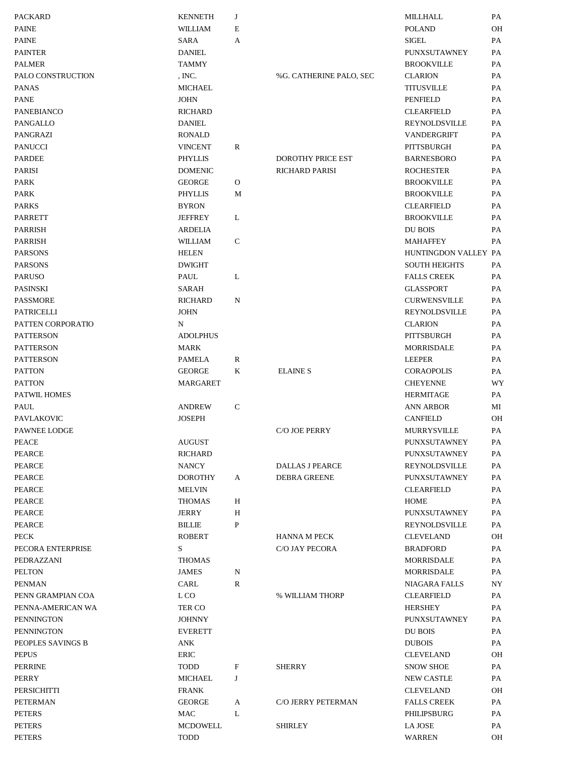| | | | | | |
|---|---|---|---|---|---|
| PACKARD | KENNETH | J | | MILLHALL | PA |
| PAINE | WILLIAM | E | | POLAND | OH |
| PAINE | SARA | A | | SIGEL | PA |
| PAINTER | DANIEL | | | PUNXSUTAWNEY | PA |
| PALMER | TAMMY | | | BROOKVILLE | PA |
| PALO CONSTRUCTION | , INC. | | %G. CATHERINE PALO, SEC | CLARION | PA |
| PANAS | MICHAEL | | | TITUSVILLE | PA |
| PANE | JOHN | | | PENFIELD | PA |
| PANEBIANCO | RICHARD | | | CLEARFIELD | PA |
| PANGALLO | DANIEL | | | REYNOLDSVILLE | PA |
| PANGRAZI | RONALD | | | VANDERGRIFT | PA |
| PANUCCI | VINCENT | R | | PITTSBURGH | PA |
| PARDEE | PHYLLIS | | DOROTHY PRICE EST | BARNESBORO | PA |
| PARISI | DOMENIC | | RICHARD PARISI | ROCHESTER | PA |
| PARK | GEORGE | O | | BROOKVILLE | PA |
| PARK | PHYLLIS | M | | BROOKVILLE | PA |
| PARKS | BYRON | | | CLEARFIELD | PA |
| PARRETT | JEFFREY | L | | BROOKVILLE | PA |
| PARRISH | ARDELIA | | | DU BOIS | PA |
| PARRISH | WILLIAM | C | | MAHAFFEY | PA |
| PARSONS | HELEN | | | HUNTINGDON VALLEY | PA |
| PARSONS | DWIGHT | | | SOUTH HEIGHTS | PA |
| PARUSO | PAUL | L | | FALLS CREEK | PA |
| PASINSKI | SARAH | | | GLASSPORT | PA |
| PASSMORE | RICHARD | N | | CURWENSVILLE | PA |
| PATRICELLI | JOHN | | | REYNOLDSVILLE | PA |
| PATTEN CORPORATIO | N | | | CLARION | PA |
| PATTERSON | ADOLPHUS | | | PITTSBURGH | PA |
| PATTERSON | MARK | | | MORRISDALE | PA |
| PATTERSON | PAMELA | R | | LEEPER | PA |
| PATTON | GEORGE | K | ELAINE S | CORAOPOLIS | PA |
| PATTON | MARGARET | | | CHEYENNE | WY |
| PATWIL HOMES | | | | HERMITAGE | PA |
| PAUL | ANDREW | C | | ANN ARBOR | MI |
| PAVLAKOVIC | JOSEPH | | | CANFIELD | OH |
| PAWNEE LODGE | | | C/O JOE PERRY | MURRYSVILLE | PA |
| PEACE | AUGUST | | | PUNXSUTAWNEY | PA |
| PEARCE | RICHARD | | | PUNXSUTAWNEY | PA |
| PEARCE | NANCY | | DALLAS J PEARCE | REYNOLDSVILLE | PA |
| PEARCE | DOROTHY | A | DEBRA GREENE | PUNXSUTAWNEY | PA |
| PEARCE | MELVIN | | | CLEARFIELD | PA |
| PEARCE | THOMAS | H | | HOME | PA |
| PEARCE | JERRY | H | | PUNXSUTAWNEY | PA |
| PEARCE | BILLIE | P | | REYNOLDSVILLE | PA |
| PECK | ROBERT | | HANNA M PECK | CLEVELAND | OH |
| PECORA ENTERPRISE | S | | C/O JAY PECORA | BRADFORD | PA |
| PEDRAZZANI | THOMAS | | | MORRISDALE | PA |
| PELTON | JAMES | N | | MORRISDALE | PA |
| PENMAN | CARL | R | | NIAGARA FALLS | NY |
| PENN GRAMPIAN COA | L CO | | % WILLIAM THORP | CLEARFIELD | PA |
| PENNA-AMERICAN WA | TER CO | | | HERSHEY | PA |
| PENNINGTON | JOHNNY | | | PUNXSUTAWNEY | PA |
| PENNINGTON | EVERETT | | | DU BOIS | PA |
| PEOPLES SAVINGS B | ANK | | | DUBOIS | PA |
| PEPUS | ERIC | | | CLEVELAND | OH |
| PERRINE | TODD | F | SHERRY | SNOW SHOE | PA |
| PERRY | MICHAEL | J | | NEW CASTLE | PA |
| PERSICHITTI | FRANK | | | CLEVELAND | OH |
| PETERMAN | GEORGE | A | C/O JERRY PETERMAN | FALLS CREEK | PA |
| PETERS | MAC | L | | PHILIPSBURG | PA |
| PETERS | MCDOWELL | | SHIRLEY | LA JOSE | PA |
| PETERS | TODD | | | WARREN | OH |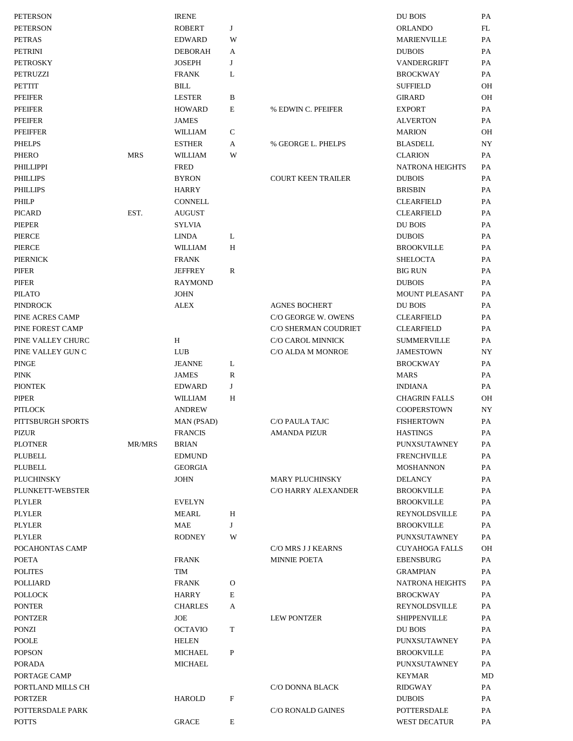| | | | | | | |
|---|---|---|---|---|---|---|
| PETERSON | | IRENE | | | DU BOIS | PA |
| PETERSON | | ROBERT | J | | ORLANDO | FL |
| PETRAS | | EDWARD | W | | MARIENVILLE | PA |
| PETRINI | | DEBORAH | A | | DUBOIS | PA |
| PETROSKY | | JOSEPH | J | | VANDERGRIFT | PA |
| PETRUZZI | | FRANK | L | | BROCKWAY | PA |
| PETTIT | | BILL | | | SUFFIELD | OH |
| PFEIFER | | LESTER | B | | GIRARD | OH |
| PFEIFER | | HOWARD | E | % EDWIN C. PFEIFER | EXPORT | PA |
| PFEIFER | | JAMES | | | ALVERTON | PA |
| PFEIFFER | | WILLIAM | C | | MARION | OH |
| PHELPS | | ESTHER | A | % GEORGE L. PHELPS | BLASDELL | NY |
| PHERO | MRS | WILLIAM | W | | CLARION | PA |
| PHILLIPPI | | FRED | | | NATRONA HEIGHTS | PA |
| PHILLIPS | | BYRON | | COURT KEEN TRAILER | DUBOIS | PA |
| PHILLIPS | | HARRY | | | BRISBIN | PA |
| PHILP | | CONNELL | | | CLEARFIELD | PA |
| PICARD | EST. | AUGUST | | | CLEARFIELD | PA |
| PIEPER | | SYLVIA | | | DU BOIS | PA |
| PIERCE | | LINDA | L | | DUBOIS | PA |
| PIERCE | | WILLIAM | H | | BROOKVILLE | PA |
| PIERNICK | | FRANK | | | SHELOCTA | PA |
| PIFER | | JEFFREY | R | | BIG RUN | PA |
| PIFER | | RAYMOND | | | DUBOIS | PA |
| PILATO | | JOHN | | | MOUNT PLEASANT | PA |
| PINDROCK | | ALEX | | AGNES BOCHERT | DU BOIS | PA |
| PINE ACRES CAMP | | | | C/O GEORGE W. OWENS | CLEARFIELD | PA |
| PINE FOREST CAMP | | | | C/O SHERMAN COUDRIET | CLEARFIELD | PA |
| PINE VALLEY CHURC | | H | | C/O CAROL MINNICK | SUMMERVILLE | PA |
| PINE VALLEY GUN C | | LUB | | C/O ALDA M MONROE | JAMESTOWN | NY |
| PINGE | | JEANNE | L | | BROCKWAY | PA |
| PINK | | JAMES | R | | MARS | PA |
| PIONTEK | | EDWARD | J | | INDIANA | PA |
| PIPER | | WILLIAM | H | | CHAGRIN FALLS | OH |
| PITLOCK | | ANDREW | | | COOPERSTOWN | NY |
| PITTSBURGH SPORTS | | MAN (PSAD) | | C/O PAULA TAJC | FISHERTOWN | PA |
| PIZUR | | FRANCIS | | AMANDA PIZUR | HASTINGS | PA |
| PLOTNER | MR/MRS | BRIAN | | | PUNXSUTAWNEY | PA |
| PLUBELL | | EDMUND | | | FRENCHVILLE | PA |
| PLUBELL | | GEORGIA | | | MOSHANNON | PA |
| PLUCHINSKY | | JOHN | | MARY PLUCHINSKY | DELANCY | PA |
| PLUNKETT-WEBSTER | | | | C/O HARRY ALEXANDER | BROOKVILLE | PA |
| PLYLER | | EVELYN | | | BROOKVILLE | PA |
| PLYLER | | MEARL | H | | REYNOLDSVILLE | PA |
| PLYLER | | MAE | J | | BROOKVILLE | PA |
| PLYLER | | RODNEY | W | | PUNXSUTAWNEY | PA |
| POCAHONTAS CAMP | | | | C/O MRS J J KEARNS | CUYAHOGA FALLS | OH |
| POETA | | FRANK | | MINNIE POETA | EBENSBURG | PA |
| POLITES | | TIM | | | GRAMPIAN | PA |
| POLLIARD | | FRANK | O | | NATRONA HEIGHTS | PA |
| POLLOCK | | HARRY | E | | BROCKWAY | PA |
| PONTER | | CHARLES | A | | REYNOLDSVILLE | PA |
| PONTZER | | JOE | | LEW PONTZER | SHIPPENVILLE | PA |
| PONZI | | OCTAVIO | T | | DU BOIS | PA |
| POOLE | | HELEN | | | PUNXSUTAWNEY | PA |
| POPSON | | MICHAEL | P | | BROOKVILLE | PA |
| PORADA | | MICHAEL | | | PUNXSUTAWNEY | PA |
| PORTAGE CAMP | | | | | KEYMAR | MD |
| PORTLAND MILLS CH | | | | C/O DONNA BLACK | RIDGWAY | PA |
| PORTZER | | HAROLD | F | | DUBOIS | PA |
| POTTERSDALE PARK | | | | C/O RONALD GAINES | POTTERSDALE | PA |
| POTTS | | GRACE | E | | WEST DECATUR | PA |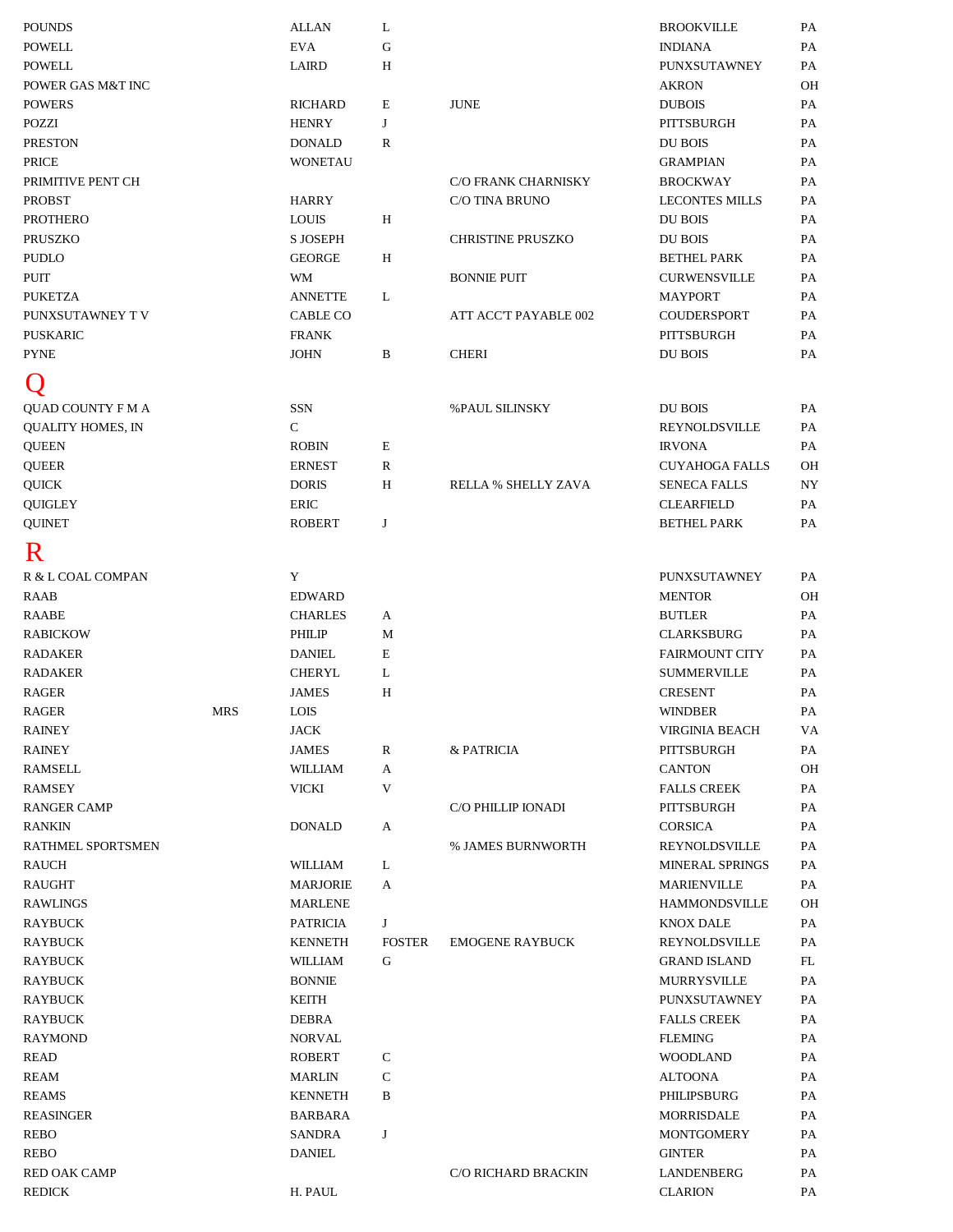| | | | | | | |
|---|---|---|---|---|---|---|
| POUNDS | | ALLAN | L | | BROOKVILLE | PA |
| POWELL | | EVA | G | | INDIANA | PA |
| POWELL | | LAIRD | H | | PUNXSUTAWNEY | PA |
| POWER GAS M&T INC | | | | | AKRON | OH |
| POWERS | | RICHARD | E | JUNE | DUBOIS | PA |
| POZZI | | HENRY | J | | PITTSBURGH | PA |
| PRESTON | | DONALD | R | | DU BOIS | PA |
| PRICE | | WONETAU | | | GRAMPIAN | PA |
| PRIMITIVE PENT CH | | | | C/O FRANK CHARNISKY | BROCKWAY | PA |
| PROBST | | HARRY | | C/O TINA BRUNO | LECONTES MILLS | PA |
| PROTHERO | | LOUIS | H | | DU BOIS | PA |
| PRUSZKO | | S JOSEPH | | CHRISTINE PRUSZKO | DU BOIS | PA |
| PUDLO | | GEORGE | H | | BETHEL PARK | PA |
| PUIT | | WM | | BONNIE PUIT | CURWENSVILLE | PA |
| PUKETZA | | ANNETTE | L | | MAYPORT | PA |
| PUNXSUTAWNEY T V | | CABLE CO | | ATT ACC'T PAYABLE 002 | COUDERSPORT | PA |
| PUSKARIC | | FRANK | | | PITTSBURGH | PA |
| PYNE | | JOHN | B | CHERI | DU BOIS | PA |

# Q

| | | | | | | |
|---|---|---|---|---|---|---|
| QUAD COUNTY F M A | | SSN | | %PAUL SILINSKY | DU BOIS | PA |
| QUALITY HOMES, IN | | C | | | REYNOLDSVILLE | PA |
| QUEEN | | ROBIN | E | | IRVONA | PA |
| QUEER | | ERNEST | R | | CUYAHOGA FALLS | OH |
| QUICK | | DORIS | H | RELLA % SHELLY ZAVA | SENECA FALLS | NY |
| QUIGLEY | | ERIC | | | CLEARFIELD | PA |
| QUINET | | ROBERT | J | | BETHEL PARK | PA |

# R

| | | | | | | |
|---|---|---|---|---|---|---|
| R & L COAL COMPAN | | Y | | | PUNXSUTAWNEY | PA |
| RAAB | | EDWARD | | | MENTOR | OH |
| RAABE | | CHARLES | A | | BUTLER | PA |
| RABICKOW | | PHILIP | M | | CLARKSBURG | PA |
| RADAKER | | DANIEL | E | | FAIRMOUNT CITY | PA |
| RADAKER | | CHERYL | L | | SUMMERVILLE | PA |
| RAGER | | JAMES | H | | CRESENT | PA |
| RAGER | MRS | LOIS | | | WINDBER | PA |
| RAINEY | | JACK | | | VIRGINIA BEACH | VA |
| RAINEY | | JAMES | R | & PATRICIA | PITTSBURGH | PA |
| RAMSELL | | WILLIAM | A | | CANTON | OH |
| RAMSEY | | VICKI | V | | FALLS CREEK | PA |
| RANGER CAMP | | | | C/O PHILLIP IONADI | PITTSBURGH | PA |
| RANKIN | | DONALD | A | | CORSICA | PA |
| RATHMEL SPORTSMEN | | | | % JAMES BURNWORTH | REYNOLDSVILLE | PA |
| RAUCH | | WILLIAM | L | | MINERAL SPRINGS | PA |
| RAUGHT | | MARJORIE | A | | MARIENVILLE | PA |
| RAWLINGS | | MARLENE | | | HAMMONDSVILLE | OH |
| RAYBUCK | | PATRICIA | J | | KNOX DALE | PA |
| RAYBUCK | | KENNETH | FOSTER | EMOGENE RAYBUCK | REYNOLDSVILLE | PA |
| RAYBUCK | | WILLIAM | G | | GRAND ISLAND | FL |
| RAYBUCK | | BONNIE | | | MURRYSVILLE | PA |
| RAYBUCK | | KEITH | | | PUNXSUTAWNEY | PA |
| RAYBUCK | | DEBRA | | | FALLS CREEK | PA |
| RAYMOND | | NORVAL | | | FLEMING | PA |
| READ | | ROBERT | C | | WOODLAND | PA |
| REAM | | MARLIN | C | | ALTOONA | PA |
| REAMS | | KENNETH | B | | PHILIPSBURG | PA |
| REASINGER | | BARBARA | | | MORRISDALE | PA |
| REBO | | SANDRA | J | | MONTGOMERY | PA |
| REBO | | DANIEL | | | GINTER | PA |
| RED OAK CAMP | | | | C/O RICHARD BRACKIN | LANDENBERG | PA |
| REDICK | | H. PAUL | | | CLARION | PA |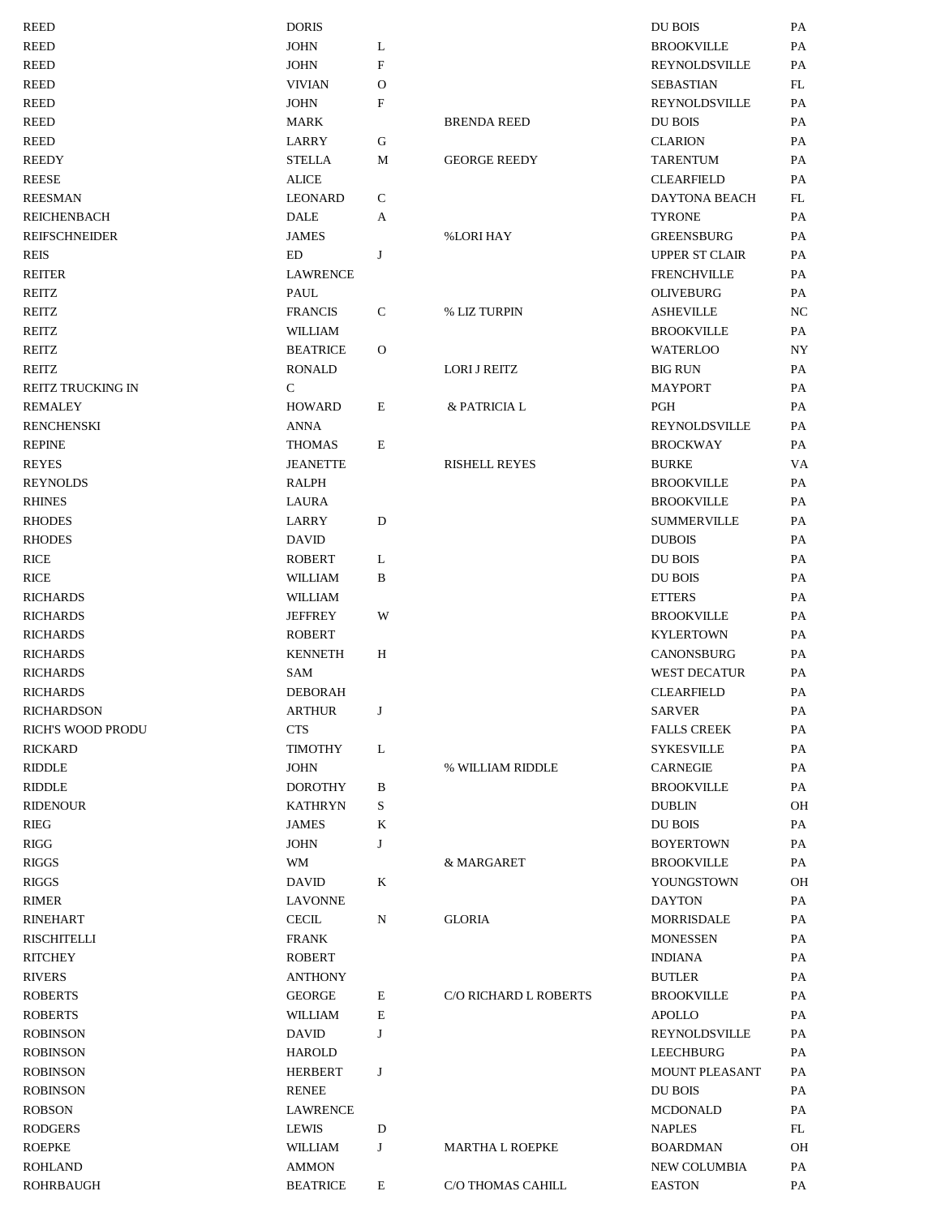| | | | | | |
|---|---|---|---|---|---|
| REED | DORIS | | | DU BOIS | PA |
| REED | JOHN | L | | BROOKVILLE | PA |
| REED | JOHN | F | | REYNOLDSVILLE | PA |
| REED | VIVIAN | O | | SEBASTIAN | FL |
| REED | JOHN | F | | REYNOLDSVILLE | PA |
| REED | MARK | | BRENDA REED | DU BOIS | PA |
| REED | LARRY | G | | CLARION | PA |
| REEDY | STELLA | M | GEORGE REEDY | TARENTUM | PA |
| REESE | ALICE | | | CLEARFIELD | PA |
| REESMAN | LEONARD | C | | DAYTONA BEACH | FL |
| REICHENBACH | DALE | A | | TYRONE | PA |
| REIFSCHNEIDER | JAMES | | %LORI HAY | GREENSBURG | PA |
| REIS | ED | J | | UPPER ST CLAIR | PA |
| REITER | LAWRENCE | | | FRENCHVILLE | PA |
| REITZ | PAUL | | | OLIVEBURG | PA |
| REITZ | FRANCIS | C | % LIZ TURPIN | ASHEVILLE | NC |
| REITZ | WILLIAM | | | BROOKVILLE | PA |
| REITZ | BEATRICE | O | | WATERLOO | NY |
| REITZ | RONALD | | LORI J REITZ | BIG RUN | PA |
| REITZ TRUCKING IN | C | | | MAYPORT | PA |
| REMALEY | HOWARD | E | & PATRICIA L | PGH | PA |
| RENCHENSKI | ANNA | | | REYNOLDSVILLE | PA |
| REPINE | THOMAS | E | | BROCKWAY | PA |
| REYES | JEANETTE | | RISHELL REYES | BURKE | VA |
| REYNOLDS | RALPH | | | BROOKVILLE | PA |
| RHINES | LAURA | | | BROOKVILLE | PA |
| RHODES | LARRY | D | | SUMMERVILLE | PA |
| RHODES | DAVID | | | DUBOIS | PA |
| RICE | ROBERT | L | | DU BOIS | PA |
| RICE | WILLIAM | B | | DU BOIS | PA |
| RICHARDS | WILLIAM | | | ETTERS | PA |
| RICHARDS | JEFFREY | W | | BROOKVILLE | PA |
| RICHARDS | ROBERT | | | KYLERTOWN | PA |
| RICHARDS | KENNETH | H | | CANONSBURG | PA |
| RICHARDS | SAM | | | WEST DECATUR | PA |
| RICHARDS | DEBORAH | | | CLEARFIELD | PA |
| RICHARDSON | ARTHUR | J | | SARVER | PA |
| RICH'S WOOD PRODU | CTS | | | FALLS CREEK | PA |
| RICKARD | TIMOTHY | L | | SYKESVILLE | PA |
| RIDDLE | JOHN | | % WILLIAM RIDDLE | CARNEGIE | PA |
| RIDDLE | DOROTHY | B | | BROOKVILLE | PA |
| RIDENOUR | KATHRYN | S | | DUBLIN | OH |
| RIEG | JAMES | K | | DU BOIS | PA |
| RIGG | JOHN | J | | BOYERTOWN | PA |
| RIGGS | WM | | & MARGARET | BROOKVILLE | PA |
| RIGGS | DAVID | K | | YOUNGSTOWN | OH |
| RIMER | LAVONNE | | | DAYTON | PA |
| RINEHART | CECIL | N | GLORIA | MORRISDALE | PA |
| RISCHITELLI | FRANK | | | MONESSEN | PA |
| RITCHEY | ROBERT | | | INDIANA | PA |
| RIVERS | ANTHONY | | | BUTLER | PA |
| ROBERTS | GEORGE | E | C/O RICHARD L ROBERTS | BROOKVILLE | PA |
| ROBERTS | WILLIAM | E | | APOLLO | PA |
| ROBINSON | DAVID | J | | REYNOLDSVILLE | PA |
| ROBINSON | HAROLD | | | LEECHBURG | PA |
| ROBINSON | HERBERT | J | | MOUNT PLEASANT | PA |
| ROBINSON | RENEE | | | DU BOIS | PA |
| ROBSON | LAWRENCE | | | MCDONALD | PA |
| RODGERS | LEWIS | D | | NAPLES | FL |
| ROEPKE | WILLIAM | J | MARTHA L ROEPKE | BOARDMAN | OH |
| ROHLAND | AMMON | | | NEW COLUMBIA | PA |
| ROHRBAUGH | BEATRICE | E | C/O THOMAS CAHILL | EASTON | PA |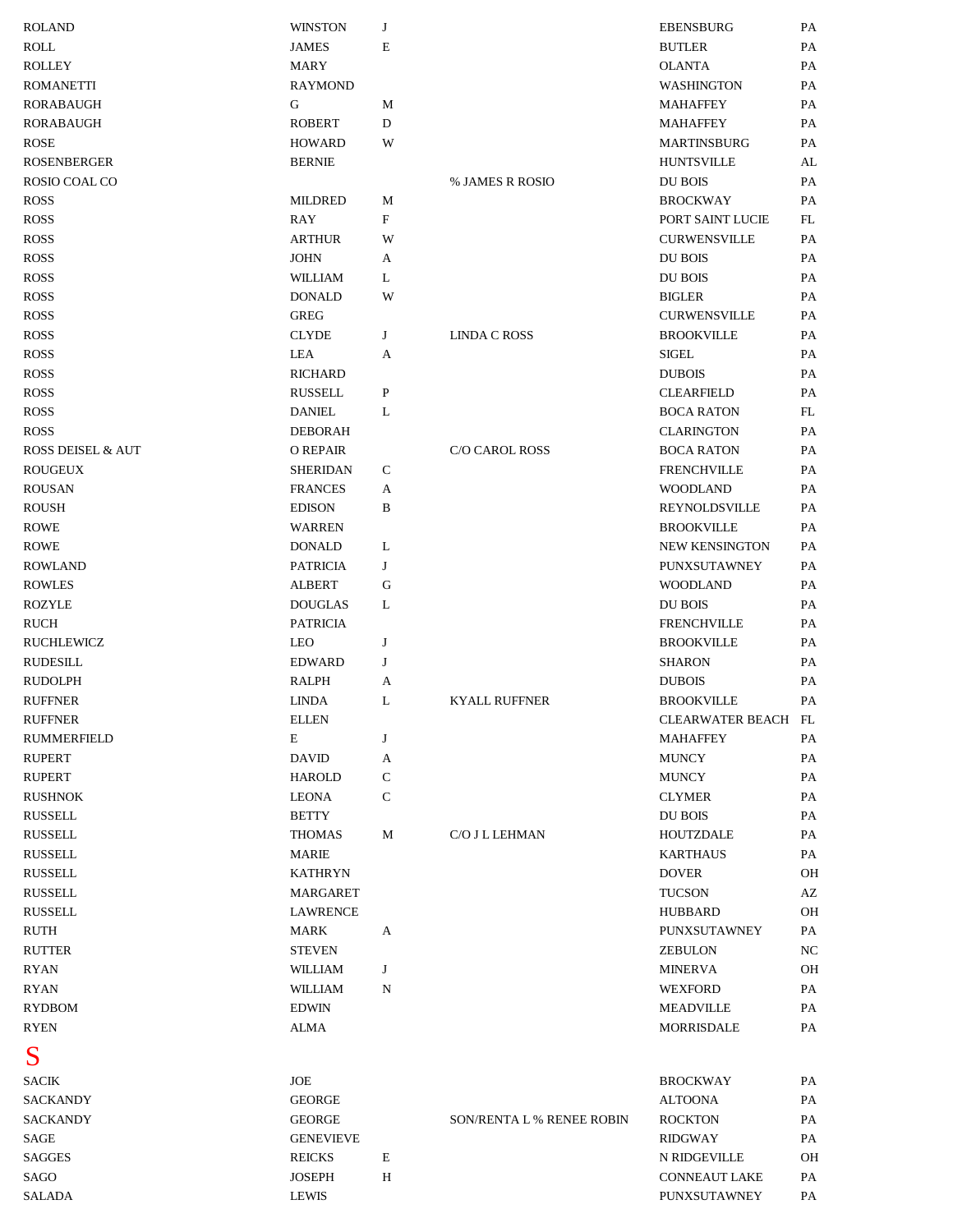| | | | | | |
|---|---|---|---|---|---|
| ROLAND | WINSTON | J | | EBENSBURG | PA |
| ROLL | JAMES | E | | BUTLER | PA |
| ROLLEY | MARY | | | OLANTA | PA |
| ROMANETTI | RAYMOND | | | WASHINGTON | PA |
| RORABAUGH | G | M | | MAHAFFEY | PA |
| RORABAUGH | ROBERT | D | | MAHAFFEY | PA |
| ROSE | HOWARD | W | | MARTINSBURG | PA |
| ROSENBERGER | BERNIE | | | HUNTSVILLE | AL |
| ROSIO COAL CO | | | % JAMES R ROSIO | DU BOIS | PA |
| ROSS | MILDRED | M | | BROCKWAY | PA |
| ROSS | RAY | F | | PORT SAINT LUCIE | FL |
| ROSS | ARTHUR | W | | CURWENSVILLE | PA |
| ROSS | JOHN | A | | DU BOIS | PA |
| ROSS | WILLIAM | L | | DU BOIS | PA |
| ROSS | DONALD | W | | BIGLER | PA |
| ROSS | GREG | | | CURWENSVILLE | PA |
| ROSS | CLYDE | J | LINDA C ROSS | BROOKVILLE | PA |
| ROSS | LEA | A | | SIGEL | PA |
| ROSS | RICHARD | | | DUBOIS | PA |
| ROSS | RUSSELL | P | | CLEARFIELD | PA |
| ROSS | DANIEL | L | | BOCA RATON | FL |
| ROSS | DEBORAH | | | CLARINGTON | PA |
| ROSS DEISEL & AUT | O REPAIR | | C/O CAROL ROSS | BOCA RATON | PA |
| ROUGEUX | SHERIDAN | C | | FRENCHVILLE | PA |
| ROUSAN | FRANCES | A | | WOODLAND | PA |
| ROUSH | EDISON | B | | REYNOLDSVILLE | PA |
| ROWE | WARREN | | | BROOKVILLE | PA |
| ROWE | DONALD | L | | NEW KENSINGTON | PA |
| ROWLAND | PATRICIA | J | | PUNXSUTAWNEY | PA |
| ROWLES | ALBERT | G | | WOODLAND | PA |
| ROZYLE | DOUGLAS | L | | DU BOIS | PA |
| RUCH | PATRICIA | | | FRENCHVILLE | PA |
| RUCHLEWICZ | LEO | J | | BROOKVILLE | PA |
| RUDESILL | EDWARD | J | | SHARON | PA |
| RUDOLPH | RALPH | A | | DUBOIS | PA |
| RUFFNER | LINDA | L | KYALL RUFFNER | BROOKVILLE | PA |
| RUFFNER | ELLEN | | | CLEARWATER BEACH | FL |
| RUMMERFIELD | E | J | | MAHAFFEY | PA |
| RUPERT | DAVID | A | | MUNCY | PA |
| RUPERT | HAROLD | C | | MUNCY | PA |
| RUSHNOK | LEONA | C | | CLYMER | PA |
| RUSSELL | BETTY | | | DU BOIS | PA |
| RUSSELL | THOMAS | M | C/O J L LEHMAN | HOUTZDALE | PA |
| RUSSELL | MARIE | | | KARTHAUS | PA |
| RUSSELL | KATHRYN | | | DOVER | OH |
| RUSSELL | MARGARET | | | TUCSON | AZ |
| RUSSELL | LAWRENCE | | | HUBBARD | OH |
| RUTH | MARK | A | | PUNXSUTAWNEY | PA |
| RUTTER | STEVEN | | | ZEBULON | NC |
| RYAN | WILLIAM | J | | MINERVA | OH |
| RYAN | WILLIAM | N | | WEXFORD | PA |
| RYDBOM | EDWIN | | | MEADVILLE | PA |
| RYEN | ALMA | | | MORRISDALE | PA |

# S

| | | | | | |
|---|---|---|---|---|---|
| SACIK | JOE | | | BROCKWAY | PA |
| SACKANDY | GEORGE | | | ALTOONA | PA |
| SACKANDY | GEORGE | | SON/RENTA L % RENEE ROBIN | ROCKTON | PA |
| SAGE | GENEVIEVE | | | RIDGWAY | PA |
| SAGGES | REICKS | E | | N RIDGEVILLE | OH |
| SAGO | JOSEPH | H | | CONNEAUT LAKE | PA |
| SALADA | LEWIS | | | PUNXSUTAWNEY | PA |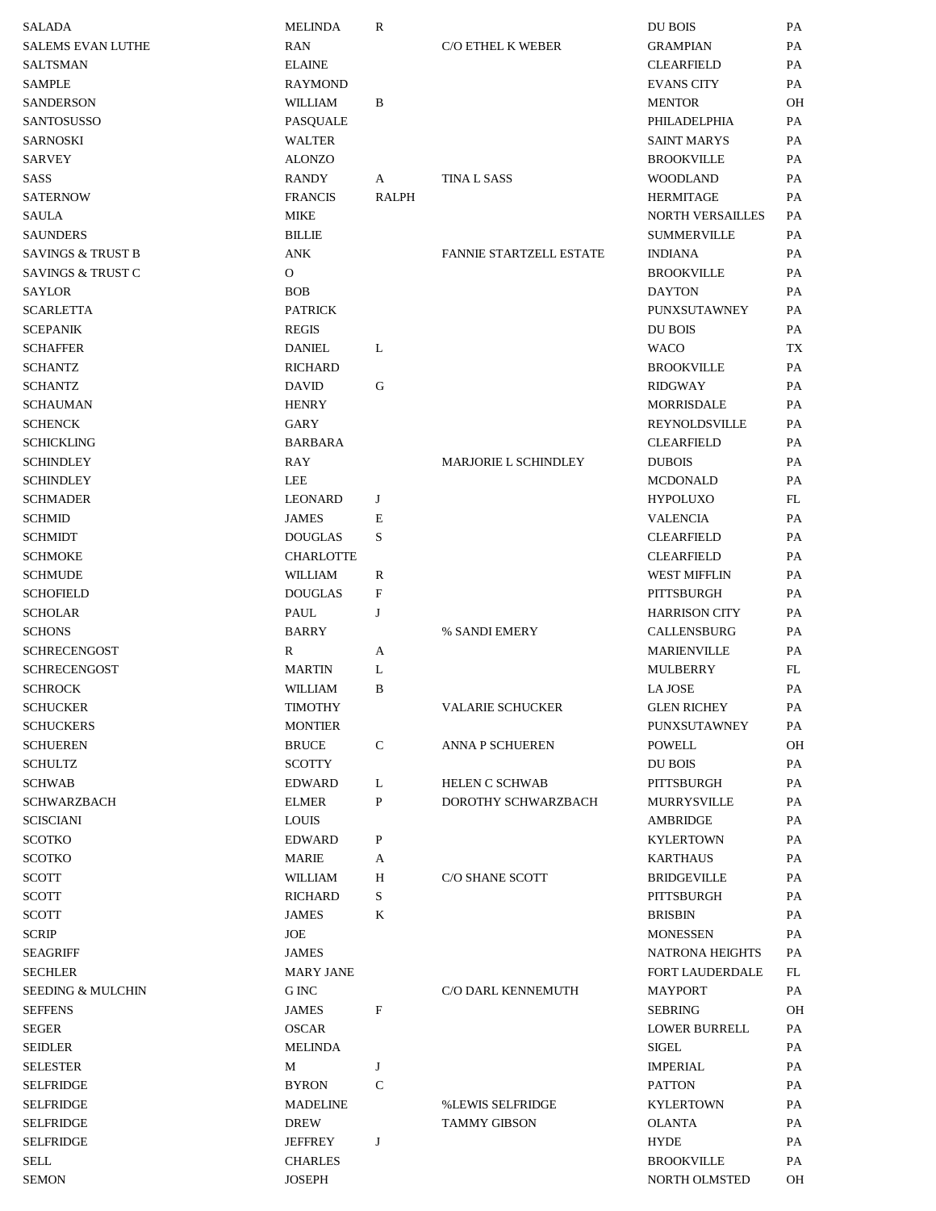| | | | | | |
|---|---|---|---|---|---|
| SALADA | MELINDA | R | | DU BOIS | PA |
| SALEMS EVAN LUTHE | RAN | | C/O ETHEL K WEBER | GRAMPIAN | PA |
| SALTSMAN | ELAINE | | | CLEARFIELD | PA |
| SAMPLE | RAYMOND | | | EVANS CITY | PA |
| SANDERSON | WILLIAM | B | | MENTOR | OH |
| SANTOSUSSO | PASQUALE | | | PHILADELPHIA | PA |
| SARNOSKI | WALTER | | | SAINT MARYS | PA |
| SARVEY | ALONZO | | | BROOKVILLE | PA |
| SASS | RANDY | A | TINA L SASS | WOODLAND | PA |
| SATERNOW | FRANCIS | RALPH | | HERMITAGE | PA |
| SAULA | MIKE | | | NORTH VERSAILLES | PA |
| SAUNDERS | BILLIE | | | SUMMERVILLE | PA |
| SAVINGS & TRUST B | ANK | | FANNIE STARTZELL ESTATE | INDIANA | PA |
| SAVINGS & TRUST C | O | | | BROOKVILLE | PA |
| SAYLOR | BOB | | | DAYTON | PA |
| SCARLETTA | PATRICK | | | PUNXSUTAWNEY | PA |
| SCEPANIK | REGIS | | | DU BOIS | PA |
| SCHAFFER | DANIEL | L | | WACO | TX |
| SCHANTZ | RICHARD | | | BROOKVILLE | PA |
| SCHANTZ | DAVID | G | | RIDGWAY | PA |
| SCHAUMAN | HENRY | | | MORRISDALE | PA |
| SCHENCK | GARY | | | REYNOLDSVILLE | PA |
| SCHICKLING | BARBARA | | | CLEARFIELD | PA |
| SCHINDLEY | RAY | | MARJORIE L SCHINDLEY | DUBOIS | PA |
| SCHINDLEY | LEE | | | MCDONALD | PA |
| SCHMADER | LEONARD | J | | HYPOLUXO | FL |
| SCHMID | JAMES | E | | VALENCIA | PA |
| SCHMIDT | DOUGLAS | S | | CLEARFIELD | PA |
| SCHMOKE | CHARLOTTE | | | CLEARFIELD | PA |
| SCHMUDE | WILLIAM | R | | WEST MIFFLIN | PA |
| SCHOFIELD | DOUGLAS | F | | PITTSBURGH | PA |
| SCHOLAR | PAUL | J | | HARRISON CITY | PA |
| SCHONS | BARRY | | % SANDI EMERY | CALLENSBURG | PA |
| SCHRECENGOST | R | A | | MARIENVILLE | PA |
| SCHRECENGOST | MARTIN | L | | MULBERRY | FL |
| SCHROCK | WILLIAM | B | | LA JOSE | PA |
| SCHUCKER | TIMOTHY | | VALARIE SCHUCKER | GLEN RICHEY | PA |
| SCHUCKERS | MONTIER | | | PUNXSUTAWNEY | PA |
| SCHUEREN | BRUCE | C | ANNA P SCHUEREN | POWELL | OH |
| SCHULTZ | SCOTTY | | | DU BOIS | PA |
| SCHWAB | EDWARD | L | HELEN C SCHWAB | PITTSBURGH | PA |
| SCHWARZBACH | ELMER | P | DOROTHY SCHWARZBACH | MURRYSVILLE | PA |
| SCISCIANI | LOUIS | | | AMBRIDGE | PA |
| SCOTKO | EDWARD | P | | KYLERTOWN | PA |
| SCOTKO | MARIE | A | | KARTHAUS | PA |
| SCOTT | WILLIAM | H | C/O SHANE SCOTT | BRIDGEVILLE | PA |
| SCOTT | RICHARD | S | | PITTSBURGH | PA |
| SCOTT | JAMES | K | | BRISBIN | PA |
| SCRIP | JOE | | | MONESSEN | PA |
| SEAGRIFF | JAMES | | | NATRONA HEIGHTS | PA |
| SECHLER | MARY JANE | | | FORT LAUDERDALE | FL |
| SEEDING & MULCHIN | G INC | | C/O DARL KENNEMUTH | MAYPORT | PA |
| SEFFENS | JAMES | F | | SEBRING | OH |
| SEGER | OSCAR | | | LOWER BURRELL | PA |
| SEIDLER | MELINDA | | | SIGEL | PA |
| SELESTER | M | J | | IMPERIAL | PA |
| SELFRIDGE | BYRON | C | | PATTON | PA |
| SELFRIDGE | MADELINE | | %LEWIS SELFRIDGE | KYLERTOWN | PA |
| SELFRIDGE | DREW | | TAMMY GIBSON | OLANTA | PA |
| SELFRIDGE | JEFFREY | J | | HYDE | PA |
| SELL | CHARLES | | | BROOKVILLE | PA |
| SEMON | JOSEPH | | | NORTH OLMSTED | OH |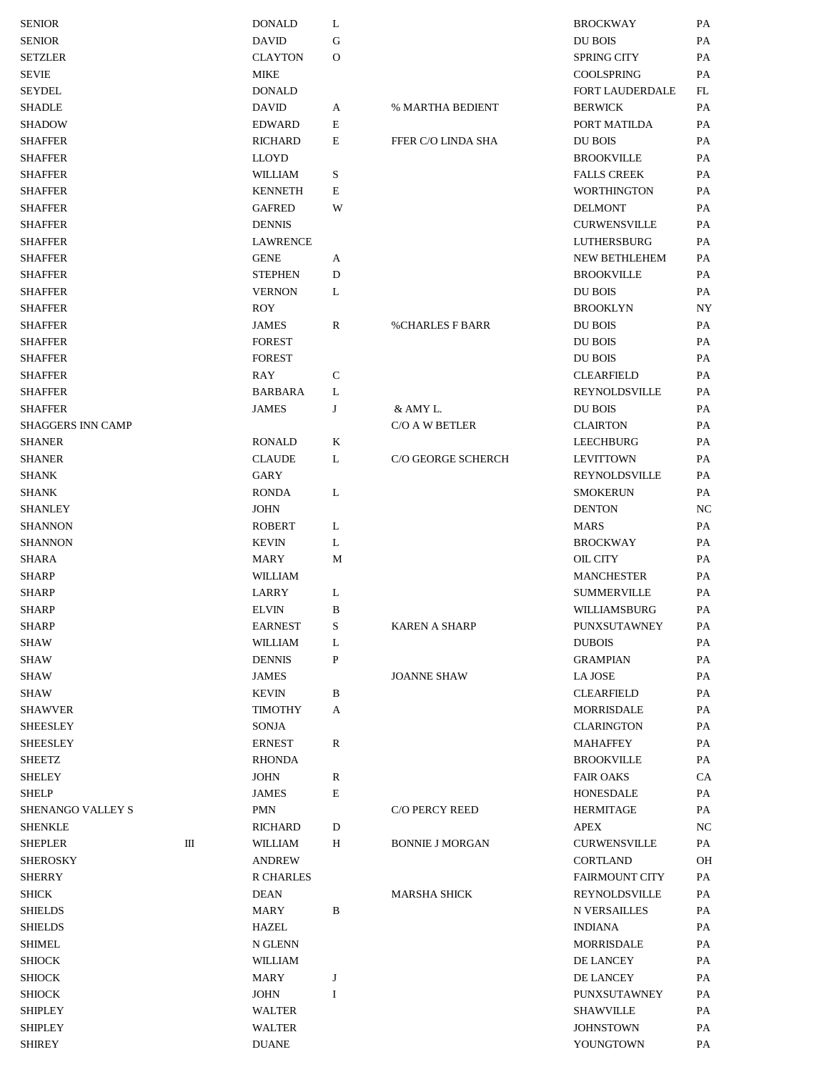| | | | | | | |
|---|---|---|---|---|---|---|
| SENIOR | | DONALD | L | | BROCKWAY | PA |
| SENIOR | | DAVID | G | | DU BOIS | PA |
| SETZLER | | CLAYTON | O | | SPRING CITY | PA |
| SEVIE | | MIKE | | | COOLSPRING | PA |
| SEYDEL | | DONALD | | | FORT LAUDERDALE | FL |
| SHADLE | | DAVID | A | % MARTHA BEDIENT | BERWICK | PA |
| SHADOW | | EDWARD | E | | PORT MATILDA | PA |
| SHAFFER | | RICHARD | E | FFER C/O LINDA SHA | DU BOIS | PA |
| SHAFFER | | LLOYD | | | BROOKVILLE | PA |
| SHAFFER | | WILLIAM | S | | FALLS CREEK | PA |
| SHAFFER | | KENNETH | E | | WORTHINGTON | PA |
| SHAFFER | | GAFRED | W | | DELMONT | PA |
| SHAFFER | | DENNIS | | | CURWENSVILLE | PA |
| SHAFFER | | LAWRENCE | | | LUTHERSBURG | PA |
| SHAFFER | | GENE | A | | NEW BETHLEHEM | PA |
| SHAFFER | | STEPHEN | D | | BROOKVILLE | PA |
| SHAFFER | | VERNON | L | | DU BOIS | PA |
| SHAFFER | | ROY | | | BROOKLYN | NY |
| SHAFFER | | JAMES | R | %CHARLES F BARR | DU BOIS | PA |
| SHAFFER | | FOREST | | | DU BOIS | PA |
| SHAFFER | | FOREST | | | DU BOIS | PA |
| SHAFFER | | RAY | C | | CLEARFIELD | PA |
| SHAFFER | | BARBARA | L | | REYNOLDSVILLE | PA |
| SHAFFER | | JAMES | J | & AMY L. | DU BOIS | PA |
| SHAGGERS INN CAMP | | | | C/O A W BETLER | CLAIRTON | PA |
| SHANER | | RONALD | K | | LEECHBURG | PA |
| SHANER | | CLAUDE | L | C/O GEORGE SCHERCH | LEVITTOWN | PA |
| SHANK | | GARY | | | REYNOLDSVILLE | PA |
| SHANK | | RONDA | L | | SMOKERUN | PA |
| SHANLEY | | JOHN | | | DENTON | NC |
| SHANNON | | ROBERT | L | | MARS | PA |
| SHANNON | | KEVIN | L | | BROCKWAY | PA |
| SHARA | | MARY | M | | OIL CITY | PA |
| SHARP | | WILLIAM | | | MANCHESTER | PA |
| SHARP | | LARRY | L | | SUMMERVILLE | PA |
| SHARP | | ELVIN | B | | WILLIAMSBURG | PA |
| SHARP | | EARNEST | S | KAREN A SHARP | PUNXSUTAWNEY | PA |
| SHAW | | WILLIAM | L | | DUBOIS | PA |
| SHAW | | DENNIS | P | | GRAMPIAN | PA |
| SHAW | | JAMES | | JOANNE SHAW | LA JOSE | PA |
| SHAW | | KEVIN | B | | CLEARFIELD | PA |
| SHAWVER | | TIMOTHY | A | | MORRISDALE | PA |
| SHEESLEY | | SONJA | | | CLARINGTON | PA |
| SHEESLEY | | ERNEST | R | | MAHAFFEY | PA |
| SHEETZ | | RHONDA | | | BROOKVILLE | PA |
| SHELEY | | JOHN | R | | FAIR OAKS | CA |
| SHELP | | JAMES | E | | HONESDALE | PA |
| SHENANGO VALLEY S | | PMN | | C/O PERCY REED | HERMITAGE | PA |
| SHENKLE | | RICHARD | D | | APEX | NC |
| SHEPLER | III | WILLIAM | H | BONNIE J MORGAN | CURWENSVILLE | PA |
| SHEROSKY | | ANDREW | | | CORTLAND | OH |
| SHERRY | | R CHARLES | | | FAIRMOUNT CITY | PA |
| SHICK | | DEAN | | MARSHA SHICK | REYNOLDSVILLE | PA |
| SHIELDS | | MARY | B | | N VERSAILLES | PA |
| SHIELDS | | HAZEL | | | INDIANA | PA |
| SHIMEL | | N GLENN | | | MORRISDALE | PA |
| SHIOCK | | WILLIAM | | | DE LANCEY | PA |
| SHIOCK | | MARY | J | | DE LANCEY | PA |
| SHIOCK | | JOHN | I | | PUNXSUTAWNEY | PA |
| SHIPLEY | | WALTER | | | SHAWVILLE | PA |
| SHIPLEY | | WALTER | | | JOHNSTOWN | PA |
| SHIREY | | DUANE | | | YOUNGTOWN | PA |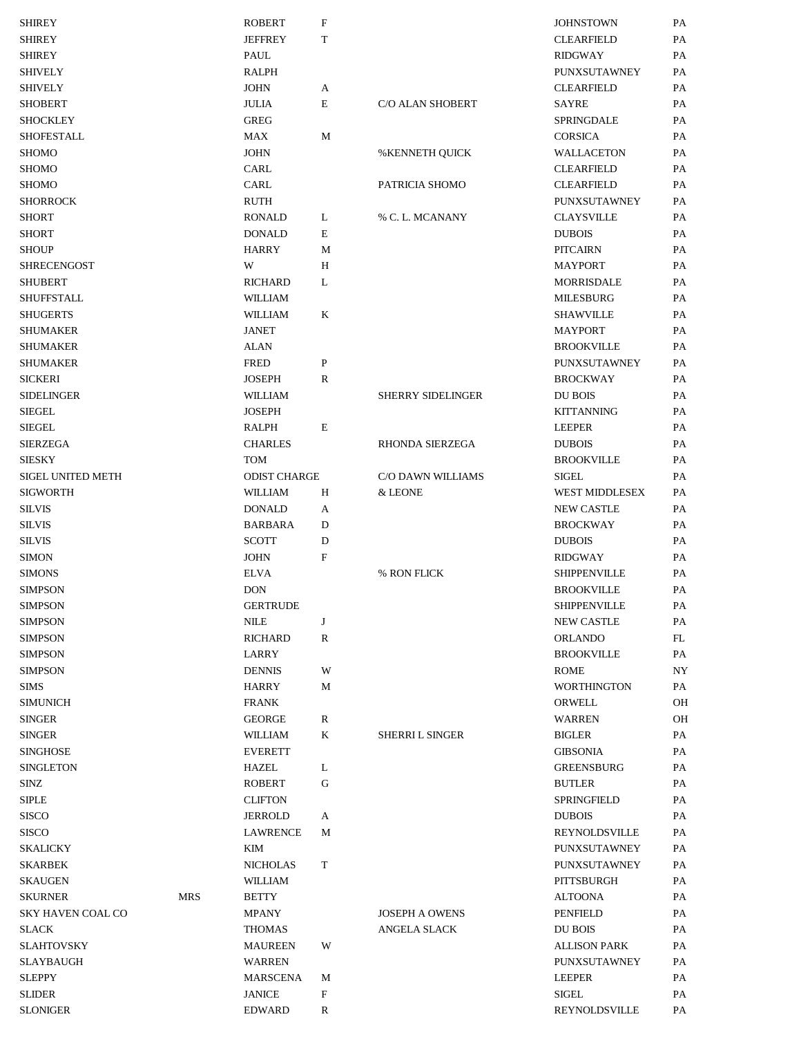| | | | | | | |
|---|---|---|---|---|---|---|
| SHIREY | | ROBERT | F | | JOHNSTOWN | PA |
| SHIREY | | JEFFREY | T | | CLEARFIELD | PA |
| SHIREY | | PAUL | | | RIDGWAY | PA |
| SHIVELY | | RALPH | | | PUNXSUTAWNEY | PA |
| SHIVELY | | JOHN | A | | CLEARFIELD | PA |
| SHOBERT | | JULIA | E | C/O ALAN SHOBERT | SAYRE | PA |
| SHOCKLEY | | GREG | | | SPRINGDALE | PA |
| SHOFESTALL | | MAX | M | | CORSICA | PA |
| SHOMO | | JOHN | | %KENNETH QUICK | WALLACETON | PA |
| SHOMO | | CARL | | | CLEARFIELD | PA |
| SHOMO | | CARL | | PATRICIA SHOMO | CLEARFIELD | PA |
| SHORROCK | | RUTH | | | PUNXSUTAWNEY | PA |
| SHORT | | RONALD | L | % C. L. MCANANY | CLAYSVILLE | PA |
| SHORT | | DONALD | E | | DUBOIS | PA |
| SHOUP | | HARRY | M | | PITCAIRN | PA |
| SHRECENGOST | | W | H | | MAYPORT | PA |
| SHUBERT | | RICHARD | L | | MORRISDALE | PA |
| SHUFFSTALL | | WILLIAM | | | MILESBURG | PA |
| SHUGERTS | | WILLIAM | K | | SHAWVILLE | PA |
| SHUMAKER | | JANET | | | MAYPORT | PA |
| SHUMAKER | | ALAN | | | BROOKVILLE | PA |
| SHUMAKER | | FRED | P | | PUNXSUTAWNEY | PA |
| SICKERI | | JOSEPH | R | | BROCKWAY | PA |
| SIDELINGER | | WILLIAM | | SHERRY SIDELINGER | DU BOIS | PA |
| SIEGEL | | JOSEPH | | | KITTANNING | PA |
| SIEGEL | | RALPH | E | | LEEPER | PA |
| SIERZEGA | | CHARLES | | RHONDA SIERZEGA | DUBOIS | PA |
| SIESKY | | TOM | | | BROOKVILLE | PA |
| SIGEL UNITED METH | | ODIST CHARGE | | C/O DAWN WILLIAMS | SIGEL | PA |
| SIGWORTH | | WILLIAM | H | & LEONE | WEST MIDDLESEX | PA |
| SILVIS | | DONALD | A | | NEW CASTLE | PA |
| SILVIS | | BARBARA | D | | BROCKWAY | PA |
| SILVIS | | SCOTT | D | | DUBOIS | PA |
| SIMON | | JOHN | F | | RIDGWAY | PA |
| SIMONS | | ELVA | | % RON FLICK | SHIPPENVILLE | PA |
| SIMPSON | | DON | | | BROOKVILLE | PA |
| SIMPSON | | GERTRUDE | | | SHIPPENVILLE | PA |
| SIMPSON | | NILE | J | | NEW CASTLE | PA |
| SIMPSON | | RICHARD | R | | ORLANDO | FL |
| SIMPSON | | LARRY | | | BROOKVILLE | PA |
| SIMPSON | | DENNIS | W | | ROME | NY |
| SIMS | | HARRY | M | | WORTHINGTON | PA |
| SIMUNICH | | FRANK | | | ORWELL | OH |
| SINGER | | GEORGE | R | | WARREN | OH |
| SINGER | | WILLIAM | K | SHERRI L SINGER | BIGLER | PA |
| SINGHOSE | | EVERETT | | | GIBSONIA | PA |
| SINGLETON | | HAZEL | L | | GREENSBURG | PA |
| SINZ | | ROBERT | G | | BUTLER | PA |
| SIPLE | | CLIFTON | | | SPRINGFIELD | PA |
| SISCO | | JERROLD | A | | DUBOIS | PA |
| SISCO | | LAWRENCE | M | | REYNOLDSVILLE | PA |
| SKALICKY | | KIM | | | PUNXSUTAWNEY | PA |
| SKARBEK | | NICHOLAS | T | | PUNXSUTAWNEY | PA |
| SKAUGEN | | WILLIAM | | | PITTSBURGH | PA |
| SKURNER | MRS | BETTY | | | ALTOONA | PA |
| SKY HAVEN COAL CO | | MPANY | | JOSEPH A OWENS | PENFIELD | PA |
| SLACK | | THOMAS | | ANGELA SLACK | DU BOIS | PA |
| SLAHTOVSKY | | MAUREEN | W | | ALLISON PARK | PA |
| SLAYBAUGH | | WARREN | | | PUNXSUTAWNEY | PA |
| SLEPPY | | MARSCENA | M | | LEEPER | PA |
| SLIDER | | JANICE | F | | SIGEL | PA |
| SLONIGER | | EDWARD | R | | REYNOLDSVILLE | PA |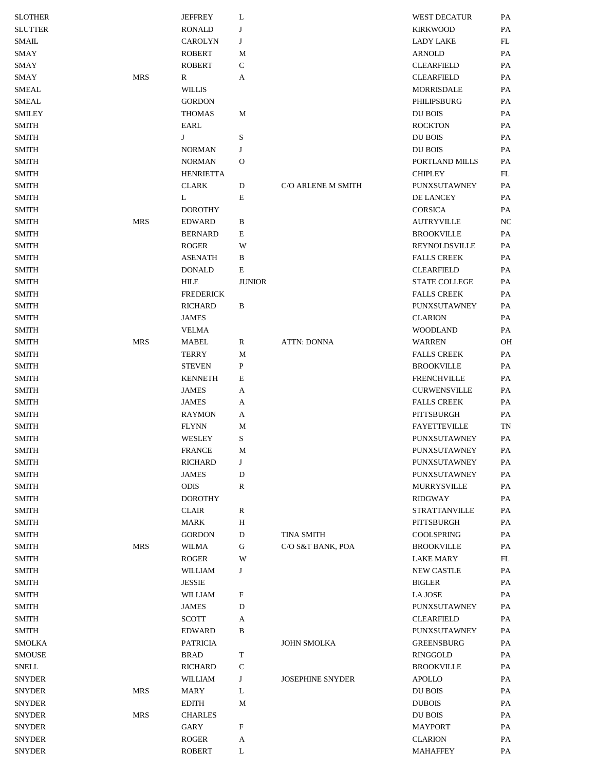| | | | | | | |
|---|---|---|---|---|---|---|
| SLOTHER | | JEFFREY | L | | WEST DECATUR | PA |
| SLUTTER | | RONALD | J | | KIRKWOOD | PA |
| SMAIL | | CAROLYN | J | | LADY LAKE | FL |
| SMAY | | ROBERT | M | | ARNOLD | PA |
| SMAY | | ROBERT | C | | CLEARFIELD | PA |
| SMAY | MRS | R | A | | CLEARFIELD | PA |
| SMEAL | | WILLIS | | | MORRISDALE | PA |
| SMEAL | | GORDON | | | PHILIPSBURG | PA |
| SMILEY | | THOMAS | M | | DU BOIS | PA |
| SMITH | | EARL | | | ROCKTON | PA |
| SMITH | | J | S | | DU BOIS | PA |
| SMITH | | NORMAN | J | | DU BOIS | PA |
| SMITH | | NORMAN | O | | PORTLAND MILLS | PA |
| SMITH | | HENRIETTA | | | CHIPLEY | FL |
| SMITH | | CLARK | D | C/O ARLENE M SMITH | PUNXSUTAWNEY | PA |
| SMITH | | L | E | | DE LANCEY | PA |
| SMITH | | DOROTHY | | | CORSICA | PA |
| SMITH | MRS | EDWARD | B | | AUTRYVILLE | NC |
| SMITH | | BERNARD | E | | BROOKVILLE | PA |
| SMITH | | ROGER | W | | REYNOLDSVILLE | PA |
| SMITH | | ASENATH | B | | FALLS CREEK | PA |
| SMITH | | DONALD | E | | CLEARFIELD | PA |
| SMITH | | HILE | JUNIOR | | STATE COLLEGE | PA |
| SMITH | | FREDERICK | | | FALLS CREEK | PA |
| SMITH | | RICHARD | B | | PUNXSUTAWNEY | PA |
| SMITH | | JAMES | | | CLARION | PA |
| SMITH | | VELMA | | | WOODLAND | PA |
| SMITH | MRS | MABEL | R | ATTN: DONNA | WARREN | OH |
| SMITH | | TERRY | M | | FALLS CREEK | PA |
| SMITH | | STEVEN | P | | BROOKVILLE | PA |
| SMITH | | KENNETH | E | | FRENCHVILLE | PA |
| SMITH | | JAMES | A | | CURWENSVILLE | PA |
| SMITH | | JAMES | A | | FALLS CREEK | PA |
| SMITH | | RAYMON | A | | PITTSBURGH | PA |
| SMITH | | FLYNN | M | | FAYETTEVILLE | TN |
| SMITH | | WESLEY | S | | PUNXSUTAWNEY | PA |
| SMITH | | FRANCE | M | | PUNXSUTAWNEY | PA |
| SMITH | | RICHARD | J | | PUNXSUTAWNEY | PA |
| SMITH | | JAMES | D | | PUNXSUTAWNEY | PA |
| SMITH | | ODIS | R | | MURRYSVILLE | PA |
| SMITH | | DOROTHY | | | RIDGWAY | PA |
| SMITH | | CLAIR | R | | STRATTANVILLE | PA |
| SMITH | | MARK | H | | PITTSBURGH | PA |
| SMITH | | GORDON | D | TINA SMITH | COOLSPRING | PA |
| SMITH | MRS | WILMA | G | C/O S&T BANK, POA | BROOKVILLE | PA |
| SMITH | | ROGER | W | | LAKE MARY | FL |
| SMITH | | WILLIAM | J | | NEW CASTLE | PA |
| SMITH | | JESSIE | | | BIGLER | PA |
| SMITH | | WILLIAM | F | | LA JOSE | PA |
| SMITH | | JAMES | D | | PUNXSUTAWNEY | PA |
| SMITH | | SCOTT | A | | CLEARFIELD | PA |
| SMITH | | EDWARD | B | | PUNXSUTAWNEY | PA |
| SMOLKA | | PATRICIA | | JOHN SMOLKA | GREENSBURG | PA |
| SMOUSE | | BRAD | T | | RINGGOLD | PA |
| SNELL | | RICHARD | C | | BROOKVILLE | PA |
| SNYDER | | WILLIAM | J | JOSEPHINE SNYDER | APOLLO | PA |
| SNYDER | MRS | MARY | L | | DU BOIS | PA |
| SNYDER | | EDITH | M | | DUBOIS | PA |
| SNYDER | MRS | CHARLES | | | DU BOIS | PA |
| SNYDER | | GARY | F | | MAYPORT | PA |
| SNYDER | | ROGER | A | | CLARION | PA |
| SNYDER | | ROBERT | L | | MAHAFFEY | PA |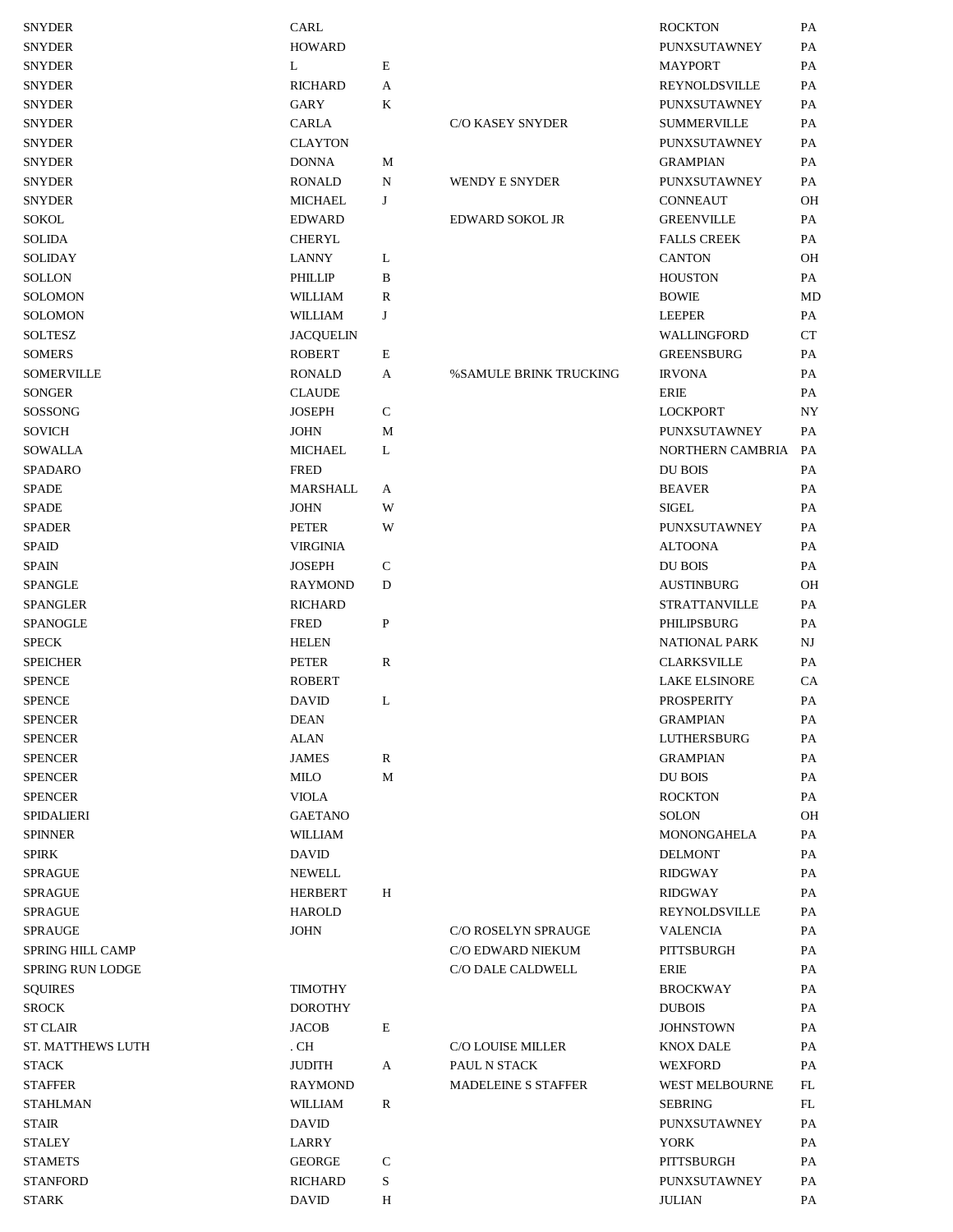| | | | | | |
|---|---|---|---|---|---|
| SNYDER | CARL | | | ROCKTON | PA |
| SNYDER | HOWARD | | | PUNXSUTAWNEY | PA |
| SNYDER | L | E | | MAYPORT | PA |
| SNYDER | RICHARD | A | | REYNOLDSVILLE | PA |
| SNYDER | GARY | K | | PUNXSUTAWNEY | PA |
| SNYDER | CARLA | | C/O KASEY SNYDER | SUMMERVILLE | PA |
| SNYDER | CLAYTON | | | PUNXSUTAWNEY | PA |
| SNYDER | DONNA | M | | GRAMPIAN | PA |
| SNYDER | RONALD | N | WENDY E SNYDER | PUNXSUTAWNEY | PA |
| SNYDER | MICHAEL | J | | CONNEAUT | OH |
| SOKOL | EDWARD | | EDWARD SOKOL JR | GREENVILLE | PA |
| SOLIDA | CHERYL | | | FALLS CREEK | PA |
| SOLIDAY | LANNY | L | | CANTON | OH |
| SOLLON | PHILLIP | B | | HOUSTON | PA |
| SOLOMON | WILLIAM | R | | BOWIE | MD |
| SOLOMON | WILLIAM | J | | LEEPER | PA |
| SOLTESZ | JACQUELIN | | | WALLINGFORD | CT |
| SOMERS | ROBERT | E | | GREENSBURG | PA |
| SOMERVILLE | RONALD | A | %SAMULE BRINK TRUCKING | IRVONA | PA |
| SONGER | CLAUDE | | | ERIE | PA |
| SOSSONG | JOSEPH | C | | LOCKPORT | NY |
| SOVICH | JOHN | M | | PUNXSUTAWNEY | PA |
| SOWALLA | MICHAEL | L | | NORTHERN CAMBRIA | PA |
| SPADARO | FRED | | | DU BOIS | PA |
| SPADE | MARSHALL | A | | BEAVER | PA |
| SPADE | JOHN | W | | SIGEL | PA |
| SPADER | PETER | W | | PUNXSUTAWNEY | PA |
| SPAID | VIRGINIA | | | ALTOONA | PA |
| SPAIN | JOSEPH | C | | DU BOIS | PA |
| SPANGLE | RAYMOND | D | | AUSTINBURG | OH |
| SPANGLER | RICHARD | | | STRATTANVILLE | PA |
| SPANOGLE | FRED | P | | PHILIPSBURG | PA |
| SPECK | HELEN | | | NATIONAL PARK | NJ |
| SPEICHER | PETER | R | | CLARKSVILLE | PA |
| SPENCE | ROBERT | | | LAKE ELSINORE | CA |
| SPENCE | DAVID | L | | PROSPERITY | PA |
| SPENCER | DEAN | | | GRAMPIAN | PA |
| SPENCER | ALAN | | | LUTHERSBURG | PA |
| SPENCER | JAMES | R | | GRAMPIAN | PA |
| SPENCER | MILO | M | | DU BOIS | PA |
| SPENCER | VIOLA | | | ROCKTON | PA |
| SPIDALIERI | GAETANO | | | SOLON | OH |
| SPINNER | WILLIAM | | | MONONGAHELA | PA |
| SPIRK | DAVID | | | DELMONT | PA |
| SPRAGUE | NEWELL | | | RIDGWAY | PA |
| SPRAGUE | HERBERT | H | | RIDGWAY | PA |
| SPRAGUE | HAROLD | | | REYNOLDSVILLE | PA |
| SPRAUGE | JOHN | | C/O ROSELYN SPRAUGE | VALENCIA | PA |
| SPRING HILL CAMP | | | C/O EDWARD NIEKUM | PITTSBURGH | PA |
| SPRING RUN LODGE | | | C/O DALE CALDWELL | ERIE | PA |
| SQUIRES | TIMOTHY | | | BROCKWAY | PA |
| SROCK | DOROTHY | | | DUBOIS | PA |
| ST CLAIR | JACOB | E | | JOHNSTOWN | PA |
| ST. MATTHEWS LUTH | . CH | | C/O LOUISE MILLER | KNOX DALE | PA |
| STACK | JUDITH | A | PAUL N STACK | WEXFORD | PA |
| STAFFER | RAYMOND | | MADELEINE S STAFFER | WEST MELBOURNE | FL |
| STAHLMAN | WILLIAM | R | | SEBRING | FL |
| STAIR | DAVID | | | PUNXSUTAWNEY | PA |
| STALEY | LARRY | | | YORK | PA |
| STAMETS | GEORGE | C | | PITTSBURGH | PA |
| STANFORD | RICHARD | S | | PUNXSUTAWNEY | PA |
| STARK | DAVID | H | | JULIAN | PA |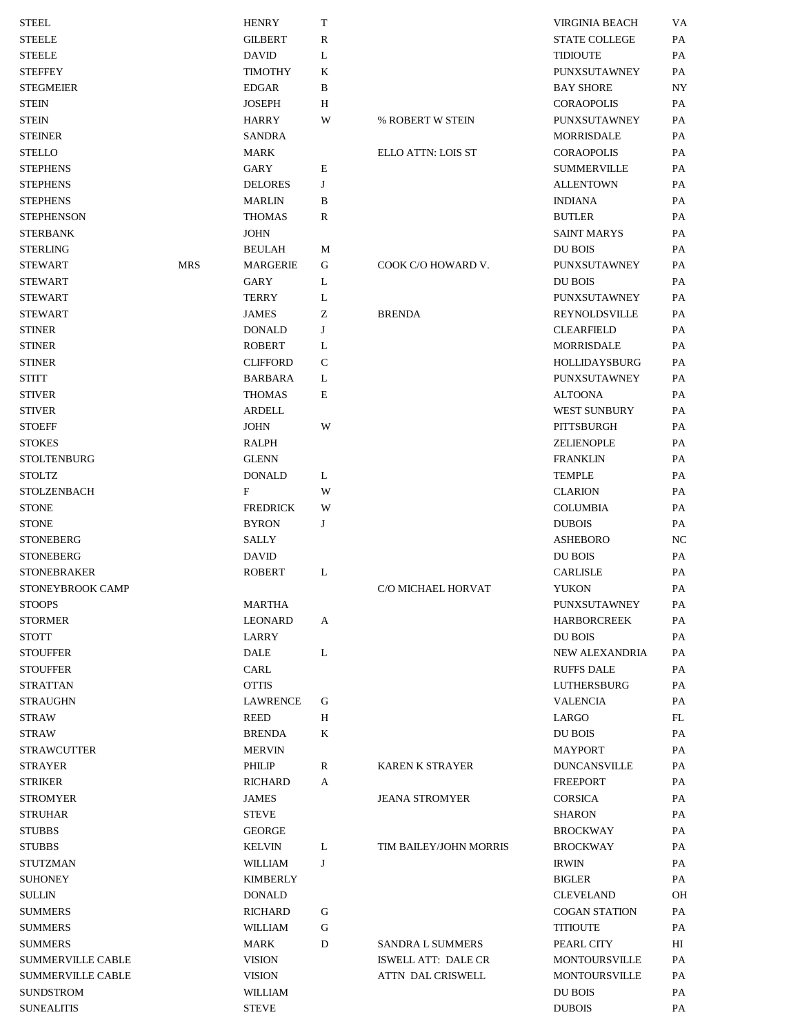| | | | | | | |
|---|---|---|---|---|---|---|
| STEEL | | HENRY | T | | VIRGINIA BEACH | VA |
| STEELE | | GILBERT | R | | STATE COLLEGE | PA |
| STEELE | | DAVID | L | | TIDIOUTE | PA |
| STEFFEY | | TIMOTHY | K | | PUNXSUTAWNEY | PA |
| STEGMEIER | | EDGAR | B | | BAY SHORE | NY |
| STEIN | | JOSEPH | H | | CORAOPOLIS | PA |
| STEIN | | HARRY | W | % ROBERT W STEIN | PUNXSUTAWNEY | PA |
| STEINER | | SANDRA | | | MORRISDALE | PA |
| STELLO | | MARK | | ELLO ATTN: LOIS ST | CORAOPOLIS | PA |
| STEPHENS | | GARY | E | | SUMMERVILLE | PA |
| STEPHENS | | DELORES | J | | ALLENTOWN | PA |
| STEPHENS | | MARLIN | B | | INDIANA | PA |
| STEPHENSON | | THOMAS | R | | BUTLER | PA |
| STERBANK | | JOHN | | | SAINT MARYS | PA |
| STERLING | | BEULAH | M | | DU BOIS | PA |
| STEWART | MRS | MARGERIE | G | COOK C/O HOWARD V. | PUNXSUTAWNEY | PA |
| STEWART | | GARY | L | | DU BOIS | PA |
| STEWART | | TERRY | L | | PUNXSUTAWNEY | PA |
| STEWART | | JAMES | Z | BRENDA | REYNOLDSVILLE | PA |
| STINER | | DONALD | J | | CLEARFIELD | PA |
| STINER | | ROBERT | L | | MORRISDALE | PA |
| STINER | | CLIFFORD | C | | HOLLIDAYSBURG | PA |
| STITT | | BARBARA | L | | PUNXSUTAWNEY | PA |
| STIVER | | THOMAS | E | | ALTOONA | PA |
| STIVER | | ARDELL | | | WEST SUNBURY | PA |
| STOEFF | | JOHN | W | | PITTSBURGH | PA |
| STOKES | | RALPH | | | ZELIENOPLE | PA |
| STOLTENBURG | | GLENN | | | FRANKLIN | PA |
| STOLTZ | | DONALD | L | | TEMPLE | PA |
| STOLZENBACH | | F | W | | CLARION | PA |
| STONE | | FREDRICK | W | | COLUMBIA | PA |
| STONE | | BYRON | J | | DUBOIS | PA |
| STONEBERG | | SALLY | | | ASHEBORO | NC |
| STONEBERG | | DAVID | | | DU BOIS | PA |
| STONEBRAKER | | ROBERT | L | | CARLISLE | PA |
| STONEYBROOK CAMP | | | | C/O MICHAEL HORVAT | YUKON | PA |
| STOOPS | | MARTHA | | | PUNXSUTAWNEY | PA |
| STORMER | | LEONARD | A | | HARBORCREEK | PA |
| STOTT | | LARRY | | | DU BOIS | PA |
| STOUFFER | | DALE | L | | NEW ALEXANDRIA | PA |
| STOUFFER | | CARL | | | RUFFS DALE | PA |
| STRATTAN | | OTTIS | | | LUTHERSBURG | PA |
| STRAUGHN | | LAWRENCE | G | | VALENCIA | PA |
| STRAW | | REED | H | | LARGO | FL |
| STRAW | | BRENDA | K | | DU BOIS | PA |
| STRAWCUTTER | | MERVIN | | | MAYPORT | PA |
| STRAYER | | PHILIP | R | KAREN K STRAYER | DUNCANSVILLE | PA |
| STRIKER | | RICHARD | A | | FREEPORT | PA |
| STROMYER | | JAMES | | JEANA STROMYER | CORSICA | PA |
| STRUHAR | | STEVE | | | SHARON | PA |
| STUBBS | | GEORGE | | | BROCKWAY | PA |
| STUBBS | | KELVIN | L | TIM BAILEY/JOHN MORRIS | BROCKWAY | PA |
| STUTZMAN | | WILLIAM | J | | IRWIN | PA |
| SUHONEY | | KIMBERLY | | | BIGLER | PA |
| SULLIN | | DONALD | | | CLEVELAND | OH |
| SUMMERS | | RICHARD | G | | COGAN STATION | PA |
| SUMMERS | | WILLIAM | G | | TITIOUTE | PA |
| SUMMERS | | MARK | D | SANDRA L SUMMERS | PEARL CITY | HI |
| SUMMERVILLE CABLE | | VISION | | ISWELL ATT: DALE CR | MONTOURSVILLE | PA |
| SUMMERVILLE CABLE | | VISION | | ATTN DAL CRISWELL | MONTOURSVILLE | PA |
| SUNDSTROM | | WILLIAM | | | DU BOIS | PA |
| SUNEALITIS | | STEVE | | | DUBOIS | PA |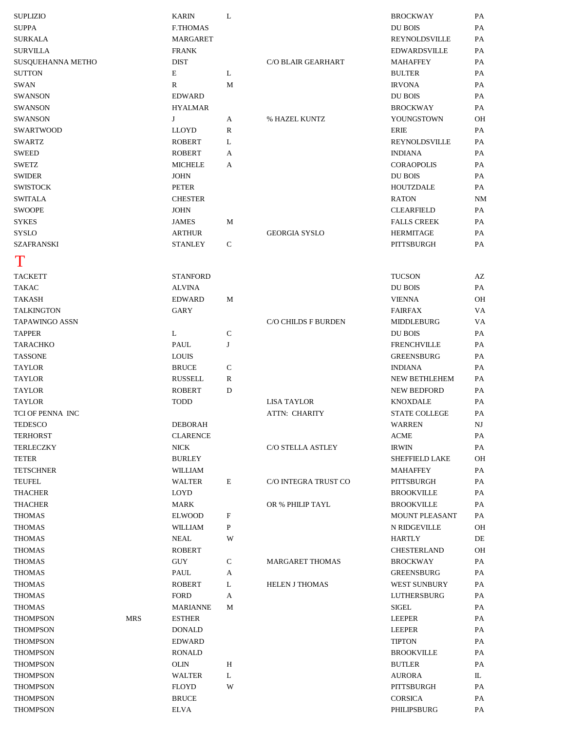| | | | | | | |
|---|---|---|---|---|---|---|
| SUPLIZIO | | KARIN | L | | BROCKWAY | PA |
| SUPPA | | F.THOMAS | | | DU BOIS | PA |
| SURKALA | | MARGARET | | | REYNOLDSVILLE | PA |
| SURVILLA | | FRANK | | | EDWARDSVILLE | PA |
| SUSQUEHANNA METHO | | DIST | | C/O BLAIR GEARHART | MAHAFFEY | PA |
| SUTTON | | E | L | | BULTER | PA |
| SWAN | | R | M | | IRVONA | PA |
| SWANSON | | EDWARD | | | DU BOIS | PA |
| SWANSON | | HYALMAR | | | BROCKWAY | PA |
| SWANSON | | J | A | % HAZEL KUNTZ | YOUNGSTOWN | OH |
| SWARTWOOD | | LLOYD | R | | ERIE | PA |
| SWARTZ | | ROBERT | L | | REYNOLDSVILLE | PA |
| SWEED | | ROBERT | A | | INDIANA | PA |
| SWETZ | | MICHELE | A | | CORAOPOLIS | PA |
| SWIDER | | JOHN | | | DU BOIS | PA |
| SWISTOCK | | PETER | | | HOUTZDALE | PA |
| SWITALA | | CHESTER | | | RATON | NM |
| SWOOPE | | JOHN | | | CLEARFIELD | PA |
| SYKES | | JAMES | M | | FALLS CREEK | PA |
| SYSLO | | ARTHUR | | GEORGIA SYSLO | HERMITAGE | PA |
| SZAFRANSKI | | STANLEY | C | | PITTSBURGH | PA |

# T

| | | | | | | |
|---|---|---|---|---|---|---|
| TACKETT | | STANFORD | | | TUCSON | AZ |
| TAKAC | | ALVINA | | | DU BOIS | PA |
| TAKASH | | EDWARD | M | | VIENNA | OH |
| TALKINGTON | | GARY | | | FAIRFAX | VA |
| TAPAWINGO ASSN | | | | C/O CHILDS F BURDEN | MIDDLEBURG | VA |
| TAPPER | | L | C | | DU BOIS | PA |
| TARACHKO | | PAUL | J | | FRENCHVILLE | PA |
| TASSONE | | LOUIS | | | GREENSBURG | PA |
| TAYLOR | | BRUCE | C | | INDIANA | PA |
| TAYLOR | | RUSSELL | R | | NEW BETHLEHEM | PA |
| TAYLOR | | ROBERT | D | | NEW BEDFORD | PA |
| TAYLOR | | TODD | | LISA TAYLOR | KNOXDALE | PA |
| TCI OF PENNA INC | | | | ATTN: CHARITY | STATE COLLEGE | PA |
| TEDESCO | | DEBORAH | | | WARREN | NJ |
| TERHORST | | CLARENCE | | | ACME | PA |
| TERLECZKY | | NICK | | C/O STELLA ASTLEY | IRWIN | PA |
| TETER | | BURLEY | | | SHEFFIELD LAKE | OH |
| TETSCHNER | | WILLIAM | | | MAHAFFEY | PA |
| TEUFEL | | WALTER | E | C/O INTEGRA TRUST CO | PITTSBURGH | PA |
| THACHER | | LOYD | | | BROOKVILLE | PA |
| THACHER | | MARK | | OR % PHILIP TAYL | BROOKVILLE | PA |
| THOMAS | | ELWOOD | F | | MOUNT PLEASANT | PA |
| THOMAS | | WILLIAM | P | | N RIDGEVILLE | OH |
| THOMAS | | NEAL | W | | HARTLY | DE |
| THOMAS | | ROBERT | | | CHESTERLAND | OH |
| THOMAS | | GUY | C | MARGARET THOMAS | BROCKWAY | PA |
| THOMAS | | PAUL | A | | GREENSBURG | PA |
| THOMAS | | ROBERT | L | HELEN J THOMAS | WEST SUNBURY | PA |
| THOMAS | | FORD | A | | LUTHERSBURG | PA |
| THOMAS | | MARIANNE | M | | SIGEL | PA |
| THOMPSON | MRS | ESTHER | | | LEEPER | PA |
| THOMPSON | | DONALD | | | LEEPER | PA |
| THOMPSON | | EDWARD | | | TIPTON | PA |
| THOMPSON | | RONALD | | | BROOKVILLE | PA |
| THOMPSON | | OLIN | H | | BUTLER | PA |
| THOMPSON | | WALTER | L | | AURORA | IL |
| THOMPSON | | FLOYD | W | | PITTSBURGH | PA |
| THOMPSON | | BRUCE | | | CORSICA | PA |
| THOMPSON | | ELVA | | | PHILIPSBURG | PA |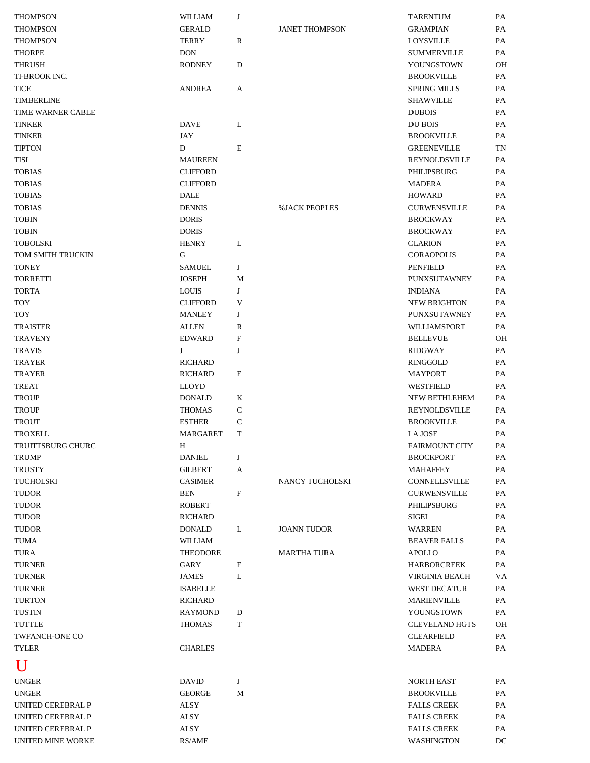| | | | | | |
|---|---|---|---|---|---|
| THOMPSON | WILLIAM | J | | TARENTUM | PA |
| THOMPSON | GERALD | | JANET THOMPSON | GRAMPIAN | PA |
| THOMPSON | TERRY | R | | LOYSVILLE | PA |
| THORPE | DON | | | SUMMERVILLE | PA |
| THRUSH | RODNEY | D | | YOUNGSTOWN | OH |
| TI-BROOK INC. | | | | BROOKVILLE | PA |
| TICE | ANDREA | A | | SPRING MILLS | PA |
| TIMBERLINE | | | | SHAWVILLE | PA |
| TIME WARNER CABLE | | | | DUBOIS | PA |
| TINKER | DAVE | L | | DU BOIS | PA |
| TINKER | JAY | | | BROOKVILLE | PA |
| TIPTON | D | E | | GREENEVILLE | TN |
| TISI | MAUREEN | | | REYNOLDSVILLE | PA |
| TOBIAS | CLIFFORD | | | PHILIPSBURG | PA |
| TOBIAS | CLIFFORD | | | MADERA | PA |
| TOBIAS | DALE | | | HOWARD | PA |
| TOBIAS | DENNIS | | %JACK PEOPLES | CURWENSVILLE | PA |
| TOBIN | DORIS | | | BROCKWAY | PA |
| TOBIN | DORIS | | | BROCKWAY | PA |
| TOBOLSKI | HENRY | L | | CLARION | PA |
| TOM SMITH TRUCKIN | G | | | CORAOPOLIS | PA |
| TONEY | SAMUEL | J | | PENFIELD | PA |
| TORRETTI | JOSEPH | M | | PUNXSUTAWNEY | PA |
| TORTA | LOUIS | J | | INDIANA | PA |
| TOY | CLIFFORD | V | | NEW BRIGHTON | PA |
| TOY | MANLEY | J | | PUNXSUTAWNEY | PA |
| TRAISTER | ALLEN | R | | WILLIAMSPORT | PA |
| TRAVENY | EDWARD | F | | BELLEVUE | OH |
| TRAVIS | J | J | | RIDGWAY | PA |
| TRAYER | RICHARD | | | RINGGOLD | PA |
| TRAYER | RICHARD | E | | MAYPORT | PA |
| TREAT | LLOYD | | | WESTFIELD | PA |
| TROUP | DONALD | K | | NEW BETHLEHEM | PA |
| TROUP | THOMAS | C | | REYNOLDSVILLE | PA |
| TROUT | ESTHER | C | | BROOKVILLE | PA |
| TROXELL | MARGARET | T | | LA JOSE | PA |
| TRUITTSBURG CHURC | H | | | FAIRMOUNT CITY | PA |
| TRUMP | DANIEL | J | | BROCKPORT | PA |
| TRUSTY | GILBERT | A | | MAHAFFEY | PA |
| TUCHOLSKI | CASIMER | | NANCY TUCHOLSKI | CONNELLSVILLE | PA |
| TUDOR | BEN | F | | CURWENSVILLE | PA |
| TUDOR | ROBERT | | | PHILIPSBURG | PA |
| TUDOR | RICHARD | | | SIGEL | PA |
| TUDOR | DONALD | L | JOANN TUDOR | WARREN | PA |
| TUMA | WILLIAM | | | BEAVER FALLS | PA |
| TURA | THEODORE | | MARTHA TURA | APOLLO | PA |
| TURNER | GARY | F | | HARBORCREEK | PA |
| TURNER | JAMES | L | | VIRGINIA BEACH | VA |
| TURNER | ISABELLE | | | WEST DECATUR | PA |
| TURTON | RICHARD | | | MARIENVILLE | PA |
| TUSTIN | RAYMOND | D | | YOUNGSTOWN | PA |
| TUTTLE | THOMAS | T | | CLEVELAND HGTS | OH |
| TWFANCH-ONE CO | | | | CLEARFIELD | PA |
| TYLER | CHARLES | | | MADERA | PA |

# U

| | | | | | |
|---|---|---|---|---|---|
| UNGER | DAVID | J | | NORTH EAST | PA |
| UNGER | GEORGE | M | | BROOKVILLE | PA |
| UNITED CEREBRAL P | ALSY | | | FALLS CREEK | PA |
| UNITED CEREBRAL P | ALSY | | | FALLS CREEK | PA |
| UNITED CEREBRAL P | ALSY | | | FALLS CREEK | PA |
| UNITED MINE WORKE | RS/AME | | | WASHINGTON | DC |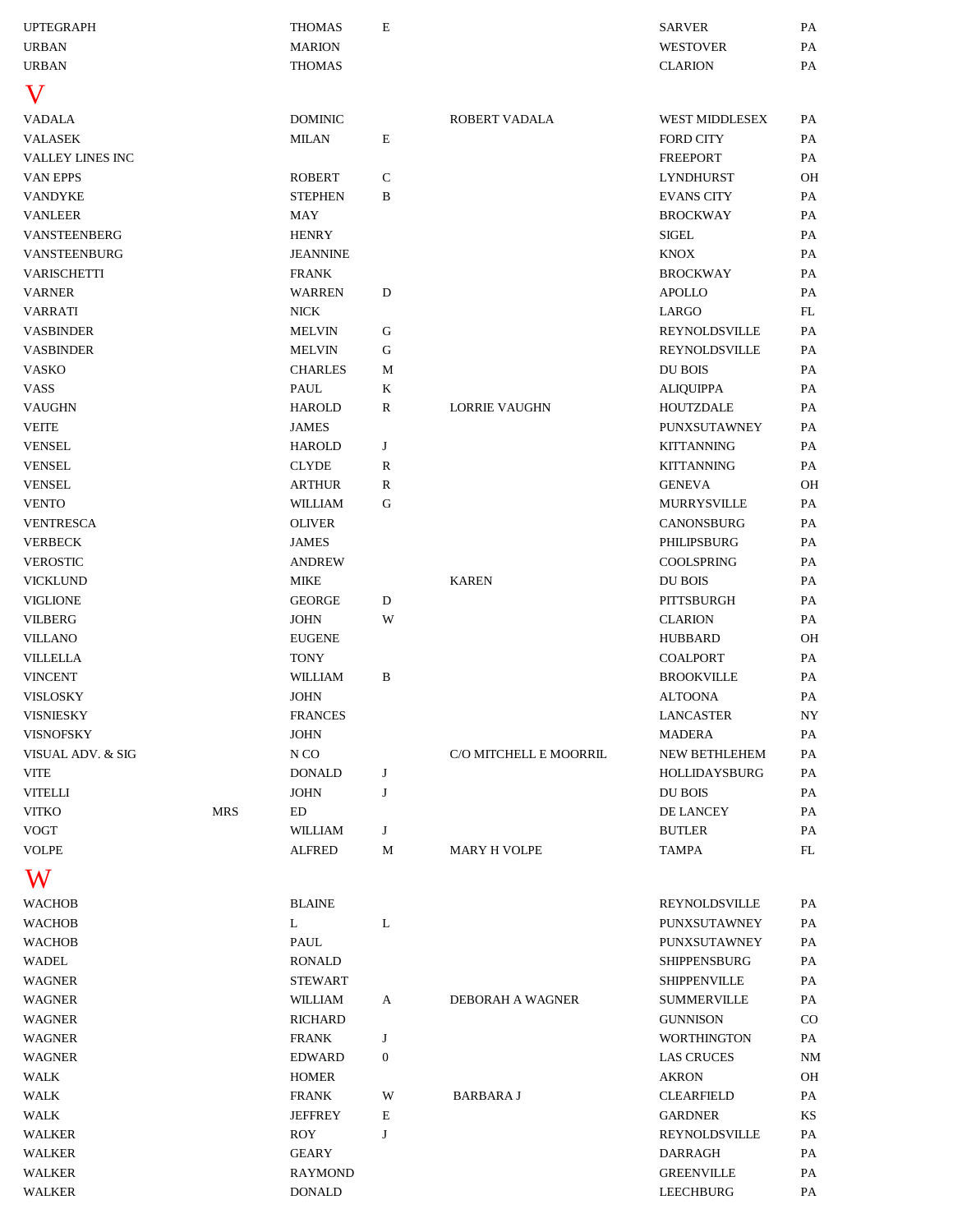| | | | | | | |
|---|---|---|---|---|---|---|
| UPTEGRAPH | | THOMAS | E | | SARVER | PA |
| URBAN | | MARION | | | WESTOVER | PA |
| URBAN | | THOMAS | | | CLARION | PA |

# V

| | | | | | | |
|---|---|---|---|---|---|---|
| VADALA | | DOMINIC | | ROBERT VADALA | WEST MIDDLESEX | PA |
| VALASEK | | MILAN | E | | FORD CITY | PA |
| VALLEY LINES INC | | | | | FREEPORT | PA |
| VAN EPPS | | ROBERT | C | | LYNDHURST | OH |
| VANDYKE | | STEPHEN | B | | EVANS CITY | PA |
| VANLEER | | MAY | | | BROCKWAY | PA |
| VANSTEENBERG | | HENRY | | | SIGEL | PA |
| VANSTEENBURG | | JEANNINE | | | KNOX | PA |
| VARISCHETTI | | FRANK | | | BROCKWAY | PA |
| VARNER | | WARREN | D | | APOLLO | PA |
| VARRATI | | NICK | | | LARGO | FL |
| VASBINDER | | MELVIN | G | | REYNOLDSVILLE | PA |
| VASBINDER | | MELVIN | G | | REYNOLDSVILLE | PA |
| VASKO | | CHARLES | M | | DU BOIS | PA |
| VASS | | PAUL | K | | ALIQUIPPA | PA |
| VAUGHN | | HAROLD | R | LORRIE VAUGHN | HOUTZDALE | PA |
| VEITE | | JAMES | | | PUNXSUTAWNEY | PA |
| VENSEL | | HAROLD | J | | KITTANNING | PA |
| VENSEL | | CLYDE | R | | KITTANNING | PA |
| VENSEL | | ARTHUR | R | | GENEVA | OH |
| VENTO | | WILLIAM | G | | MURRYSVILLE | PA |
| VENTRESCA | | OLIVER | | | CANONSBURG | PA |
| VERBECK | | JAMES | | | PHILIPSBURG | PA |
| VEROSTIC | | ANDREW | | | COOLSPRING | PA |
| VICKLUND | | MIKE | | KAREN | DU BOIS | PA |
| VIGLIONE | | GEORGE | D | | PITTSBURGH | PA |
| VILBERG | | JOHN | W | | CLARION | PA |
| VILLANO | | EUGENE | | | HUBBARD | OH |
| VILLELLA | | TONY | | | COALPORT | PA |
| VINCENT | | WILLIAM | B | | BROOKVILLE | PA |
| VISLOSKY | | JOHN | | | ALTOONA | PA |
| VISNIESKY | | FRANCES | | | LANCASTER | NY |
| VISNOFSKY | | JOHN | | | MADERA | PA |
| VISUAL ADV. & SIG | | N CO | | C/O MITCHELL E MOORRIL | NEW BETHLEHEM | PA |
| VITE | | DONALD | J | | HOLLIDAYSBURG | PA |
| VITELLI | | JOHN | J | | DU BOIS | PA |
| VITKO | MRS | ED | | | DE LANCEY | PA |
| VOGT | | WILLIAM | J | | BUTLER | PA |
| VOLPE | | ALFRED | M | MARY H VOLPE | TAMPA | FL |

# W

| | | | | | | |
|---|---|---|---|---|---|---|
| WACHOB | | BLAINE | | | REYNOLDSVILLE | PA |
| WACHOB | | L | L | | PUNXSUTAWNEY | PA |
| WACHOB | | PAUL | | | PUNXSUTAWNEY | PA |
| WADEL | | RONALD | | | SHIPPENSBURG | PA |
| WAGNER | | STEWART | | | SHIPPENVILLE | PA |
| WAGNER | | WILLIAM | A | DEBORAH A WAGNER | SUMMERVILLE | PA |
| WAGNER | | RICHARD | | | GUNNISON | CO |
| WAGNER | | FRANK | J | | WORTHINGTON | PA |
| WAGNER | | EDWARD | 0 | | LAS CRUCES | NM |
| WALK | | HOMER | | | AKRON | OH |
| WALK | | FRANK | W | BARBARA J | CLEARFIELD | PA |
| WALK | | JEFFREY | E | | GARDNER | KS |
| WALKER | | ROY | J | | REYNOLDSVILLE | PA |
| WALKER | | GEARY | | | DARRAGH | PA |
| WALKER | | RAYMOND | | | GREENVILLE | PA |
| WALKER | | DONALD | | | LEECHBURG | PA |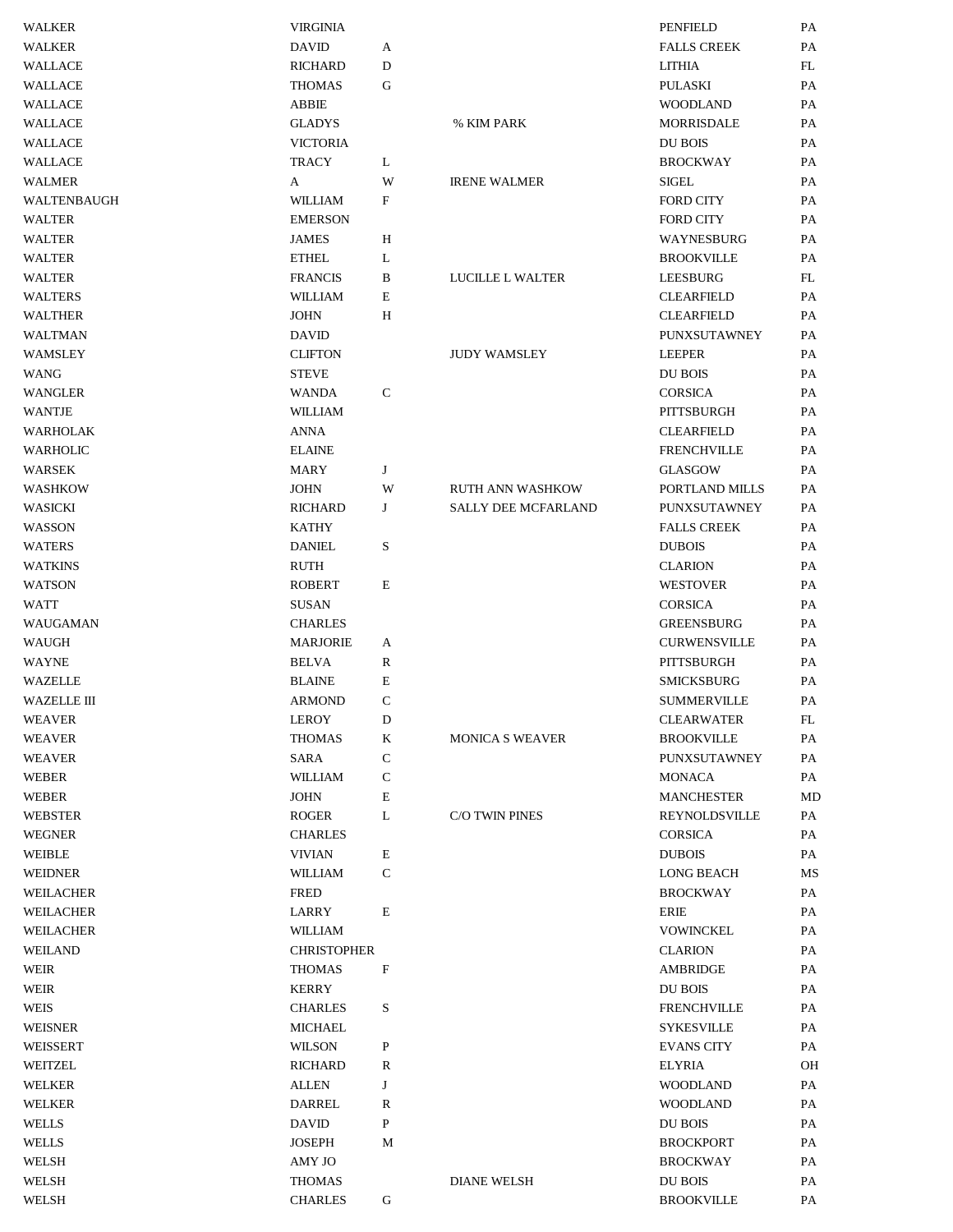| | | | | | |
|---|---|---|---|---|---|
| WALKER | VIRGINIA | | | PENFIELD | PA |
| WALKER | DAVID | A | | FALLS CREEK | PA |
| WALLACE | RICHARD | D | | LITHIA | FL |
| WALLACE | THOMAS | G | | PULASKI | PA |
| WALLACE | ABBIE | | | WOODLAND | PA |
| WALLACE | GLADYS | | % KIM PARK | MORRISDALE | PA |
| WALLACE | VICTORIA | | | DU BOIS | PA |
| WALLACE | TRACY | L | | BROCKWAY | PA |
| WALMER | A | W | IRENE WALMER | SIGEL | PA |
| WALTENBAUGH | WILLIAM | F | | FORD CITY | PA |
| WALTER | EMERSON | | | FORD CITY | PA |
| WALTER | JAMES | H | | WAYNESBURG | PA |
| WALTER | ETHEL | L | | BROOKVILLE | PA |
| WALTER | FRANCIS | B | LUCILLE L WALTER | LEESBURG | FL |
| WALTERS | WILLIAM | E | | CLEARFIELD | PA |
| WALTHER | JOHN | H | | CLEARFIELD | PA |
| WALTMAN | DAVID | | | PUNXSUTAWNEY | PA |
| WAMSLEY | CLIFTON | | JUDY WAMSLEY | LEEPER | PA |
| WANG | STEVE | | | DU BOIS | PA |
| WANGLER | WANDA | C | | CORSICA | PA |
| WANTJE | WILLIAM | | | PITTSBURGH | PA |
| WARHOLAK | ANNA | | | CLEARFIELD | PA |
| WARHOLIC | ELAINE | | | FRENCHVILLE | PA |
| WARSEK | MARY | J | | GLASGOW | PA |
| WASHKOW | JOHN | W | RUTH ANN WASHKOW | PORTLAND MILLS | PA |
| WASICKI | RICHARD | J | SALLY DEE MCFARLAND | PUNXSUTAWNEY | PA |
| WASSON | KATHY | | | FALLS CREEK | PA |
| WATERS | DANIEL | S | | DUBOIS | PA |
| WATKINS | RUTH | | | CLARION | PA |
| WATSON | ROBERT | E | | WESTOVER | PA |
| WATT | SUSAN | | | CORSICA | PA |
| WAUGAMAN | CHARLES | | | GREENSBURG | PA |
| WAUGH | MARJORIE | A | | CURWENSVILLE | PA |
| WAYNE | BELVA | R | | PITTSBURGH | PA |
| WAZELLE | BLAINE | E | | SMICKSBURG | PA |
| WAZELLE III | ARMOND | C | | SUMMERVILLE | PA |
| WEAVER | LEROY | D | | CLEARWATER | FL |
| WEAVER | THOMAS | K | MONICA S WEAVER | BROOKVILLE | PA |
| WEAVER | SARA | C | | PUNXSUTAWNEY | PA |
| WEBER | WILLIAM | C | | MONACA | PA |
| WEBER | JOHN | E | | MANCHESTER | MD |
| WEBSTER | ROGER | L | C/O TWIN PINES | REYNOLDSVILLE | PA |
| WEGNER | CHARLES | | | CORSICA | PA |
| WEIBLE | VIVIAN | E | | DUBOIS | PA |
| WEIDNER | WILLIAM | C | | LONG BEACH | MS |
| WEILACHER | FRED | | | BROCKWAY | PA |
| WEILACHER | LARRY | E | | ERIE | PA |
| WEILACHER | WILLIAM | | | VOWINCKEL | PA |
| WEILAND | CHRISTOPHER | | | CLARION | PA |
| WEIR | THOMAS | F | | AMBRIDGE | PA |
| WEIR | KERRY | | | DU BOIS | PA |
| WEIS | CHARLES | S | | FRENCHVILLE | PA |
| WEISNER | MICHAEL | | | SYKESVILLE | PA |
| WEISSERT | WILSON | P | | EVANS CITY | PA |
| WEITZEL | RICHARD | R | | ELYRIA | OH |
| WELKER | ALLEN | J | | WOODLAND | PA |
| WELKER | DARREL | R | | WOODLAND | PA |
| WELLS | DAVID | P | | DU BOIS | PA |
| WELLS | JOSEPH | M | | BROCKPORT | PA |
| WELSH | AMY JO | | | BROCKWAY | PA |
| WELSH | THOMAS | | DIANE WELSH | DU BOIS | PA |
| WELSH | CHARLES | G | | BROOKVILLE | PA |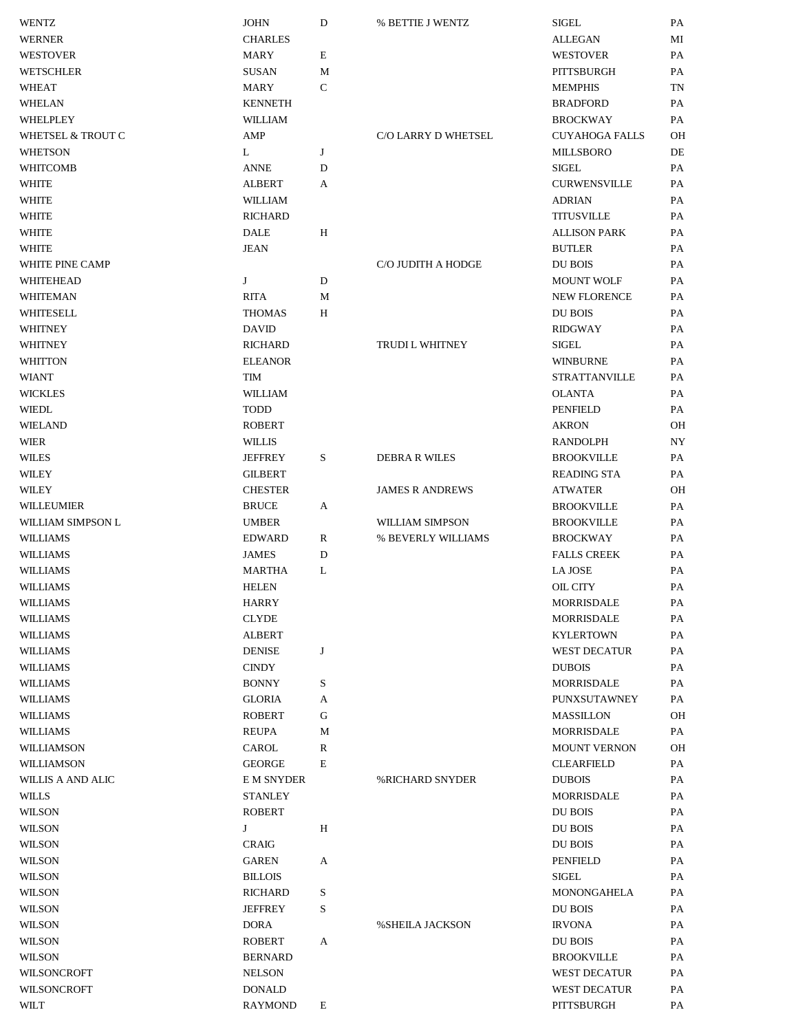| | | | | | |
|---|---|---|---|---|---|
| WENTZ | JOHN | D | % BETTIE J WENTZ | SIGEL | PA |
| WERNER | CHARLES | | | ALLEGAN | MI |
| WESTOVER | MARY | E | | WESTOVER | PA |
| WETSCHLER | SUSAN | M | | PITTSBURGH | PA |
| WHEAT | MARY | C | | MEMPHIS | TN |
| WHELAN | KENNETH | | | BRADFORD | PA |
| WHELPLEY | WILLIAM | | | BROCKWAY | PA |
| WHETSEL & TROUT C | AMP | | C/O LARRY D WHETSEL | CUYAHOGA FALLS | OH |
| WHETSON | L | J | | MILLSBORO | DE |
| WHITCOMB | ANNE | D | | SIGEL | PA |
| WHITE | ALBERT | A | | CURWENSVILLE | PA |
| WHITE | WILLIAM | | | ADRIAN | PA |
| WHITE | RICHARD | | | TITUSVILLE | PA |
| WHITE | DALE | H | | ALLISON PARK | PA |
| WHITE | JEAN | | | BUTLER | PA |
| WHITE PINE CAMP | | | C/O JUDITH A HODGE | DU BOIS | PA |
| WHITEHEAD | J | D | | MOUNT WOLF | PA |
| WHITEMAN | RITA | M | | NEW FLORENCE | PA |
| WHITESELL | THOMAS | H | | DU BOIS | PA |
| WHITNEY | DAVID | | | RIDGWAY | PA |
| WHITNEY | RICHARD | | TRUDI L WHITNEY | SIGEL | PA |
| WHITTON | ELEANOR | | | WINBURNE | PA |
| WIANT | TIM | | | STRATTANVILLE | PA |
| WICKLES | WILLIAM | | | OLANTA | PA |
| WIEDL | TODD | | | PENFIELD | PA |
| WIELAND | ROBERT | | | AKRON | OH |
| WIER | WILLIS | | | RANDOLPH | NY |
| WILES | JEFFREY | S | DEBRA R WILES | BROOKVILLE | PA |
| WILEY | GILBERT | | | READING STA | PA |
| WILEY | CHESTER | | JAMES R ANDREWS | ATWATER | OH |
| WILLEUMIER | BRUCE | A | | BROOKVILLE | PA |
| WILLIAM SIMPSON L | UMBER | | WILLIAM SIMPSON | BROOKVILLE | PA |
| WILLIAMS | EDWARD | R | % BEVERLY WILLIAMS | BROCKWAY | PA |
| WILLIAMS | JAMES | D | | FALLS CREEK | PA |
| WILLIAMS | MARTHA | L | | LA JOSE | PA |
| WILLIAMS | HELEN | | | OIL CITY | PA |
| WILLIAMS | HARRY | | | MORRISDALE | PA |
| WILLIAMS | CLYDE | | | MORRISDALE | PA |
| WILLIAMS | ALBERT | | | KYLERTOWN | PA |
| WILLIAMS | DENISE | J | | WEST DECATUR | PA |
| WILLIAMS | CINDY | | | DUBOIS | PA |
| WILLIAMS | BONNY | S | | MORRISDALE | PA |
| WILLIAMS | GLORIA | A | | PUNXSUTAWNEY | PA |
| WILLIAMS | ROBERT | G | | MASSILLON | OH |
| WILLIAMS | REUPA | M | | MORRISDALE | PA |
| WILLIAMSON | CAROL | R | | MOUNT VERNON | OH |
| WILLIAMSON | GEORGE | E | | CLEARFIELD | PA |
| WILLIS A AND ALIC | E M SNYDER | | %RICHARD SNYDER | DUBOIS | PA |
| WILLS | STANLEY | | | MORRISDALE | PA |
| WILSON | ROBERT | | | DU BOIS | PA |
| WILSON | J | H | | DU BOIS | PA |
| WILSON | CRAIG | | | DU BOIS | PA |
| WILSON | GAREN | A | | PENFIELD | PA |
| WILSON | BILLOIS | | | SIGEL | PA |
| WILSON | RICHARD | S | | MONONGAHELA | PA |
| WILSON | JEFFREY | S | | DU BOIS | PA |
| WILSON | DORA | | %SHEILA JACKSON | IRVONA | PA |
| WILSON | ROBERT | A | | DU BOIS | PA |
| WILSON | BERNARD | | | BROOKVILLE | PA |
| WILSONCROFT | NELSON | | | WEST DECATUR | PA |
| WILSONCROFT | DONALD | | | WEST DECATUR | PA |
| WILT | RAYMOND | E | | PITTSBURGH | PA |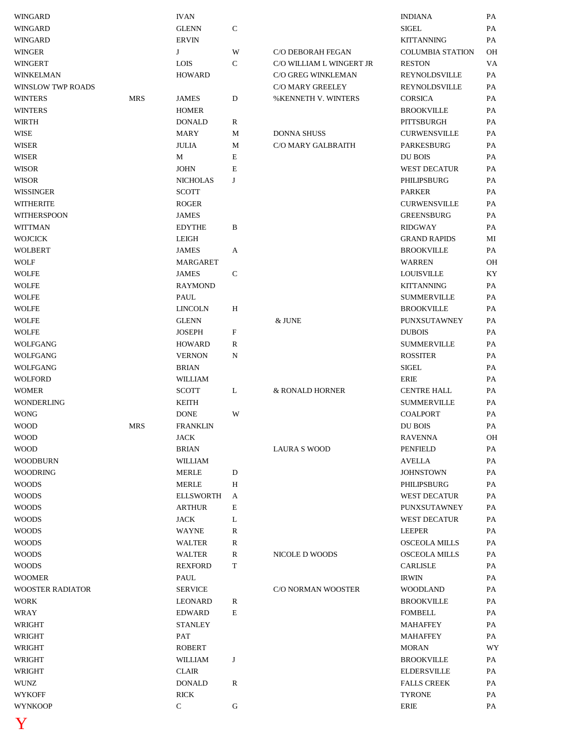| | | | | | | |
|---|---|---|---|---|---|---|
| WINGARD | | IVAN | | | INDIANA | PA |
| WINGARD | | GLENN | C | | SIGEL | PA |
| WINGARD | | ERVIN | | | KITTANNING | PA |
| WINGER | | J | W | C/O DEBORAH FEGAN | COLUMBIA STATION | OH |
| WINGERT | | LOIS | C | C/O WILLIAM L WINGERT JR | RESTON | VA |
| WINKELMAN | | HOWARD | | C/O GREG WINKLEMAN | REYNOLDSVILLE | PA |
| WINSLOW TWP ROADS | | | | C/O MARY GREELEY | REYNOLDSVILLE | PA |
| WINTERS | MRS | JAMES | D | %KENNETH V. WINTERS | CORSICA | PA |
| WINTERS | | HOMER | | | BROOKVILLE | PA |
| WIRTH | | DONALD | R | | PITTSBURGH | PA |
| WISE | | MARY | M | DONNA SHUSS | CURWENSVILLE | PA |
| WISER | | JULIA | M | C/O MARY GALBRAITH | PARKESBURG | PA |
| WISER | | M | E | | DU BOIS | PA |
| WISOR | | JOHN | E | | WEST DECATUR | PA |
| WISOR | | NICHOLAS | J | | PHILIPSBURG | PA |
| WISSINGER | | SCOTT | | | PARKER | PA |
| WITHERITE | | ROGER | | | CURWENSVILLE | PA |
| WITHERSPOON | | JAMES | | | GREENSBURG | PA |
| WITTMAN | | EDYTHE | B | | RIDGWAY | PA |
| WOJCICK | | LEIGH | | | GRAND RAPIDS | MI |
| WOLBERT | | JAMES | A | | BROOKVILLE | PA |
| WOLF | | MARGARET | | | WARREN | OH |
| WOLFE | | JAMES | C | | LOUISVILLE | KY |
| WOLFE | | RAYMOND | | | KITTANNING | PA |
| WOLFE | | PAUL | | | SUMMERVILLE | PA |
| WOLFE | | LINCOLN | H | | BROOKVILLE | PA |
| WOLFE | | GLENN | | & JUNE | PUNXSUTAWNEY | PA |
| WOLFE | | JOSEPH | F | | DUBOIS | PA |
| WOLFGANG | | HOWARD | R | | SUMMERVILLE | PA |
| WOLFGANG | | VERNON | N | | ROSSITER | PA |
| WOLFGANG | | BRIAN | | | SIGEL | PA |
| WOLFORD | | WILLIAM | | | ERIE | PA |
| WOMER | | SCOTT | L | & RONALD HORNER | CENTRE HALL | PA |
| WONDERLING | | KEITH | | | SUMMERVILLE | PA |
| WONG | | DONE | W | | COALPORT | PA |
| WOOD | MRS | FRANKLIN | | | DU BOIS | PA |
| WOOD | | JACK | | | RAVENNA | OH |
| WOOD | | BRIAN | | LAURA S WOOD | PENFIELD | PA |
| WOODBURN | | WILLIAM | | | AVELLA | PA |
| WOODRING | | MERLE | D | | JOHNSTOWN | PA |
| WOODS | | MERLE | H | | PHILIPSBURG | PA |
| WOODS | | ELLSWORTH | A | | WEST DECATUR | PA |
| WOODS | | ARTHUR | E | | PUNXSUTAWNEY | PA |
| WOODS | | JACK | L | | WEST DECATUR | PA |
| WOODS | | WAYNE | R | | LEEPER | PA |
| WOODS | | WALTER | R | | OSCEOLA MILLS | PA |
| WOODS | | WALTER | R | NICOLE D WOODS | OSCEOLA MILLS | PA |
| WOODS | | REXFORD | T | | CARLISLE | PA |
| WOOMER | | PAUL | | | IRWIN | PA |
| WOOSTER RADIATOR | | SERVICE | | C/O NORMAN WOOSTER | WOODLAND | PA |
| WORK | | LEONARD | R | | BROOKVILLE | PA |
| WRAY | | EDWARD | E | | FOMBELL | PA |
| WRIGHT | | STANLEY | | | MAHAFFEY | PA |
| WRIGHT | | PAT | | | MAHAFFEY | PA |
| WRIGHT | | ROBERT | | | MORAN | WY |
| WRIGHT | | WILLIAM | J | | BROOKVILLE | PA |
| WRIGHT | | CLAIR | | | ELDERSVILLE | PA |
| WUNZ | | DONALD | R | | FALLS CREEK | PA |
| WYKOFF | | RICK | | | TYRONE | PA |
| WYNKOOP | | C | G | | ERIE | PA |

# Y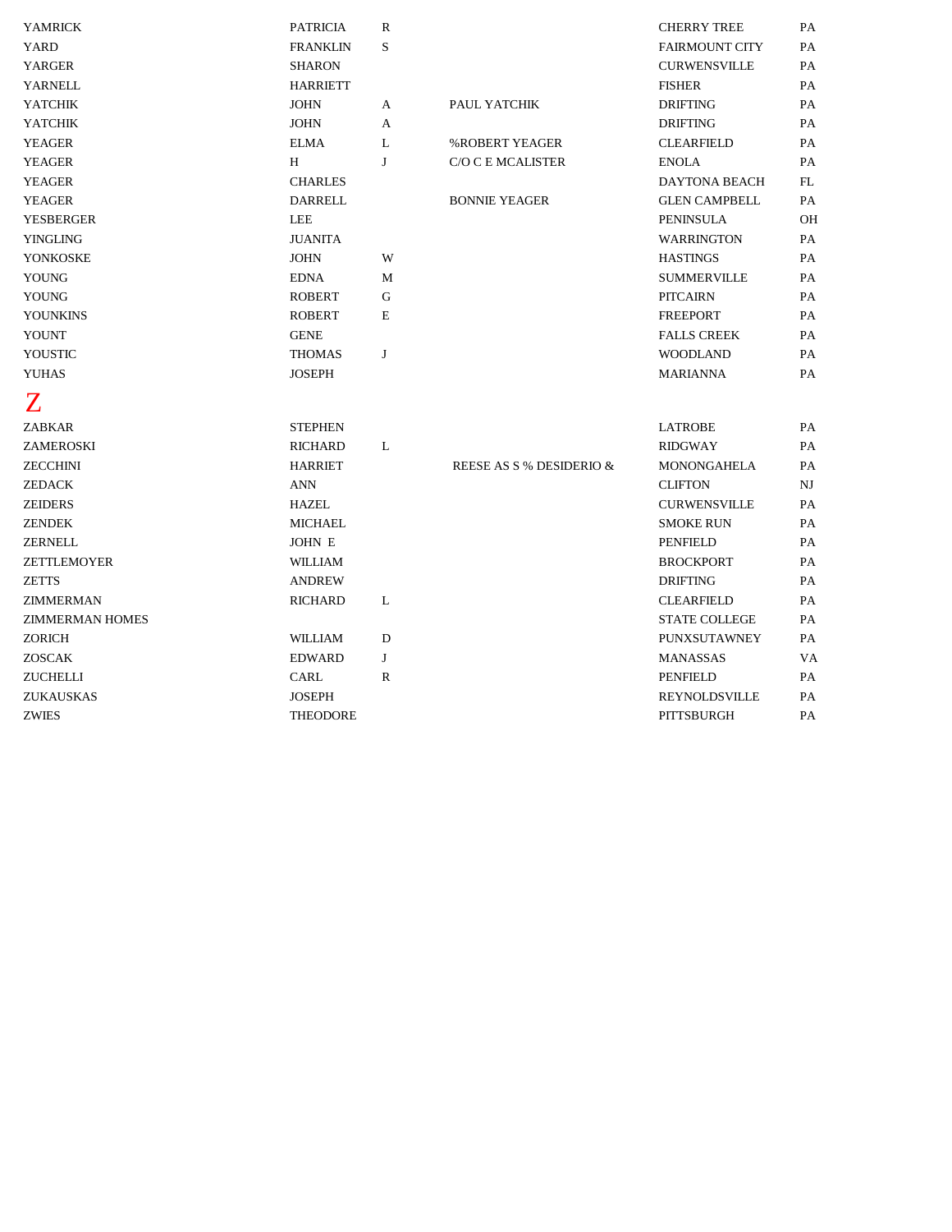| | | | | | |
|---|---|---|---|---|---|
| YAMRICK | PATRICIA | R | | CHERRY TREE | PA |
| YARD | FRANKLIN | S | | FAIRMOUNT CITY | PA |
| YARGER | SHARON | | | CURWENSVILLE | PA |
| YARNELL | HARRIETT | | | FISHER | PA |
| YATCHIK | JOHN | A | PAUL YATCHIK | DRIFTING | PA |
| YATCHIK | JOHN | A | | DRIFTING | PA |
| YEAGER | ELMA | L | %ROBERT YEAGER | CLEARFIELD | PA |
| YEAGER | H | J | C/O C E MCALISTER | ENOLA | PA |
| YEAGER | CHARLES | | | DAYTONA BEACH | FL |
| YEAGER | DARRELL | | BONNIE YEAGER | GLEN CAMPBELL | PA |
| YESBERGER | LEE | | | PENINSULA | OH |
| YINGLING | JUANITA | | | WARRINGTON | PA |
| YONKOSKE | JOHN | W | | HASTINGS | PA |
| YOUNG | EDNA | M | | SUMMERVILLE | PA |
| YOUNG | ROBERT | G | | PITCAIRN | PA |
| YOUNKINS | ROBERT | E | | FREEPORT | PA |
| YOUNT | GENE | | | FALLS CREEK | PA |
| YOUSTIC | THOMAS | J | | WOODLAND | PA |
| YUHAS | JOSEPH | | | MARIANNA | PA |

# Z

| | | | | | |
|---|---|---|---|---|---|
| ZABKAR | STEPHEN | | | LATROBE | PA |
| ZAMEROSKI | RICHARD | L | | RIDGWAY | PA |
| ZECCHINI | HARRIET | | REESE AS S % DESIDERIO & | MONONGAHELA | PA |
| ZEDACK | ANN | | | CLIFTON | NJ |
| ZEIDERS | HAZEL | | | CURWENSVILLE | PA |
| ZENDEK | MICHAEL | | | SMOKE RUN | PA |
| ZERNELL | JOHN E | | | PENFIELD | PA |
| ZETTLEMOYER | WILLIAM | | | BROCKPORT | PA |
| ZETTS | ANDREW | | | DRIFTING | PA |
| ZIMMERMAN | RICHARD | L | | CLEARFIELD | PA |
| ZIMMERMAN HOMES | | | | STATE COLLEGE | PA |
| ZORICH | WILLIAM | D | | PUNXSUTAWNEY | PA |
| ZOSCAK | EDWARD | J | | MANASSAS | VA |
| ZUCHELLI | CARL | R | | PENFIELD | PA |
| ZUKAUSKAS | JOSEPH | | | REYNOLDSVILLE | PA |
| ZWIES | THEODORE | | | PITTSBURGH | PA |